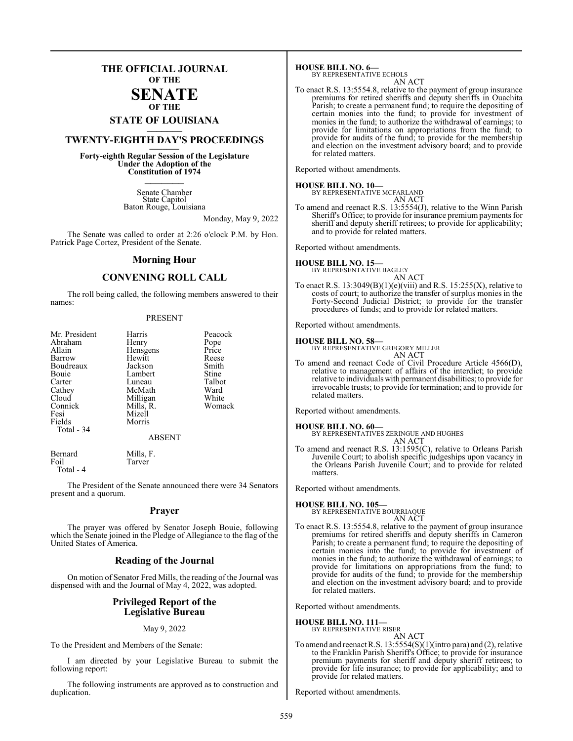# THE OFFICIAL JOURNAL OF THE SENATE OF THE STATE OF LOUISIANA

## TWENTY-EIGHTH DAY'S PROCEEDINGS

**Forty-eighth Regular Session of the Legislature Under the Adoption of the Constitution of 1974**

Senate Chamber
State Capitol
Baton Rouge, Louisiana

Monday, May 9, 2022

The Senate was called to order at 2:26 o'clock P.M. by Hon. Patrick Page Cortez, President of the Senate.

## Morning Hour

## CONVENING ROLL CALL

The roll being called, the following members answered to their names:

PRESENT

| | | |
|---|---|---|
| Mr. President | Harris | Peacock |
| Abraham | Henry | Pope |
| Allain | Hensgens | Price |
| Barrow | Hewitt | Reese |
| Boudreaux | Jackson | Smith |
| Bouie | Lambert | Stine |
| Carter | Luneau | Talbot |
| Cathey | McMath | Ward |
| Cloud | Milligan | White |
| Connick | Mills, R. | Womack |
| Fesi | Mizell | |
| Fields | Morris | |
| Total - 34 | | |

ABSENT

| | |
|---|---|
| Bernard | Mills, F. |
| Foil | Tarver |
| Total - 4 | |

The President of the Senate announced there were 34 Senators present and a quorum.

## Prayer

The prayer was offered by Senator Joseph Bouie, following which the Senate joined in the Pledge of Allegiance to the flag of the United States of America.

## Reading of the Journal

On motion of Senator Fred Mills, the reading of the Journal was dispensed with and the Journal of May 4, 2022, was adopted.

## Privileged Report of the Legislative Bureau

May 9, 2022

To the President and Members of the Senate:

I am directed by your Legislative Bureau to submit the following report:

The following instruments are approved as to construction and duplication.

**HOUSE BILL NO. 6—**
BY REPRESENTATIVE ECHOLS
AN ACT

To enact R.S. 13:5554.8, relative to the payment of group insurance premiums for retired sheriffs and deputy sheriffs in Ouachita Parish; to create a permanent fund; to require the depositing of certain monies into the fund; to provide for investment of monies in the fund; to authorize the withdrawal of earnings; to provide for limitations on appropriations from the fund; to provide for audits of the fund; to provide for the membership and election on the investment advisory board; and to provide for related matters.

Reported without amendments.

**HOUSE BILL NO. 10—**
BY REPRESENTATIVE MCFARLAND
AN ACT

To amend and reenact R.S. 13:5554(J), relative to the Winn Parish Sheriff's Office; to provide for insurance premium payments for sheriff and deputy sheriff retirees; to provide for applicability; and to provide for related matters.

Reported without amendments.

**HOUSE BILL NO. 15—**
BY REPRESENTATIVE BAGLEY
AN ACT

To enact R.S. 13:3049(B)(1)(e)(viii) and R.S. 15:255(X), relative to costs of court; to authorize the transfer of surplus monies in the Forty-Second Judicial District; to provide for the transfer procedures of funds; and to provide for related matters.

Reported without amendments.

**HOUSE BILL NO. 58—**
BY REPRESENTATIVE GREGORY MILLER
AN ACT

To amend and reenact Code of Civil Procedure Article 4566(D), relative to management of affairs of the interdict; to provide relative to individuals with permanent disabilities; to provide for irrevocable trusts; to provide for termination; and to provide for related matters.

Reported without amendments.

**HOUSE BILL NO. 60—**
BY REPRESENTATIVES ZERINGUE AND HUGHES
AN ACT

To amend and reenact R.S. 13:1595(C), relative to Orleans Parish Juvenile Court; to abolish specific judgeships upon vacancy in the Orleans Parish Juvenile Court; and to provide for related matters.

Reported without amendments.

**HOUSE BILL NO. 105—**
BY REPRESENTATIVE BOURRIAQUE
AN ACT

To enact R.S. 13:5554.8, relative to the payment of group insurance premiums for retired sheriffs and deputy sheriffs in Cameron Parish; to create a permanent fund; to require the depositing of certain monies into the fund; to provide for investment of monies in the fund; to authorize the withdrawal of earnings; to provide for limitations on appropriations from the fund; to provide for audits of the fund; to provide for the membership and election on the investment advisory board; and to provide for related matters.

Reported without amendments.

**HOUSE BILL NO. 111—**
BY REPRESENTATIVE RISER
AN ACT

To amend and reenact R.S. 13:5554(S)(1)(intro para) and (2), relative to the Franklin Parish Sheriff's Office; to provide for insurance premium payments for sheriff and deputy sheriff retirees; to provide for life insurance; to provide for applicability; and to provide for related matters.

Reported without amendments.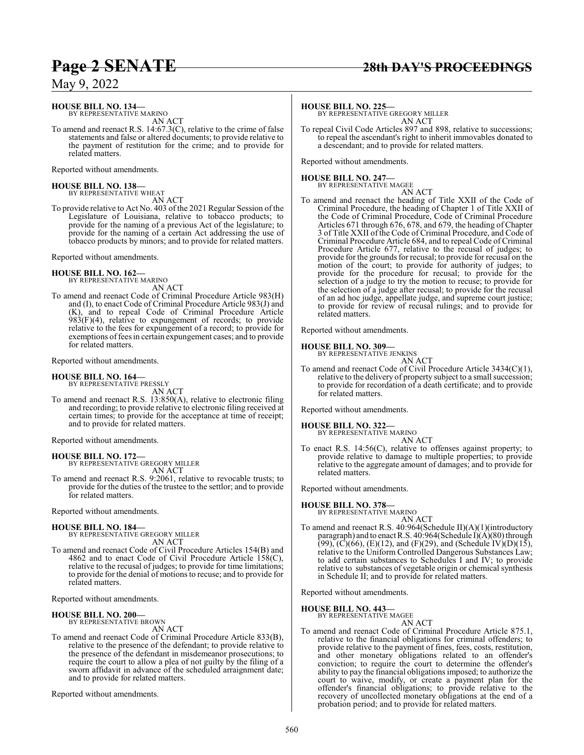**HOUSE BILL NO. 134—**
BY REPRESENTATIVE MARINO
AN ACT

To amend and reenact R.S. 14:67.3(C), relative to the crime of false statements and false or altered documents; to provide relative to the payment of restitution for the crime; and to provide for related matters.

Reported without amendments.

**HOUSE BILL NO. 138—**
BY REPRESENTATIVE WHEAT
AN ACT

To provide relative to Act No. 403 of the 2021 Regular Session of the Legislature of Louisiana, relative to tobacco products; to provide for the naming of a previous Act of the legislature; to provide for the naming of a certain Act addressing the use of tobacco products by minors; and to provide for related matters.

Reported without amendments.

**HOUSE BILL NO. 162—**
BY REPRESENTATIVE MARINO
AN ACT

To amend and reenact Code of Criminal Procedure Article 983(H) and (I), to enact Code of Criminal Procedure Article 983(J) and (K), and to repeal Code of Criminal Procedure Article 983(F)(4), relative to expungement of records; to provide relative to the fees for expungement of a record; to provide for exemptions of fees in certain expungement cases; and to provide for related matters.

Reported without amendments.

**HOUSE BILL NO. 164—**
BY REPRESENTATIVE PRESSLY
AN ACT

To amend and reenact R.S. 13:850(A), relative to electronic filing and recording; to provide relative to electronic filing received at certain times; to provide for the acceptance at time of receipt; and to provide for related matters.

Reported without amendments.

**HOUSE BILL NO. 172—**
BY REPRESENTATIVE GREGORY MILLER
AN ACT

To amend and reenact R.S. 9:2061, relative to revocable trusts; to provide for the duties of the trustee to the settlor; and to provide for related matters.

Reported without amendments.

**HOUSE BILL NO. 184—**
BY REPRESENTATIVE GREGORY MILLER
AN ACT

To amend and reenact Code of Civil Procedure Articles 154(B) and 4862 and to enact Code of Civil Procedure Article 158(C), relative to the recusal of judges; to provide for time limitations; to provide for the denial of motions to recuse; and to provide for related matters.

Reported without amendments.

**HOUSE BILL NO. 200—**
BY REPRESENTATIVE BROWN
AN ACT

To amend and reenact Code of Criminal Procedure Article 833(B), relative to the presence of the defendant; to provide relative to the presence of the defendant in misdemeanor prosecutions; to require the court to allow a plea of not guilty by the filing of a sworn affidavit in advance of the scheduled arraignment date; and to provide for related matters.

Reported without amendments.

**HOUSE BILL NO. 225—**
BY REPRESENTATIVE GREGORY MILLER
AN ACT

To repeal Civil Code Articles 897 and 898, relative to successions; to repeal the ascendant's right to inherit immovables donated to a descendant; and to provide for related matters.

Reported without amendments.

**HOUSE BILL NO. 247—**
BY REPRESENTATIVE MAGEE
AN ACT

To amend and reenact the heading of Title XXII of the Code of Criminal Procedure, the heading of Chapter 1 of Title XXII of the Code of Criminal Procedure, Code of Criminal Procedure Articles 671 through 676, 678, and 679, the heading of Chapter 3 of Title XXII of the Code of Criminal Procedure, and Code of Criminal Procedure Article 684, and to repeal Code of Criminal Procedure Article 677, relative to the recusal of judges; to provide for the grounds for recusal; to provide for recusal on the motion of the court; to provide for authority of judges; to provide for the procedure for recusal; to provide for the selection of a judge to try the motion to recuse; to provide for the selection of a judge after recusal; to provide for the recusal of an ad hoc judge, appellate judge, and supreme court justice; to provide for review of recusal rulings; and to provide for related matters.

Reported without amendments.

**HOUSE BILL NO. 309—**
BY REPRESENTATIVE JENKINS
AN ACT

To amend and reenact Code of Civil Procedure Article 3434(C)(1), relative to the delivery of property subject to a small succession; to provide for recordation of a death certificate; and to provide for related matters.

Reported without amendments.

**HOUSE BILL NO. 322—**
BY REPRESENTATIVE MARINO
AN ACT

To enact R.S. 14:56(C), relative to offenses against property; to provide relative to damage to multiple properties; to provide relative to the aggregate amount of damages; and to provide for related matters.

Reported without amendments.

**HOUSE BILL NO. 378—**
BY REPRESENTATIVE MARINO
AN ACT

To amend and reenact R.S. 40:964(Schedule II)(A)(1)(introductory paragraph) and to enact R.S. 40:964(Schedule I)(A)(80) through (99), (C)(66), (E)(12), and (F)(29), and (Schedule IV)(D)(15), relative to the Uniform Controlled Dangerous Substances Law; to add certain substances to Schedules I and IV; to provide relative to substances of vegetable origin or chemical synthesis in Schedule II; and to provide for related matters.

Reported without amendments.

**HOUSE BILL NO. 443—**
BY REPRESENTATIVE MAGEE
AN ACT

To amend and reenact Code of Criminal Procedure Article 875.1, relative to the financial obligations for criminal offenders; to provide relative to the payment of fines, fees, costs, restitution, and other monetary obligations related to an offender's conviction; to require the court to determine the offender's ability to pay the financial obligations imposed; to authorize the court to waive, modify, or create a payment plan for the offender's financial obligations; to provide relative to the recovery of uncollected monetary obligations at the end of a probation period; and to provide for related matters.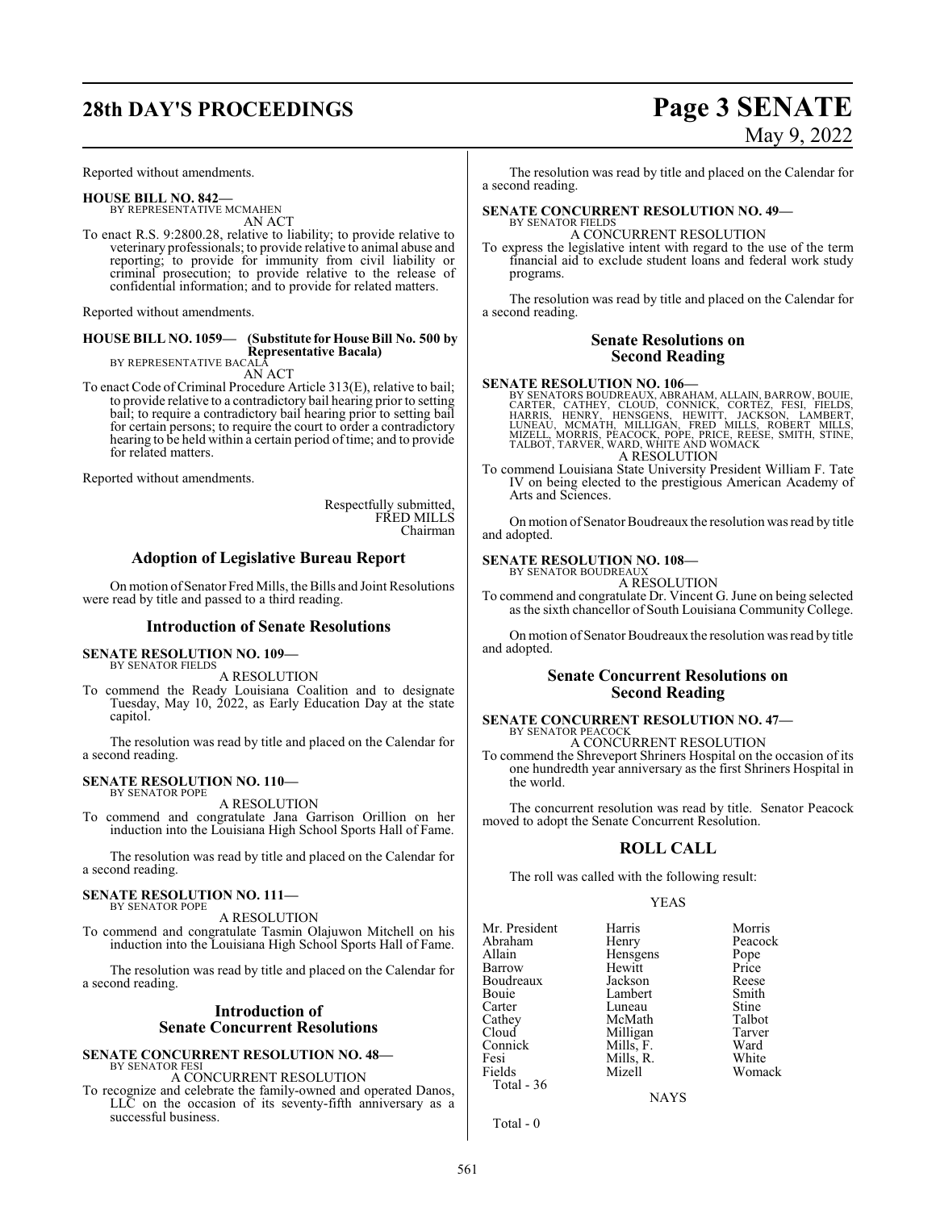Reported without amendments.

**HOUSE BILL NO. 842—**
BY REPRESENTATIVE MCMAHEN

AN ACT

To enact R.S. 9:2800.28, relative to liability; to provide relative to veterinary professionals; to provide relative to animal abuse and reporting; to provide for immunity from civil liability or criminal prosecution; to provide relative to the release of confidential information; and to provide for related matters.

Reported without amendments.

**HOUSE BILL NO. 1059— (Substitute for House Bill No. 500 by Representative Bacala)**
BY REPRESENTATIVE BACALA

AN ACT

To enact Code of Criminal Procedure Article 313(E), relative to bail; to provide relative to a contradictory bail hearing prior to setting bail; to require a contradictory bail hearing prior to setting bail for certain persons; to require the court to order a contradictory hearing to be held within a certain period of time; and to provide for related matters.

Reported without amendments.

Respectfully submitted,
FRED MILLS
Chairman

## Adoption of Legislative Bureau Report

On motion of Senator Fred Mills, the Bills and Joint Resolutions were read by title and passed to a third reading.

## Introduction of Senate Resolutions

**SENATE RESOLUTION NO. 109—**
BY SENATOR FIELDS

A RESOLUTION

To commend the Ready Louisiana Coalition and to designate Tuesday, May 10, 2022, as Early Education Day at the state capitol.

The resolution was read by title and placed on the Calendar for a second reading.

**SENATE RESOLUTION NO. 110—**
BY SENATOR POPE

A RESOLUTION

To commend and congratulate Jana Garrison Orillion on her induction into the Louisiana High School Sports Hall of Fame.

The resolution was read by title and placed on the Calendar for a second reading.

**SENATE RESOLUTION NO. 111—**
BY SENATOR POPE

A RESOLUTION

To commend and congratulate Tasmin Olajuwon Mitchell on his induction into the Louisiana High School Sports Hall of Fame.

The resolution was read by title and placed on the Calendar for a second reading.

## Introduction of Senate Concurrent Resolutions

**SENATE CONCURRENT RESOLUTION NO. 48—**
BY SENATOR FESI

A CONCURRENT RESOLUTION

To recognize and celebrate the family-owned and operated Danos, LLC on the occasion of its seventy-fifth anniversary as a successful business.

The resolution was read by title and placed on the Calendar for a second reading.

**SENATE CONCURRENT RESOLUTION NO. 49—**
BY SENATOR FIELDS

A CONCURRENT RESOLUTION

To express the legislative intent with regard to the use of the term financial aid to exclude student loans and federal work study programs.

The resolution was read by title and placed on the Calendar for a second reading.

## Senate Resolutions on Second Reading

**SENATE RESOLUTION NO. 106—**
BY SENATORS BOUDREAUX, ABRAHAM, ALLAIN, BARROW, BOUIE, CARTER, CATHEY, CLOUD, CONNICK, CORTEZ, FESI, FIELDS, HARRIS, HENRY, HENSGENS, HEWITT, JACKSON, LAMBERT, LUNEAU, MCMATH, MILLIGAN, FRED MILLS, ROBERT MILLS, MIZELL, MORRIS, PEACOCK, POPE, PRICE, REESE, SMITH, STINE, TALBOT, TARVER, WARD, WHITE AND WOMACK

A RESOLUTION

To commend Louisiana State University President William F. Tate IV on being elected to the prestigious American Academy of Arts and Sciences.

On motion of Senator Boudreaux the resolution was read by title and adopted.

**SENATE RESOLUTION NO. 108—**
BY SENATOR BOUDREAUX

A RESOLUTION

To commend and congratulate Dr. Vincent G. June on being selected as the sixth chancellor of South Louisiana Community College.

On motion of Senator Boudreaux the resolution was read by title and adopted.

## Senate Concurrent Resolutions on Second Reading

**SENATE CONCURRENT RESOLUTION NO. 47—**
BY SENATOR PEACOCK

A CONCURRENT RESOLUTION

To commend the Shreveport Shriners Hospital on the occasion of its one hundredth year anniversary as the first Shriners Hospital in the world.

The concurrent resolution was read by title. Senator Peacock moved to adopt the Senate Concurrent Resolution.

## ROLL CALL

The roll was called with the following result:

YEAS

| | | |
|---|---|---|
| Mr. President | Harris | Morris |
| Abraham | Henry | Peacock |
| Allain | Hensgens | Pope |
| Barrow | Hewitt | Price |
| Boudreaux | Jackson | Reese |
| Bouie | Lambert | Smith |
| Carter | Luneau | Stine |
| Cathey | McMath | Talbot |
| Cloud | Milligan | Tarver |
| Connick | Mills, F. | Ward |
| Fesi | Mills, R. | White |
| Fields | Mizell | Womack |

Total - 36

NAYS

Total - 0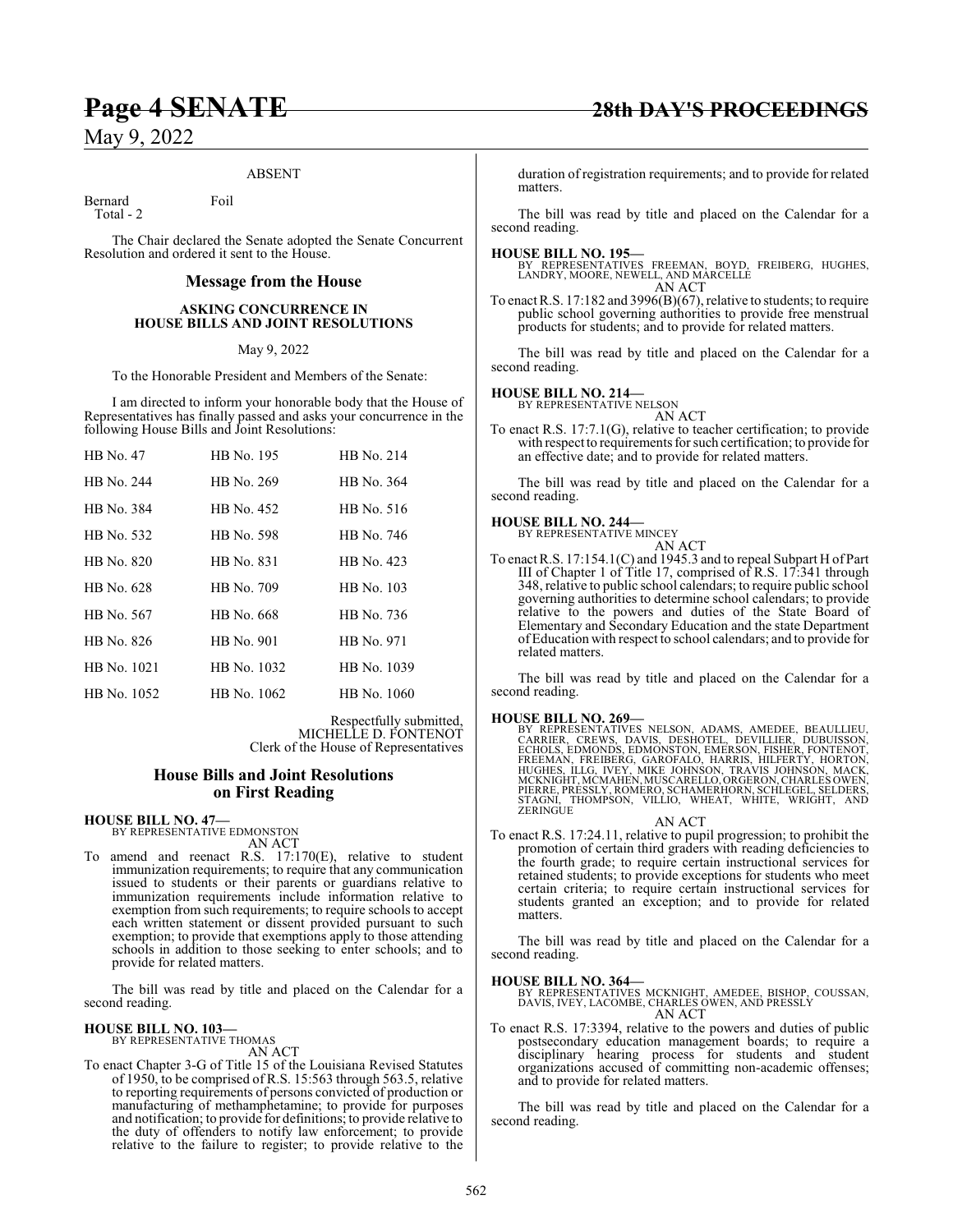ABSENT

Bernard Foil
Total - 2

The Chair declared the Senate adopted the Senate Concurrent Resolution and ordered it sent to the House.

## Message from the House

### ASKING CONCURRENCE IN HOUSE BILLS AND JOINT RESOLUTIONS

May 9, 2022

To the Honorable President and Members of the Senate:

I am directed to inform your honorable body that the House of Representatives has finally passed and asks your concurrence in the following House Bills and Joint Resolutions:

| | | |
|---|---|---|
| HB No. 47 | HB No. 195 | HB No. 214 |
| HB No. 244 | HB No. 269 | HB No. 364 |
| HB No. 384 | HB No. 452 | HB No. 516 |
| HB No. 532 | HB No. 598 | HB No. 746 |
| HB No. 820 | HB No. 831 | HB No. 423 |
| HB No. 628 | HB No. 709 | HB No. 103 |
| HB No. 567 | HB No. 668 | HB No. 736 |
| HB No. 826 | HB No. 901 | HB No. 971 |
| HB No. 1021 | HB No. 1032 | HB No. 1039 |
| HB No. 1052 | HB No. 1062 | HB No. 1060 |

Respectfully submitted,
MICHELLE D. FONTENOT
Clerk of the House of Representatives

## House Bills and Joint Resolutions on First Reading

**HOUSE BILL NO. 47—**
BY REPRESENTATIVE EDMONSTON
AN ACT

To amend and reenact R.S. 17:170(E), relative to student immunization requirements; to require that any communication issued to students or their parents or guardians relative to immunization requirements include information relative to exemption from such requirements; to require schools to accept each written statement or dissent provided pursuant to such exemption; to provide that exemptions apply to those attending schools in addition to those seeking to enter schools; and to provide for related matters.

The bill was read by title and placed on the Calendar for a second reading.

**HOUSE BILL NO. 103—**
BY REPRESENTATIVE THOMAS
AN ACT

To enact Chapter 3-G of Title 15 of the Louisiana Revised Statutes of 1950, to be comprised of R.S. 15:563 through 563.5, relative to reporting requirements of persons convicted of production or manufacturing of methamphetamine; to provide for purposes and notification; to provide for definitions; to provide relative to the duty of offenders to notify law enforcement; to provide relative to the failure to register; to provide relative to the duration of registration requirements; and to provide for related matters.

The bill was read by title and placed on the Calendar for a second reading.

**HOUSE BILL NO. 195—**
BY REPRESENTATIVES FREEMAN, BOYD, FREIBERG, HUGHES, LANDRY, MOORE, NEWELL, AND MARCELLE
AN ACT

To enact R.S. 17:182 and 3996(B)(67), relative to students; to require public school governing authorities to provide free menstrual products for students; and to provide for related matters.

The bill was read by title and placed on the Calendar for a second reading.

**HOUSE BILL NO. 214—**
BY REPRESENTATIVE NELSON
AN ACT

To enact R.S. 17:7.1(G), relative to teacher certification; to provide with respect to requirements for such certification; to provide for an effective date; and to provide for related matters.

The bill was read by title and placed on the Calendar for a second reading.

**HOUSE BILL NO. 244—**
BY REPRESENTATIVE MINCEY
AN ACT

To enact R.S. 17:154.1(C) and 1945.3 and to repeal Subpart H of Part III of Chapter 1 of Title 17, comprised of R.S. 17:341 through 348, relative to public school calendars; to require public school governing authorities to determine school calendars; to provide relative to the powers and duties of the State Board of Elementary and Secondary Education and the state Department of Education with respect to school calendars; and to provide for related matters.

The bill was read by title and placed on the Calendar for a second reading.

**HOUSE BILL NO. 269—**
BY REPRESENTATIVES NELSON, ADAMS, AMEDEE, BEAULLIEU, CARRIER, CREWS, DAVIS, DESHOTEL, DEVILLIER, DUBUISSON, ECHOLS, EDMONDS, EDMONSTON, EMERSON, FISHER, FONTENOT, FREEMAN, FREIBERG, GAROFALO, HARRIS, HILFERTY, HORTON, HUGHES, ILLG, IVEY, MIKE JOHNSON, TRAVIS JOHNSON, MACK, MCKNIGHT, MCMAHEN, MUSCARELLO, ORGERON, CHARLES OWEN, PIERRE, PRESSLY, ROMERO, SCHAMERHORN, SCHLEGEL, SELDERS, STAGNI, THOMPSON, VILLIO, WHEAT, WHITE, WRIGHT, AND ZERINGUE
AN ACT

To enact R.S. 17:24.11, relative to pupil progression; to prohibit the promotion of certain third graders with reading deficiencies to the fourth grade; to require certain instructional services for retained students; to provide exceptions for students who meet certain criteria; to require certain instructional services for students granted an exception; and to provide for related matters.

The bill was read by title and placed on the Calendar for a second reading.

**HOUSE BILL NO. 364—**
BY REPRESENTATIVES MCKNIGHT, AMEDEE, BISHOP, COUSSAN, DAVIS, IVEY, LACOMBE, CHARLES OWEN, AND PRESSLY
AN ACT

To enact R.S. 17:3394, relative to the powers and duties of public postsecondary education management boards; to require a disciplinary hearing process for students and student organizations accused of committing non-academic offenses; and to provide for related matters.

The bill was read by title and placed on the Calendar for a second reading.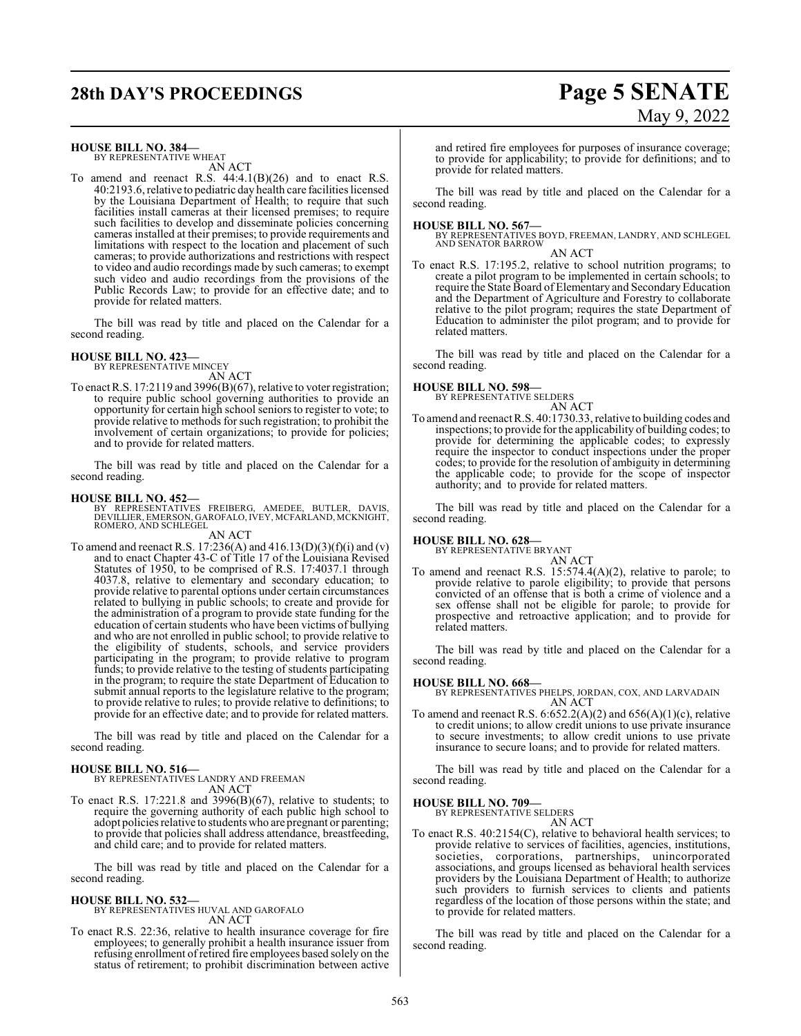**HOUSE BILL NO. 384—**
BY REPRESENTATIVE WHEAT
AN ACT

To amend and reenact R.S. 44:4.1(B)(26) and to enact R.S. 40:2193.6, relative to pediatric day health care facilities licensed by the Louisiana Department of Health; to require that such facilities install cameras at their licensed premises; to require such facilities to develop and disseminate policies concerning cameras installed at their premises; to provide requirements and limitations with respect to the location and placement of such cameras; to provide authorizations and restrictions with respect to video and audio recordings made by such cameras; to exempt such video and audio recordings from the provisions of the Public Records Law; to provide for an effective date; and to provide for related matters.

The bill was read by title and placed on the Calendar for a second reading.

**HOUSE BILL NO. 423—**
BY REPRESENTATIVE MINCEY
AN ACT

To enact R.S. 17:2119 and 3996(B)(67), relative to voter registration; to require public school governing authorities to provide an opportunity for certain high school seniors to register to vote; to provide relative to methods for such registration; to prohibit the involvement of certain organizations; to provide for policies; and to provide for related matters.

The bill was read by title and placed on the Calendar for a second reading.

**HOUSE BILL NO. 452—**
BY REPRESENTATIVES FREIBERG, AMEDEE, BUTLER, DAVIS, DEVILLIER, EMERSON, GAROFALO, IVEY, MCFARLAND, MCKNIGHT, ROMERO, AND SCHLEGEL
AN ACT

To amend and reenact R.S. 17:236(A) and 416.13(D)(3)(f)(i) and (v) and to enact Chapter 43-C of Title 17 of the Louisiana Revised Statutes of 1950, to be comprised of R.S. 17:4037.1 through 4037.8, relative to elementary and secondary education; to provide relative to parental options under certain circumstances related to bullying in public schools; to create and provide for the administration of a program to provide state funding for the education of certain students who have been victims of bullying and who are not enrolled in public school; to provide relative to the eligibility of students, schools, and service providers participating in the program; to provide relative to program funds; to provide relative to the testing of students participating in the program; to require the state Department of Education to submit annual reports to the legislature relative to the program; to provide relative to rules; to provide relative to definitions; to provide for an effective date; and to provide for related matters.

The bill was read by title and placed on the Calendar for a second reading.

**HOUSE BILL NO. 516—**
BY REPRESENTATIVES LANDRY AND FREEMAN
AN ACT

To enact R.S. 17:221.8 and 3996(B)(67), relative to students; to require the governing authority of each public high school to adopt policies relative to students who are pregnant or parenting; to provide that policies shall address attendance, breastfeeding, and child care; and to provide for related matters.

The bill was read by title and placed on the Calendar for a second reading.

**HOUSE BILL NO. 532—**
BY REPRESENTATIVES HUVAL AND GAROFALO
AN ACT

To enact R.S. 22:36, relative to health insurance coverage for fire employees; to generally prohibit a health insurance issuer from refusing enrollment of retired fire employees based solely on the status of retirement; to prohibit discrimination between active and retired fire employees for purposes of insurance coverage; to provide for applicability; to provide for definitions; and to provide for related matters.

The bill was read by title and placed on the Calendar for a second reading.

**HOUSE BILL NO. 567—**
BY REPRESENTATIVES BOYD, FREEMAN, LANDRY, AND SCHLEGEL AND SENATOR BARROW
AN ACT

To enact R.S. 17:195.2, relative to school nutrition programs; to create a pilot program to be implemented in certain schools; to require the State Board of Elementary and Secondary Education and the Department of Agriculture and Forestry to collaborate relative to the pilot program; requires the state Department of Education to administer the pilot program; and to provide for related matters.

The bill was read by title and placed on the Calendar for a second reading.

**HOUSE BILL NO. 598—**
BY REPRESENTATIVE SELDERS
AN ACT

To amend and reenact R.S. 40:1730.33, relative to building codes and inspections; to provide for the applicability of building codes; to provide for determining the applicable codes; to expressly require the inspector to conduct inspections under the proper codes; to provide for the resolution of ambiguity in determining the applicable code; to provide for the scope of inspector authority; and to provide for related matters.

The bill was read by title and placed on the Calendar for a second reading.

**HOUSE BILL NO. 628—**
BY REPRESENTATIVE BRYANT
AN ACT

To amend and reenact R.S. 15:574.4(A)(2), relative to parole; to provide relative to parole eligibility; to provide that persons convicted of an offense that is both a crime of violence and a sex offense shall not be eligible for parole; to provide for prospective and retroactive application; and to provide for related matters.

The bill was read by title and placed on the Calendar for a second reading.

**HOUSE BILL NO. 668—**
BY REPRESENTATIVES PHELPS, JORDAN, COX, AND LARVADAIN
AN ACT

To amend and reenact R.S. 6:652.2(A)(2) and 656(A)(1)(c), relative to credit unions; to allow credit unions to use private insurance to secure investments; to allow credit unions to use private insurance to secure loans; and to provide for related matters.

The bill was read by title and placed on the Calendar for a second reading.

**HOUSE BILL NO. 709—**
BY REPRESENTATIVE SELDERS
AN ACT

To enact R.S. 40:2154(C), relative to behavioral health services; to provide relative to services of facilities, agencies, institutions, societies, corporations, partnerships, unincorporated associations, and groups licensed as behavioral health services providers by the Louisiana Department of Health; to authorize such providers to furnish services to clients and patients regardless of the location of those persons within the state; and to provide for related matters.

The bill was read by title and placed on the Calendar for a second reading.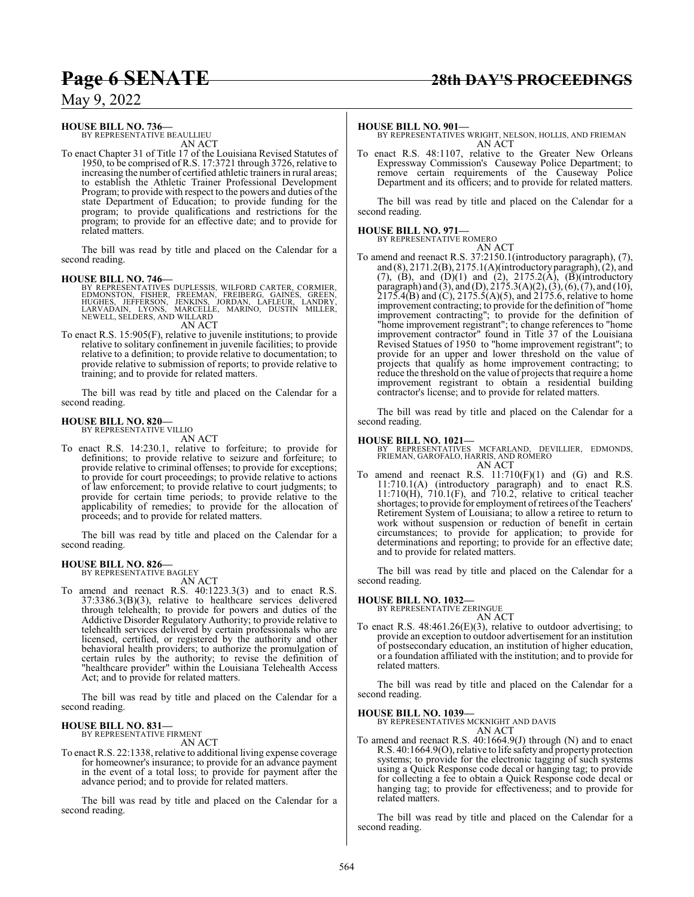**HOUSE BILL NO. 736—**
BY REPRESENTATIVE BEAULLIEU

AN ACT

To enact Chapter 31 of Title 17 of the Louisiana Revised Statutes of 1950, to be comprised of R.S. 17:3721 through 3726, relative to increasing the number of certified athletic trainers in rural areas; to establish the Athletic Trainer Professional Development Program; to provide with respect to the powers and duties of the state Department of Education; to provide funding for the program; to provide qualifications and restrictions for the program; to provide for an effective date; and to provide for related matters.

The bill was read by title and placed on the Calendar for a second reading.

**HOUSE BILL NO. 746—**
BY REPRESENTATIVES DUPLESSIS, WILFORD CARTER, CORMIER, EDMONSTON, FISHER, FREEMAN, FREIBERG, GAINES, GREEN, HUGHES, JEFFERSON, JENKINS, JORDAN, LAFLEUR, LANDRY, LARVADAIN, LYONS, MARCELLE, MARINO, DUSTIN MILLER, NEWELL, SELDERS, AND WILLARD

AN ACT

To enact R.S. 15:905(F), relative to juvenile institutions; to provide relative to solitary confinement in juvenile facilities; to provide relative to a definition; to provide relative to documentation; to provide relative to submission of reports; to provide relative to training; and to provide for related matters.

The bill was read by title and placed on the Calendar for a second reading.

**HOUSE BILL NO. 820—**
BY REPRESENTATIVE VILLIO

AN ACT

To enact R.S. 14:230.1, relative to forfeiture; to provide for definitions; to provide relative to seizure and forfeiture; to provide relative to criminal offenses; to provide for exceptions; to provide for court proceedings; to provide relative to actions of law enforcement; to provide relative to court judgments; to provide for certain time periods; to provide relative to the applicability of remedies; to provide for the allocation of proceeds; and to provide for related matters.

The bill was read by title and placed on the Calendar for a second reading.

**HOUSE BILL NO. 826—**
BY REPRESENTATIVE BAGLEY

AN ACT

To amend and reenact R.S. 40:1223.3(3) and to enact R.S. 37:3386.3(B)(3), relative to healthcare services delivered through telehealth; to provide for powers and duties of the Addictive Disorder Regulatory Authority; to provide relative to telehealth services delivered by certain professionals who are licensed, certified, or registered by the authority and other behavioral health providers; to authorize the promulgation of certain rules by the authority; to revise the definition of "healthcare provider" within the Louisiana Telehealth Access Act; and to provide for related matters.

The bill was read by title and placed on the Calendar for a second reading.

**HOUSE BILL NO. 831—**
BY REPRESENTATIVE FIRMENT

AN ACT

To enact R.S. 22:1338, relative to additional living expense coverage for homeowner's insurance; to provide for an advance payment in the event of a total loss; to provide for payment after the advance period; and to provide for related matters.

The bill was read by title and placed on the Calendar for a second reading.

**HOUSE BILL NO. 901—**
BY REPRESENTATIVES WRIGHT, NELSON, HOLLIS, AND FRIEMAN

AN ACT

To enact R.S. 48:1107, relative to the Greater New Orleans Expressway Commission's Causeway Police Department; to remove certain requirements of the Causeway Police Department and its officers; and to provide for related matters.

The bill was read by title and placed on the Calendar for a second reading.

**HOUSE BILL NO. 971—**
BY REPRESENTATIVE ROMERO

AN ACT

To amend and reenact R.S. 37:2150.1(introductory paragraph), (7), and (8), 2171.2(B), 2175.1(A)(introductory paragraph), (2), and (7), (B), and (D)(1) and (2), 2175.2(A), (B)(introductory paragraph) and (3), and (D), 2175.3(A)(2), (3), (6), (7), and (10), 2175.4(B) and (C), 2175.5(A)(5), and 2175.6, relative to home improvement contracting; to provide for the definition of "home improvement contracting"; to provide for the definition of "home improvement registrant"; to change references to "home improvement contractor" found in Title 37 of the Louisiana Revised Statues of 1950 to "home improvement registrant"; to provide for an upper and lower threshold on the value of projects that qualify as home improvement contracting; to reduce the threshold on the value of projects that require a home improvement registrant to obtain a residential building contractor's license; and to provide for related matters.

The bill was read by title and placed on the Calendar for a second reading.

**HOUSE BILL NO. 1021—**
BY REPRESENTATIVES MCFARLAND, DEVILLIER, EDMONDS, FRIEMAN, GAROFALO, HARRIS, AND ROMERO

AN ACT

To amend and reenact R.S. 11:710(F)(1) and (G) and R.S. 11:710.1(A) (introductory paragraph) and to enact R.S. 11:710(H), 710.1(F), and 710.2, relative to critical teacher shortages; to provide for employment of retirees of the Teachers' Retirement System of Louisiana; to allow a retiree to return to work without suspension or reduction of benefit in certain circumstances; to provide for application; to provide for determinations and reporting; to provide for an effective date; and to provide for related matters.

The bill was read by title and placed on the Calendar for a second reading.

**HOUSE BILL NO. 1032—**
BY REPRESENTATIVE ZERINGUE

AN ACT

To enact R.S. 48:461.26(E)(3), relative to outdoor advertising; to provide an exception to outdoor advertisement for an institution of postsecondary education, an institution of higher education, or a foundation affiliated with the institution; and to provide for related matters.

The bill was read by title and placed on the Calendar for a second reading.

**HOUSE BILL NO. 1039—**
BY REPRESENTATIVES MCKNIGHT AND DAVIS

AN ACT

To amend and reenact R.S. 40:1664.9(J) through (N) and to enact R.S. 40:1664.9(O), relative to life safety and property protection systems; to provide for the electronic tagging of such systems using a Quick Response code decal or hanging tag; to provide for collecting a fee to obtain a Quick Response code decal or hanging tag; to provide for effectiveness; and to provide for related matters.

The bill was read by title and placed on the Calendar for a second reading.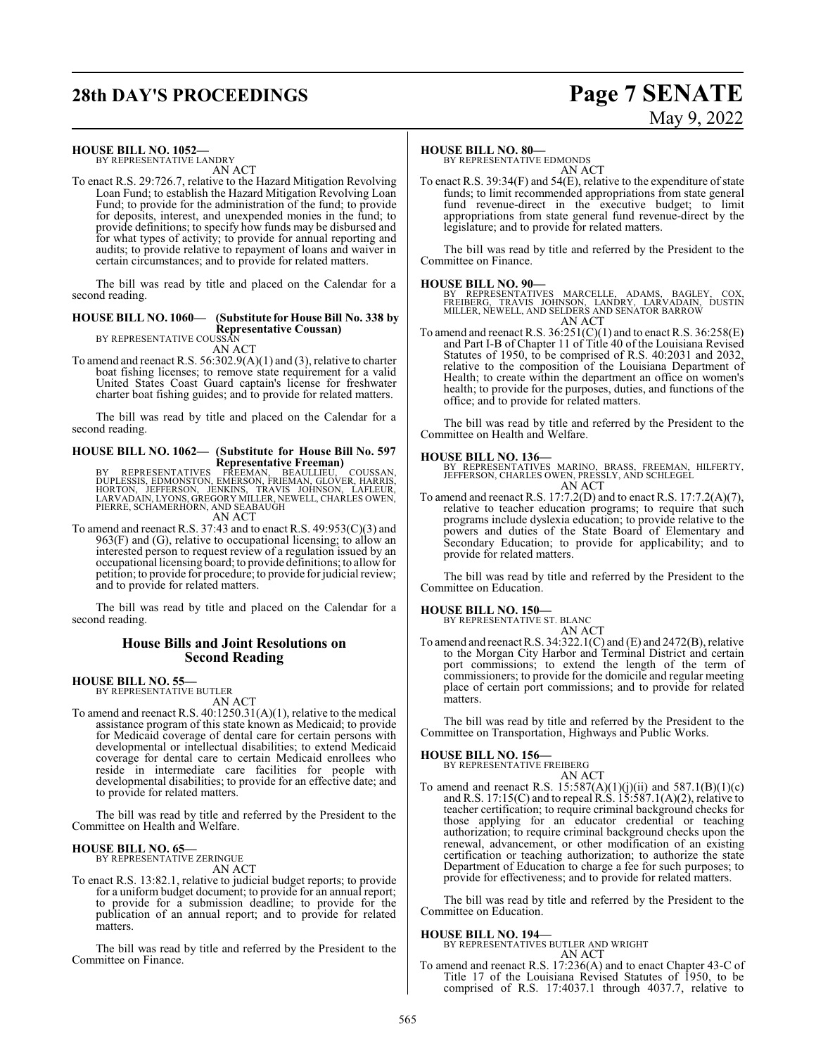**HOUSE BILL NO. 1052—**
BY REPRESENTATIVE LANDRY
AN ACT

To enact R.S. 29:726.7, relative to the Hazard Mitigation Revolving Loan Fund; to establish the Hazard Mitigation Revolving Loan Fund; to provide for the administration of the fund; to provide for deposits, interest, and unexpended monies in the fund; to provide definitions; to specify how funds may be disbursed and for what types of activity; to provide for annual reporting and audits; to provide relative to repayment of loans and waiver in certain circumstances; and to provide for related matters.

The bill was read by title and placed on the Calendar for a second reading.

**HOUSE BILL NO. 1060— (Substitute for House Bill No. 338 by Representative Coussan)**
BY REPRESENTATIVE COUSSAN
AN ACT

To amend and reenact R.S. 56:302.9(A)(1) and (3), relative to charter boat fishing licenses; to remove state requirement for a valid United States Coast Guard captain's license for freshwater charter boat fishing guides; and to provide for related matters.

The bill was read by title and placed on the Calendar for a second reading.

**HOUSE BILL NO. 1062— (Substitute for House Bill No. 597 Representative Freeman)**
BY REPRESENTATIVES FREEMAN, BEAULLIEU, COUSSAN, DUPLESSIS, EDMONSTON, EMERSON, FRIEMAN, GLOVER, HARRIS, HORTON, JEFFERSON, JENKINS, TRAVIS JOHNSON, LAFLEUR, LARVADAIN, LYONS, GREGORY MILLER, NEWELL, CHARLES OWEN, PIERRE, SCHAMERHORN, AND SEABAUGH
AN ACT

To amend and reenact R.S. 37:43 and to enact R.S. 49:953(C)(3) and 963(F) and (G), relative to occupational licensing; to allow an interested person to request review of a regulation issued by an occupational licensing board; to provide definitions; to allow for petition; to provide for procedure; to provide for judicial review; and to provide for related matters.

The bill was read by title and placed on the Calendar for a second reading.

## House Bills and Joint Resolutions on Second Reading

**HOUSE BILL NO. 55—**
BY REPRESENTATIVE BUTLER
AN ACT

To amend and reenact R.S. 40:1250.31(A)(1), relative to the medical assistance program of this state known as Medicaid; to provide for Medicaid coverage of dental care for certain persons with developmental or intellectual disabilities; to extend Medicaid coverage for dental care to certain Medicaid enrollees who reside in intermediate care facilities for people with developmental disabilities; to provide for an effective date; and to provide for related matters.

The bill was read by title and referred by the President to the Committee on Health and Welfare.

**HOUSE BILL NO. 65—**
BY REPRESENTATIVE ZERINGUE
AN ACT

To enact R.S. 13:82.1, relative to judicial budget reports; to provide for a uniform budget document; to provide for an annual report; to provide for a submission deadline; to provide for the publication of an annual report; and to provide for related matters.

The bill was read by title and referred by the President to the Committee on Finance.

**HOUSE BILL NO. 80—**
BY REPRESENTATIVE EDMONDS
AN ACT

To enact R.S. 39:34(F) and 54(E), relative to the expenditure of state funds; to limit recommended appropriations from state general fund revenue-direct in the executive budget; to limit appropriations from state general fund revenue-direct by the legislature; and to provide for related matters.

The bill was read by title and referred by the President to the Committee on Finance.

**HOUSE BILL NO. 90—**
BY REPRESENTATIVES MARCELLE, ADAMS, BAGLEY, COX, FREIBERG, TRAVIS JOHNSON, LANDRY, LARVADAIN, DUSTIN MILLER, NEWELL, AND SELDERS AND SENATOR BARROW
AN ACT

To amend and reenact R.S. 36:251(C)(1) and to enact R.S. 36:258(E) and Part I-B of Chapter 11 of Title 40 of the Louisiana Revised Statutes of 1950, to be comprised of R.S. 40:2031 and 2032, relative to the composition of the Louisiana Department of Health; to create within the department an office on women's health; to provide for the purposes, duties, and functions of the office; and to provide for related matters.

The bill was read by title and referred by the President to the Committee on Health and Welfare.

**HOUSE BILL NO. 136—**
BY REPRESENTATIVES MARINO, BRASS, FREEMAN, HILFERTY, JEFFERSON, CHARLES OWEN, PRESSLY, AND SCHLEGEL
AN ACT

To amend and reenact R.S. 17:7.2(D) and to enact R.S. 17:7.2(A)(7), relative to teacher education programs; to require that such programs include dyslexia education; to provide relative to the powers and duties of the State Board of Elementary and Secondary Education; to provide for applicability; and to provide for related matters.

The bill was read by title and referred by the President to the Committee on Education.

**HOUSE BILL NO. 150—**
BY REPRESENTATIVE ST. BLANC
AN ACT

To amend and reenact R.S. 34:322.1(C) and (E) and 2472(B), relative to the Morgan City Harbor and Terminal District and certain port commissions; to extend the length of the term of commissioners; to provide for the domicile and regular meeting place of certain port commissions; and to provide for related matters.

The bill was read by title and referred by the President to the Committee on Transportation, Highways and Public Works.

**HOUSE BILL NO. 156—**
BY REPRESENTATIVE FREIBERG
AN ACT

To amend and reenact R.S. 15:587(A)(1)(j)(ii) and 587.1(B)(1)(c) and R.S. 17:15(C) and to repeal R.S. 15:587.1(A)(2), relative to teacher certification; to require criminal background checks for those applying for an educator credential or teaching authorization; to require criminal background checks upon the renewal, advancement, or other modification of an existing certification or teaching authorization; to authorize the state Department of Education to charge a fee for such purposes; to provide for effectiveness; and to provide for related matters.

The bill was read by title and referred by the President to the Committee on Education.

**HOUSE BILL NO. 194—**
BY REPRESENTATIVES BUTLER AND WRIGHT
AN ACT

To amend and reenact R.S. 17:236(A) and to enact Chapter 43-C of Title 17 of the Louisiana Revised Statutes of 1950, to be comprised of R.S. 17:4037.1 through 4037.7, relative to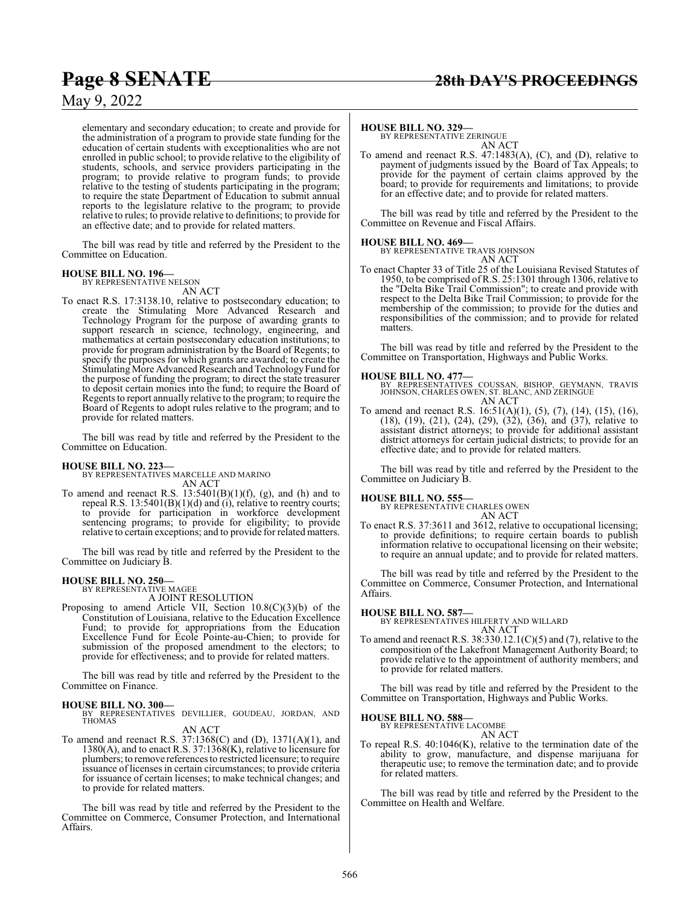elementary and secondary education; to create and provide for the administration of a program to provide state funding for the education of certain students with exceptionalities who are not enrolled in public school; to provide relative to the eligibility of students, schools, and service providers participating in the program; to provide relative to program funds; to provide relative to the testing of students participating in the program; to require the state Department of Education to submit annual reports to the legislature relative to the program; to provide relative to rules; to provide relative to definitions; to provide for an effective date; and to provide for related matters.

The bill was read by title and referred by the President to the Committee on Education.

**HOUSE BILL NO. 196—**
BY REPRESENTATIVE NELSON
AN ACT

To enact R.S. 17:3138.10, relative to postsecondary education; to create the Stimulating More Advanced Research and Technology Program for the purpose of awarding grants to support research in science, technology, engineering, and mathematics at certain postsecondary education institutions; to provide for program administration by the Board of Regents; to specify the purposes for which grants are awarded; to create the Stimulating More Advanced Research and Technology Fund for the purpose of funding the program; to direct the state treasurer to deposit certain monies into the fund; to require the Board of Regents to report annually relative to the program; to require the Board of Regents to adopt rules relative to the program; and to provide for related matters.

The bill was read by title and referred by the President to the Committee on Education.

**HOUSE BILL NO. 223—**
BY REPRESENTATIVES MARCELLE AND MARINO
AN ACT

To amend and reenact R.S. 13:5401(B)(1)(f), (g), and (h) and to repeal R.S. 13:5401(B)(1)(d) and (i), relative to reentry courts; to provide for participation in workforce development sentencing programs; to provide for eligibility; to provide relative to certain exceptions; and to provide for related matters.

The bill was read by title and referred by the President to the Committee on Judiciary B.

**HOUSE BILL NO. 250—**
BY REPRESENTATIVE MAGEE
A JOINT RESOLUTION

Proposing to amend Article VII, Section 10.8(C)(3)(b) of the Constitution of Louisiana, relative to the Education Excellence Fund; to provide for appropriations from the Education Excellence Fund for École Pointe-au-Chien; to provide for submission of the proposed amendment to the electors; to provide for effectiveness; and to provide for related matters.

The bill was read by title and referred by the President to the Committee on Finance.

**HOUSE BILL NO. 300—**
BY REPRESENTATIVES DEVILLIER, GOUDEAU, JORDAN, AND THOMAS
AN ACT

To amend and reenact R.S. 37:1368(C) and (D), 1371(A)(1), and 1380(A), and to enact R.S. 37:1368(K), relative to licensure for plumbers; to remove references to restricted licensure; to require issuance of licenses in certain circumstances; to provide criteria for issuance of certain licenses; to make technical changes; and to provide for related matters.

The bill was read by title and referred by the President to the Committee on Commerce, Consumer Protection, and International Affairs.

**HOUSE BILL NO. 329—**
BY REPRESENTATIVE ZERINGUE
AN ACT

To amend and reenact R.S. 47:1483(A), (C), and (D), relative to payment of judgments issued by the Board of Tax Appeals; to provide for the payment of certain claims approved by the board; to provide for requirements and limitations; to provide for an effective date; and to provide for related matters.

The bill was read by title and referred by the President to the Committee on Revenue and Fiscal Affairs.

**HOUSE BILL NO. 469—**
BY REPRESENTATIVE TRAVIS JOHNSON
AN ACT

To enact Chapter 33 of Title 25 of the Louisiana Revised Statutes of 1950, to be comprised of R.S. 25:1301 through 1306, relative to the "Delta Bike Trail Commission"; to create and provide with respect to the Delta Bike Trail Commission; to provide for the membership of the commission; to provide for the duties and responsibilities of the commission; and to provide for related matters.

The bill was read by title and referred by the President to the Committee on Transportation, Highways and Public Works.

**HOUSE BILL NO. 477—**
BY REPRESENTATIVES COUSSAN, BISHOP, GEYMANN, TRAVIS JOHNSON, CHARLES OWEN, ST. BLANC, AND ZERINGUE
AN ACT

To amend and reenact R.S. 16:51(A)(1), (5), (7), (14), (15), (16), (18), (19), (21), (24), (29), (32), (36), and (37), relative to assistant district attorneys; to provide for additional assistant district attorneys for certain judicial districts; to provide for an effective date; and to provide for related matters.

The bill was read by title and referred by the President to the Committee on Judiciary B.

**HOUSE BILL NO. 555—**
BY REPRESENTATIVE CHARLES OWEN
AN ACT

To enact R.S. 37:3611 and 3612, relative to occupational licensing; to provide definitions; to require certain boards to publish information relative to occupational licensing on their website; to require an annual update; and to provide for related matters.

The bill was read by title and referred by the President to the Committee on Commerce, Consumer Protection, and International Affairs.

**HOUSE BILL NO. 587—**
BY REPRESENTATIVES HILFERTY AND WILLARD
AN ACT

To amend and reenact R.S. 38:330.12.1(C)(5) and (7), relative to the composition of the Lakefront Management Authority Board; to provide relative to the appointment of authority members; and to provide for related matters.

The bill was read by title and referred by the President to the Committee on Transportation, Highways and Public Works.

**HOUSE BILL NO. 588—**
BY REPRESENTATIVE LACOMBE
AN ACT

To repeal R.S. 40:1046(K), relative to the termination date of the ability to grow, manufacture, and dispense marijuana for therapeutic use; to remove the termination date; and to provide for related matters.

The bill was read by title and referred by the President to the Committee on Health and Welfare.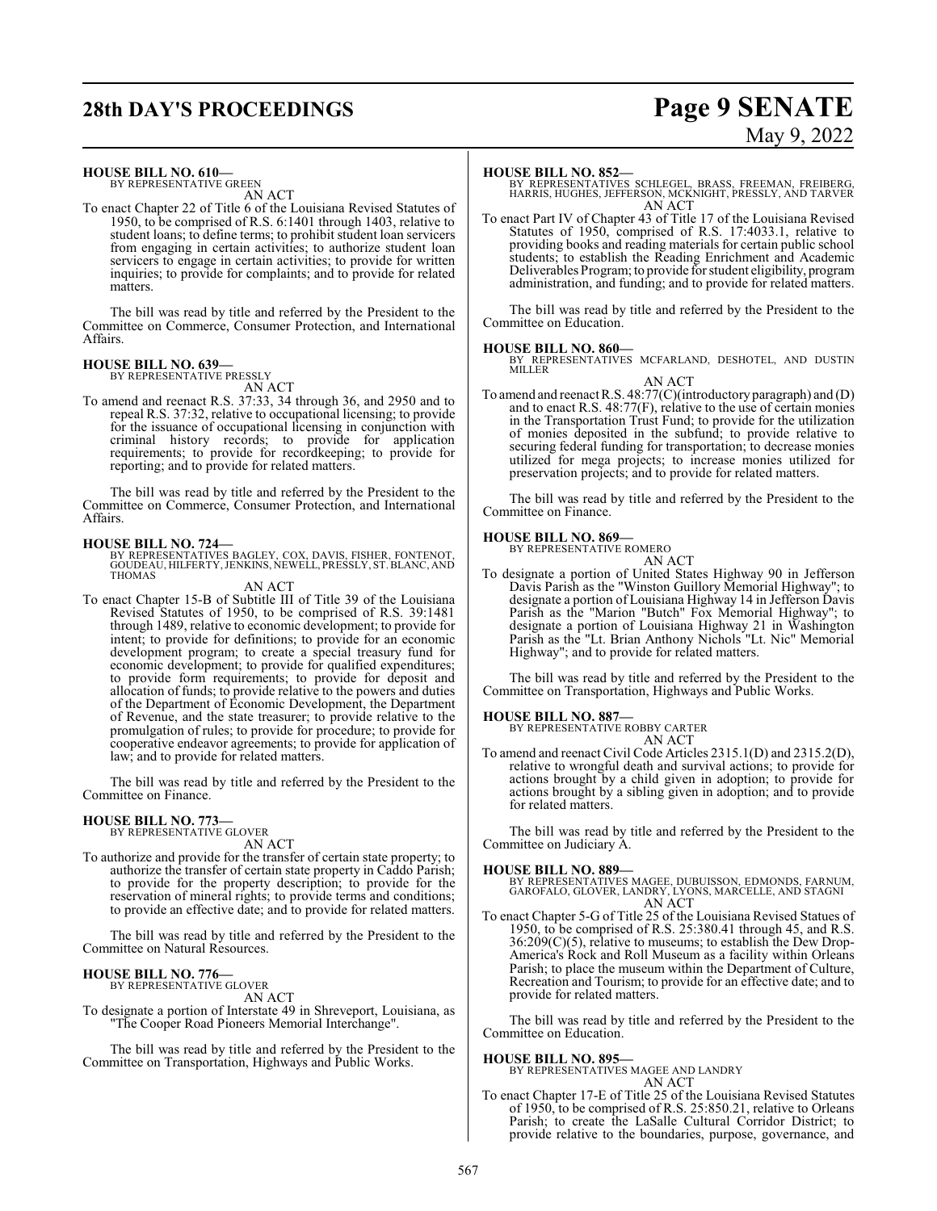**HOUSE BILL NO. 610—**
BY REPRESENTATIVE GREEN

AN ACT

To enact Chapter 22 of Title 6 of the Louisiana Revised Statutes of 1950, to be comprised of R.S. 6:1401 through 1403, relative to student loans; to define terms; to prohibit student loan servicers from engaging in certain activities; to authorize student loan servicers to engage in certain activities; to provide for written inquiries; to provide for complaints; and to provide for related matters.

The bill was read by title and referred by the President to the Committee on Commerce, Consumer Protection, and International Affairs.

**HOUSE BILL NO. 639—**
BY REPRESENTATIVE PRESSLY

AN ACT

To amend and reenact R.S. 37:33, 34 through 36, and 2950 and to repeal R.S. 37:32, relative to occupational licensing; to provide for the issuance of occupational licensing in conjunction with criminal history records; to provide for application requirements; to provide for recordkeeping; to provide for reporting; and to provide for related matters.

The bill was read by title and referred by the President to the Committee on Commerce, Consumer Protection, and International Affairs.

**HOUSE BILL NO. 724—**
BY REPRESENTATIVES BAGLEY, COX, DAVIS, FISHER, FONTENOT, GOUDEAU, HILFERTY, JENKINS, NEWELL, PRESSLY, ST. BLANC, AND THOMAS

AN ACT

To enact Chapter 15-B of Subtitle III of Title 39 of the Louisiana Revised Statutes of 1950, to be comprised of R.S. 39:1481 through 1489, relative to economic development; to provide for intent; to provide for definitions; to provide for an economic development program; to create a special treasury fund for economic development; to provide for qualified expenditures; to provide form requirements; to provide for deposit and allocation of funds; to provide relative to the powers and duties of the Department of Economic Development, the Department of Revenue, and the state treasurer; to provide relative to the promulgation of rules; to provide for procedure; to provide for cooperative endeavor agreements; to provide for application of law; and to provide for related matters.

The bill was read by title and referred by the President to the Committee on Finance.

**HOUSE BILL NO. 773—**
BY REPRESENTATIVE GLOVER

AN ACT

To authorize and provide for the transfer of certain state property; to authorize the transfer of certain state property in Caddo Parish; to provide for the property description; to provide for the reservation of mineral rights; to provide terms and conditions; to provide an effective date; and to provide for related matters.

The bill was read by title and referred by the President to the Committee on Natural Resources.

**HOUSE BILL NO. 776—**
BY REPRESENTATIVE GLOVER

AN ACT

To designate a portion of Interstate 49 in Shreveport, Louisiana, as "The Cooper Road Pioneers Memorial Interchange".

The bill was read by title and referred by the President to the Committee on Transportation, Highways and Public Works.

**HOUSE BILL NO. 852—**
BY REPRESENTATIVES SCHLEGEL, BRASS, FREEMAN, FREIBERG, HARRIS, HUGHES, JEFFERSON, MCKNIGHT, PRESSLY, AND TARVER

AN ACT

To enact Part IV of Chapter 43 of Title 17 of the Louisiana Revised Statutes of 1950, comprised of R.S. 17:4033.1, relative to providing books and reading materials for certain public school students; to establish the Reading Enrichment and Academic Deliverables Program; to provide for student eligibility, program administration, and funding; and to provide for related matters.

The bill was read by title and referred by the President to the Committee on Education.

**HOUSE BILL NO. 860—**
BY REPRESENTATIVES MCFARLAND, DESHOTEL, AND DUSTIN MILLER

AN ACT

To amend and reenact R.S. 48:77(C)(introductory paragraph) and (D) and to enact R.S. 48:77(F), relative to the use of certain monies in the Transportation Trust Fund; to provide for the utilization of monies deposited in the subfund; to provide relative to securing federal funding for transportation; to decrease monies utilized for mega projects; to increase monies utilized for preservation projects; and to provide for related matters.

The bill was read by title and referred by the President to the Committee on Finance.

**HOUSE BILL NO. 869—**
BY REPRESENTATIVE ROMERO

AN ACT

To designate a portion of United States Highway 90 in Jefferson Davis Parish as the "Winston Guillory Memorial Highway"; to designate a portion of Louisiana Highway 14 in Jefferson Davis Parish as the "Marion "Butch" Fox Memorial Highway"; to designate a portion of Louisiana Highway 21 in Washington Parish as the "Lt. Brian Anthony Nichols "Lt. Nic" Memorial Highway"; and to provide for related matters.

The bill was read by title and referred by the President to the Committee on Transportation, Highways and Public Works.

**HOUSE BILL NO. 887—**
BY REPRESENTATIVE ROBBY CARTER

AN ACT

To amend and reenact Civil Code Articles 2315.1(D) and 2315.2(D), relative to wrongful death and survival actions; to provide for actions brought by a child given in adoption; to provide for actions brought by a sibling given in adoption; and to provide for related matters.

The bill was read by title and referred by the President to the Committee on Judiciary A.

**HOUSE BILL NO. 889—**
BY REPRESENTATIVES MAGEE, DUBUISSON, EDMONDS, FARNUM, GAROFALO, GLOVER, LANDRY, LYONS, MARCELLE, AND STAGNI

AN ACT

To enact Chapter 5-G of Title 25 of the Louisiana Revised Statues of 1950, to be comprised of R.S. 25:380.41 through 45, and R.S. 36:209(C)(5), relative to museums; to establish the Dew Drop-America's Rock and Roll Museum as a facility within Orleans Parish; to place the museum within the Department of Culture, Recreation and Tourism; to provide for an effective date; and to provide for related matters.

The bill was read by title and referred by the President to the Committee on Education.

**HOUSE BILL NO. 895—**
BY REPRESENTATIVES MAGEE AND LANDRY

AN ACT

To enact Chapter 17-E of Title 25 of the Louisiana Revised Statutes of 1950, to be comprised of R.S. 25:850.21, relative to Orleans Parish; to create the LaSalle Cultural Corridor District; to provide relative to the boundaries, purpose, governance, and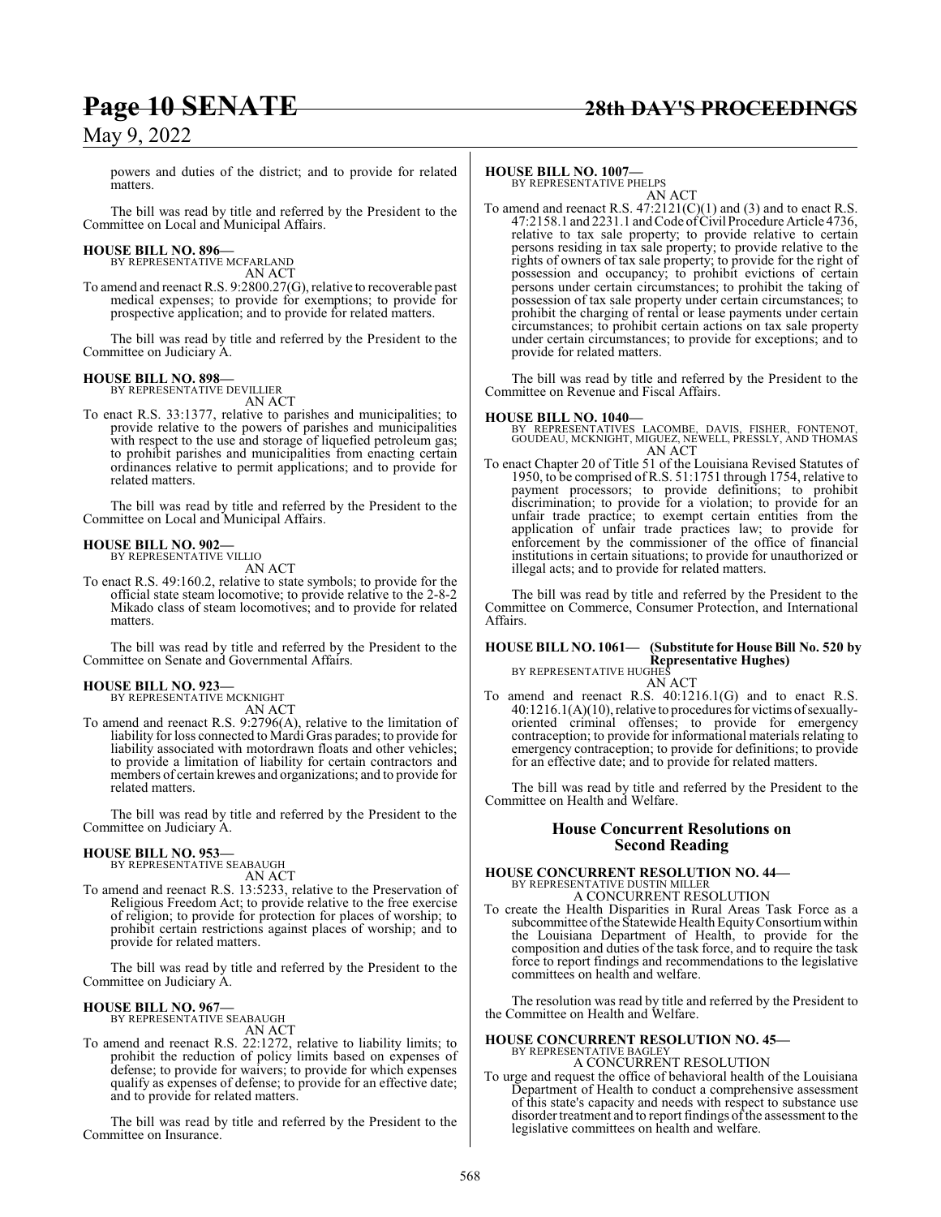powers and duties of the district; and to provide for related matters.

The bill was read by title and referred by the President to the Committee on Local and Municipal Affairs.

**HOUSE BILL NO. 896—**
BY REPRESENTATIVE MCFARLAND
AN ACT

To amend and reenact R.S. 9:2800.27(G), relative to recoverable past medical expenses; to provide for exemptions; to provide for prospective application; and to provide for related matters.

The bill was read by title and referred by the President to the Committee on Judiciary A.

**HOUSE BILL NO. 898—**
BY REPRESENTATIVE DEVILLIER
AN ACT

To enact R.S. 33:1377, relative to parishes and municipalities; to provide relative to the powers of parishes and municipalities with respect to the use and storage of liquefied petroleum gas; to prohibit parishes and municipalities from enacting certain ordinances relative to permit applications; and to provide for related matters.

The bill was read by title and referred by the President to the Committee on Local and Municipal Affairs.

**HOUSE BILL NO. 902—**
BY REPRESENTATIVE VILLIO
AN ACT

To enact R.S. 49:160.2, relative to state symbols; to provide for the official state steam locomotive; to provide relative to the 2-8-2 Mikado class of steam locomotives; and to provide for related matters.

The bill was read by title and referred by the President to the Committee on Senate and Governmental Affairs.

**HOUSE BILL NO. 923—**
BY REPRESENTATIVE MCKNIGHT
AN ACT

To amend and reenact R.S. 9:2796(A), relative to the limitation of liability for loss connected to Mardi Gras parades; to provide for liability associated with motordrawn floats and other vehicles; to provide a limitation of liability for certain contractors and members of certain krewes and organizations; and to provide for related matters.

The bill was read by title and referred by the President to the Committee on Judiciary A.

**HOUSE BILL NO. 953—**
BY REPRESENTATIVE SEABAUGH
AN ACT

To amend and reenact R.S. 13:5233, relative to the Preservation of Religious Freedom Act; to provide relative to the free exercise of religion; to provide for protection for places of worship; to prohibit certain restrictions against places of worship; and to provide for related matters.

The bill was read by title and referred by the President to the Committee on Judiciary A.

**HOUSE BILL NO. 967—**
BY REPRESENTATIVE SEABAUGH
AN ACT

To amend and reenact R.S. 22:1272, relative to liability limits; to prohibit the reduction of policy limits based on expenses of defense; to provide for waivers; to provide for which expenses qualify as expenses of defense; to provide for an effective date; and to provide for related matters.

The bill was read by title and referred by the President to the Committee on Insurance.

**HOUSE BILL NO. 1007—**
BY REPRESENTATIVE PHELPS
AN ACT

To amend and reenact R.S. 47:2121(C)(1) and (3) and to enact R.S. 47:2158.1 and 2231.1 and Code of Civil Procedure Article 4736, relative to tax sale property; to provide relative to certain persons residing in tax sale property; to provide relative to the rights of owners of tax sale property; to provide for the right of possession and occupancy; to prohibit evictions of certain persons under certain circumstances; to prohibit the taking of possession of tax sale property under certain circumstances; to prohibit the charging of rental or lease payments under certain circumstances; to prohibit certain actions on tax sale property under certain circumstances; to provide for exceptions; and to provide for related matters.

The bill was read by title and referred by the President to the Committee on Revenue and Fiscal Affairs.

**HOUSE BILL NO. 1040—**
BY REPRESENTATIVES LACOMBE, DAVIS, FISHER, FONTENOT, GOUDEAU, MCKNIGHT, MIGUEZ, NEWELL, PRESSLY, AND THOMAS
AN ACT

To enact Chapter 20 of Title 51 of the Louisiana Revised Statutes of 1950, to be comprised of R.S. 51:1751 through 1754, relative to payment processors; to provide definitions; to prohibit discrimination; to provide for a violation; to provide for an unfair trade practice; to exempt certain entities from the application of unfair trade practices law; to provide for enforcement by the commissioner of the office of financial institutions in certain situations; to provide for unauthorized or illegal acts; and to provide for related matters.

The bill was read by title and referred by the President to the Committee on Commerce, Consumer Protection, and International Affairs.

**HOUSE BILL NO. 1061— (Substitute for House Bill No. 520 by Representative Hughes)**
BY REPRESENTATIVE HUGHES
AN ACT

To amend and reenact R.S. 40:1216.1(G) and to enact R.S. 40:1216.1(A)(10), relative to procedures for victims of sexually-oriented criminal offenses; to provide for emergency contraception; to provide for informational materials relating to emergency contraception; to provide for definitions; to provide for an effective date; and to provide for related matters.

The bill was read by title and referred by the President to the Committee on Health and Welfare.

## House Concurrent Resolutions on Second Reading

**HOUSE CONCURRENT RESOLUTION NO. 44—**
BY REPRESENTATIVE DUSTIN MILLER
A CONCURRENT RESOLUTION

To create the Health Disparities in Rural Areas Task Force as a subcommittee of the Statewide Health Equity Consortium within the Louisiana Department of Health, to provide for the composition and duties of the task force, and to require the task force to report findings and recommendations to the legislative committees on health and welfare.

The resolution was read by title and referred by the President to the Committee on Health and Welfare.

**HOUSE CONCURRENT RESOLUTION NO. 45—**
BY REPRESENTATIVE BAGLEY
A CONCURRENT RESOLUTION

To urge and request the office of behavioral health of the Louisiana Department of Health to conduct a comprehensive assessment of this state's capacity and needs with respect to substance use disorder treatment and to report findings of the assessment to the legislative committees on health and welfare.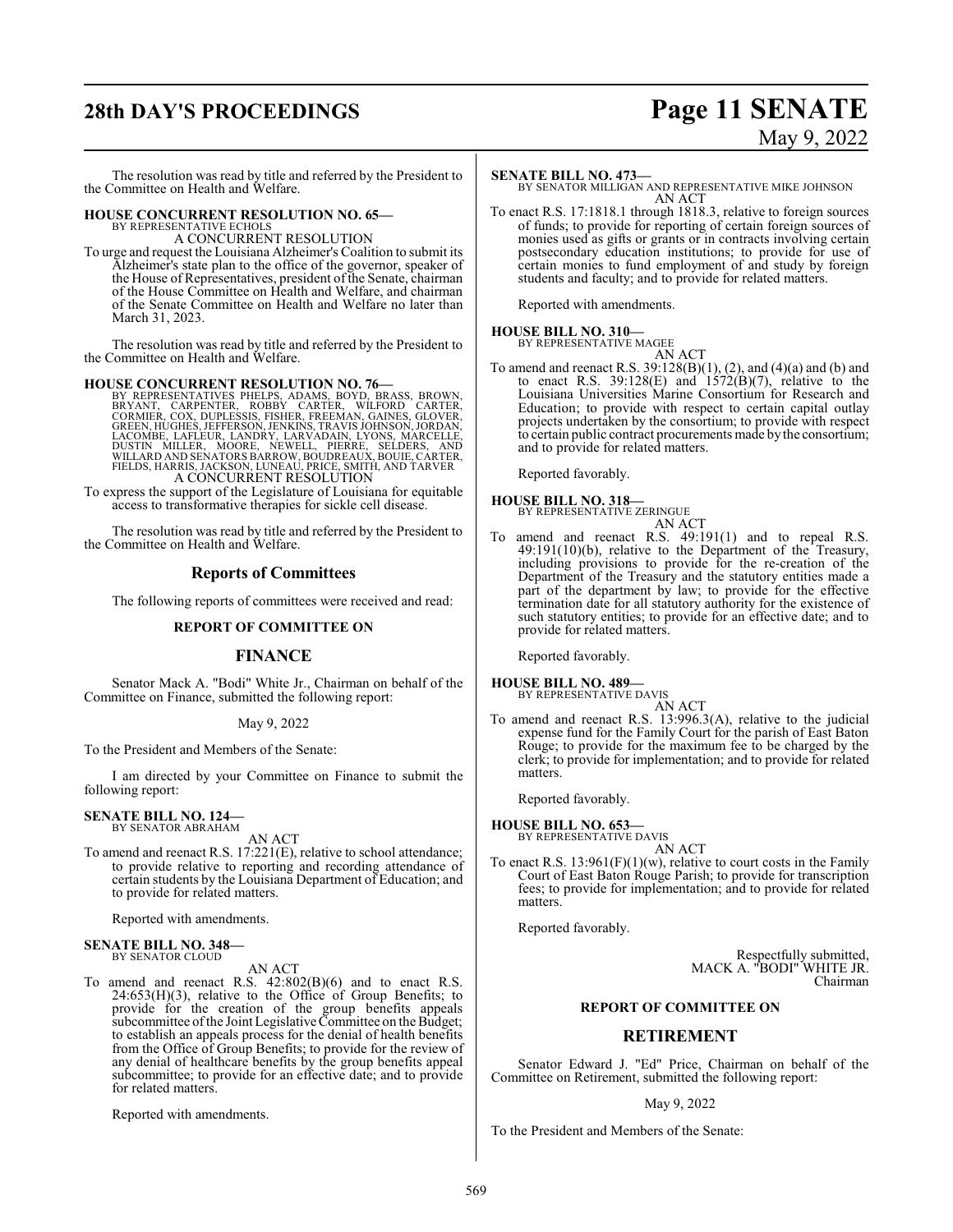The resolution was read by title and referred by the President to the Committee on Health and Welfare.

**HOUSE CONCURRENT RESOLUTION NO. 65—**
BY REPRESENTATIVE ECHOLS
A CONCURRENT RESOLUTION

To urge and request the Louisiana Alzheimer's Coalition to submit its Alzheimer's state plan to the office of the governor, speaker of the House of Representatives, president of the Senate, chairman of the House Committee on Health and Welfare, and chairman of the Senate Committee on Health and Welfare no later than March 31, 2023.

The resolution was read by title and referred by the President to the Committee on Health and Welfare.

**HOUSE CONCURRENT RESOLUTION NO. 76—**
BY REPRESENTATIVES PHELPS, ADAMS, BOYD, BRASS, BROWN, BRYANT, CARPENTER, ROBBY CARTER, WILFORD CARTER, CORMIER, COX, DUPLESSIS, FISHER, FREEMAN, GAINES, GLOVER, GREEN, HUGHES, JEFFERSON, JENKINS, TRAVIS JOHNSON, JORDAN, LACOMBE, LAFLEUR, LANDRY, LARVADAIN, LYONS, MARCELLE, DUSTIN MILLER, MOORE, NEWELL, PIERRE, SELDERS, AND WILLARD AND SENATORS BARROW, BOUDREAUX, BOUIE, CARTER, FIELDS, HARRIS, JACKSON, LUNEAU, PRICE, SMITH, AND TARVER
A CONCURRENT RESOLUTION

To express the support of the Legislature of Louisiana for equitable access to transformative therapies for sickle cell disease.

The resolution was read by title and referred by the President to the Committee on Health and Welfare.

## Reports of Committees

The following reports of committees were received and read:

### REPORT OF COMMITTEE ON

## FINANCE

Senator Mack A. "Bodi" White Jr., Chairman on behalf of the Committee on Finance, submitted the following report:

May 9, 2022

To the President and Members of the Senate:

I am directed by your Committee on Finance to submit the following report:

**SENATE BILL NO. 124—**
BY SENATOR ABRAHAM
AN ACT

To amend and reenact R.S. 17:221(E), relative to school attendance; to provide relative to reporting and recording attendance of certain students by the Louisiana Department of Education; and to provide for related matters.

Reported with amendments.

**SENATE BILL NO. 348—**
BY SENATOR CLOUD
AN ACT

To amend and reenact R.S. 42:802(B)(6) and to enact R.S. 24:653(H)(3), relative to the Office of Group Benefits; to provide for the creation of the group benefits appeals subcommittee of the Joint Legislative Committee on the Budget; to establish an appeals process for the denial of health benefits from the Office of Group Benefits; to provide for the review of any denial of healthcare benefits by the group benefits appeal subcommittee; to provide for an effective date; and to provide for related matters.

Reported with amendments.

**SENATE BILL NO. 473—**
BY SENATOR MILLIGAN AND REPRESENTATIVE MIKE JOHNSON
AN ACT

To enact R.S. 17:1818.1 through 1818.3, relative to foreign sources of funds; to provide for reporting of certain foreign sources of monies used as gifts or grants or in contracts involving certain postsecondary education institutions; to provide for use of certain monies to fund employment of and study by foreign students and faculty; and to provide for related matters.

Reported with amendments.

**HOUSE BILL NO. 310—**
BY REPRESENTATIVE MAGEE
AN ACT

To amend and reenact R.S. 39:128(B)(1), (2), and (4)(a) and (b) and to enact R.S. 39:128(E) and 1572(B)(7), relative to the Louisiana Universities Marine Consortium for Research and Education; to provide with respect to certain capital outlay projects undertaken by the consortium; to provide with respect to certain public contract procurements made by the consortium; and to provide for related matters.

Reported favorably.

**HOUSE BILL NO. 318—**
BY REPRESENTATIVE ZERINGUE
AN ACT

To amend and reenact R.S. 49:191(1) and to repeal R.S. 49:191(10)(b), relative to the Department of the Treasury, including provisions to provide for the re-creation of the Department of the Treasury and the statutory entities made a part of the department by law; to provide for the effective termination date for all statutory authority for the existence of such statutory entities; to provide for an effective date; and to provide for related matters.

Reported favorably.

**HOUSE BILL NO. 489—**
BY REPRESENTATIVE DAVIS
AN ACT

To amend and reenact R.S. 13:996.3(A), relative to the judicial expense fund for the Family Court for the parish of East Baton Rouge; to provide for the maximum fee to be charged by the clerk; to provide for implementation; and to provide for related matters.

Reported favorably.

**HOUSE BILL NO. 653—**
BY REPRESENTATIVE DAVIS
AN ACT

To enact R.S. 13:961(F)(1)(w), relative to court costs in the Family Court of East Baton Rouge Parish; to provide for transcription fees; to provide for implementation; and to provide for related matters.

Reported favorably.

Respectfully submitted,
MACK A. "BODI" WHITE JR.
Chairman

### REPORT OF COMMITTEE ON

## RETIREMENT

Senator Edward J. "Ed" Price, Chairman on behalf of the Committee on Retirement, submitted the following report:

May 9, 2022

To the President and Members of the Senate: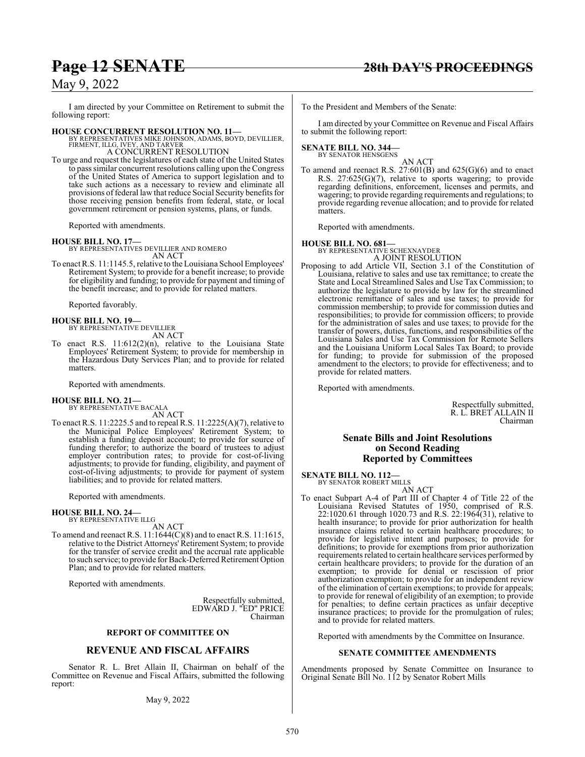I am directed by your Committee on Retirement to submit the following report:

**HOUSE CONCURRENT RESOLUTION NO. 11—**
BY REPRESENTATIVES MIKE JOHNSON, ADAMS, BOYD, DEVILLIER, FIRMENT, ILLG, IVEY, AND TARVER
A CONCURRENT RESOLUTION

To urge and request the legislatures of each state of the United States to pass similar concurrent resolutions calling upon the Congress of the United States of America to support legislation and to take such actions as a necessary to review and eliminate all provisions of federal law that reduce Social Security benefits for those receiving pension benefits from federal, state, or local government retirement or pension systems, plans, or funds.

Reported with amendments.

**HOUSE BILL NO. 17—**
BY REPRESENTATIVES DEVILLIER AND ROMERO
AN ACT

To enact R.S. 11:1145.5, relative to the Louisiana School Employees' Retirement System; to provide for a benefit increase; to provide for eligibility and funding; to provide for payment and timing of the benefit increase; and to provide for related matters.

Reported favorably.

**HOUSE BILL NO. 19—**
BY REPRESENTATIVE DEVILLIER
AN ACT

To enact R.S. 11:612(2)(n), relative to the Louisiana State Employees' Retirement System; to provide for membership in the Hazardous Duty Services Plan; and to provide for related matters.

Reported with amendments.

**HOUSE BILL NO. 21—**
BY REPRESENTATIVE BACALA
AN ACT

To enact R.S. 11:2225.5 and to repeal R.S. 11:2225(A)(7), relative to the Municipal Police Employees' Retirement System; to establish a funding deposit account; to provide for source of funding therefor; to authorize the board of trustees to adjust employer contribution rates; to provide for cost-of-living adjustments; to provide for funding, eligibility, and payment of cost-of-living adjustments; to provide for payment of system liabilities; and to provide for related matters.

Reported with amendments.

**HOUSE BILL NO. 24—**
BY REPRESENTATIVE ILLG
AN ACT

To amend and reenact R.S. 11:1644(C)(8) and to enact R.S. 11:1615, relative to the District Attorneys' Retirement System; to provide for the transfer of service credit and the accrual rate applicable to such service; to provide for Back-Deferred Retirement Option Plan; and to provide for related matters.

Reported with amendments.

Respectfully submitted,
EDWARD J. "ED" PRICE
Chairman

**REPORT OF COMMITTEE ON**

## REVENUE AND FISCAL AFFAIRS

Senator R. L. Bret Allain II, Chairman on behalf of the Committee on Revenue and Fiscal Affairs, submitted the following report:

May 9, 2022

To the President and Members of the Senate:

I am directed by your Committee on Revenue and Fiscal Affairs to submit the following report:

**SENATE BILL NO. 344—**
BY SENATOR HENSGENS
AN ACT

To amend and reenact R.S. 27:601(B) and 625(G)(6) and to enact R.S. 27:625(G)(7), relative to sports wagering; to provide regarding definitions, enforcement, licenses and permits, and wagering; to provide regarding requirements and regulations; to provide regarding revenue allocation; and to provide for related matters.

Reported with amendments.

**HOUSE BILL NO. 681—**
BY REPRESENTATIVE SCHEXNAYDER
A JOINT RESOLUTION

Proposing to add Article VII, Section 3.1 of the Constitution of Louisiana, relative to sales and use tax remittance; to create the State and Local Streamlined Sales and Use Tax Commission; to authorize the legislature to provide by law for the streamlined electronic remittance of sales and use taxes; to provide for commission membership; to provide for commission duties and responsibilities; to provide for commission officers; to provide for the administration of sales and use taxes; to provide for the transfer of powers, duties, functions, and responsibilities of the Louisiana Sales and Use Tax Commission for Remote Sellers and the Louisiana Uniform Local Sales Tax Board; to provide for funding; to provide for submission of the proposed amendment to the electors; to provide for effectiveness; and to provide for related matters.

Reported with amendments.

Respectfully submitted,
R. L. BRET ALLAIN II
Chairman

## Senate Bills and Joint Resolutions on Second Reading Reported by Committees

**SENATE BILL NO. 112—**
BY SENATOR ROBERT MILLS
AN ACT

To enact Subpart A-4 of Part III of Chapter 4 of Title 22 of the Louisiana Revised Statutes of 1950, comprised of R.S. 22:1020.61 through 1020.73 and R.S. 22:1964(31), relative to health insurance; to provide for prior authorization for health insurance claims related to certain healthcare procedures; to provide for legislative intent and purposes; to provide for definitions; to provide for exemptions from prior authorization requirements related to certain healthcare services performed by certain healthcare providers; to provide for the duration of an exemption; to provide for denial or rescission of prior authorization exemption; to provide for an independent review of the elimination of certain exemptions; to provide for appeals; to provide for renewal of eligibility of an exemption; to provide for penalties; to define certain practices as unfair deceptive insurance practices; to provide for the promulgation of rules; and to provide for related matters.

Reported with amendments by the Committee on Insurance.

**SENATE COMMITTEE AMENDMENTS**

Amendments proposed by Senate Committee on Insurance to Original Senate Bill No. 112 by Senator Robert Mills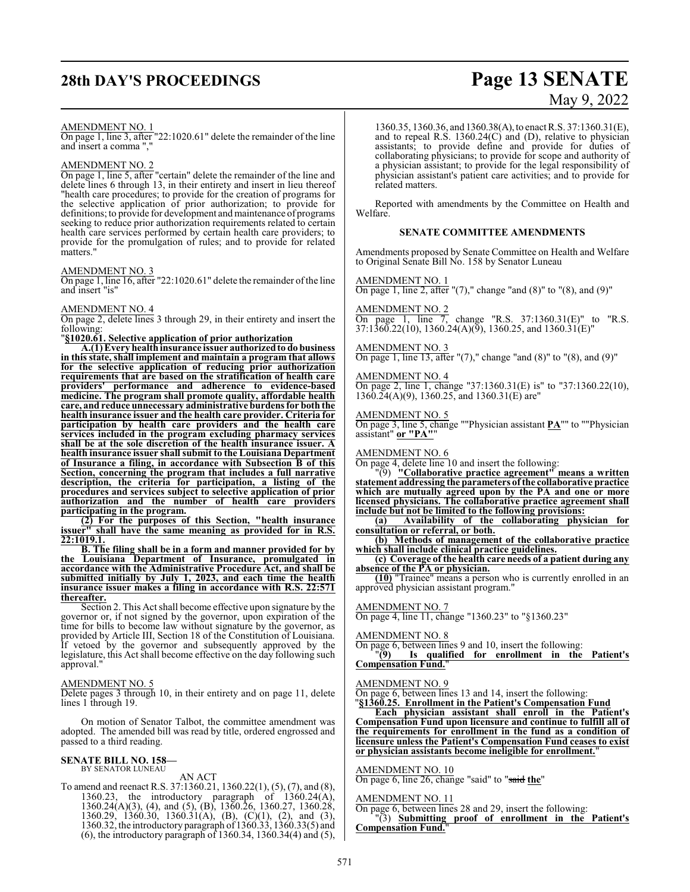AMENDMENT NO. 1

On page 1, line 3, after "22:1020.61" delete the remainder of the line and insert a comma ","

AMENDMENT NO. 2

On page 1, line 5, after "certain" delete the remainder of the line and delete lines 6 through 13, in their entirety and insert in lieu thereof "health care procedures; to provide for the creation of programs for the selective application of prior authorization; to provide for definitions; to provide for development and maintenance of programs seeking to reduce prior authorization requirements related to certain health care services performed by certain health care providers; to provide for the promulgation of rules; and to provide for related matters."

AMENDMENT NO. 3

On page 1, line 16, after "22:1020.61" delete the remainder of the line and insert "is"

AMENDMENT NO. 4

On page 2, delete lines 3 through 29, in their entirety and insert the following:

"**§1020.61. Selective application of prior authorization**

**A.(1) Every health insurance issuer authorized to do business in this state, shall implement and maintain a program that allows for the selective application of reducing prior authorization requirements that are based on the stratification of health care providers' performance and adherence to evidence-based medicine. The program shall promote quality, affordable health care, and reduce unnecessary administrative burdens for both the health insurance issuer and the health care provider. Criteria for participation by health care providers and the health care services included in the program excluding pharmacy services shall be at the sole discretion of the health insurance issuer. A health insurance issuer shall submit to the Louisiana Department of Insurance a filing, in accordance with Subsection B of this Section, concerning the program that includes a full narrative description, the criteria for participation, a listing of the procedures and services subject to selective application of prior authorization and the number of health care providers participating in the program.**

**(2) For the purposes of this Section, "health insurance issuer" shall have the same meaning as provided for in R.S. 22:1019.1.**

**B. The filing shall be in a form and manner provided for by the Louisiana Department of Insurance, promulgated in accordance with the Administrative Procedure Act, and shall be submitted initially by July 1, 2023, and each time the health insurance issuer makes a filing in accordance with R.S. 22:571 thereafter.**

Section 2. This Act shall become effective upon signature by the governor or, if not signed by the governor, upon expiration of the time for bills to become law without signature by the governor, as provided by Article III, Section 18 of the Constitution of Louisiana. If vetoed by the governor and subsequently approved by the legislature, this Act shall become effective on the day following such approval."

AMENDMENT NO. 5

Delete pages 3 through 10, in their entirety and on page 11, delete lines 1 through 19.

On motion of Senator Talbot, the committee amendment was adopted. The amended bill was read by title, ordered engrossed and passed to a third reading.

**SENATE BILL NO. 158—**
BY SENATOR LUNEAU

AN ACT

To amend and reenact R.S. 37:1360.21, 1360.22(1), (5), (7), and (8), 1360.23, the introductory paragraph of 1360.24(A), 1360.24(A)(3), (4), and (5), (B), 1360.26, 1360.27, 1360.28, 1360.29, 1360.30, 1360.31(A), (B), (C)(1), (2), and (3), 1360.32, the introductory paragraph of 1360.33, 1360.33(5) and (6), the introductory paragraph of 1360.34, 1360.34(4) and (5), 1360.35, 1360.36, and 1360.38(A), to enact R.S. 37:1360.31(E), and to repeal R.S. 1360.24(C) and (D), relative to physician assistants; to provide define and provide for duties of collaborating physicians; to provide for scope and authority of a physician assistant; to provide for the legal responsibility of physician assistant's patient care activities; and to provide for related matters.

Reported with amendments by the Committee on Health and Welfare.

**SENATE COMMITTEE AMENDMENTS**

Amendments proposed by Senate Committee on Health and Welfare to Original Senate Bill No. 158 by Senator Luneau

AMENDMENT NO. 1

On page 1, line 2, after "(7)," change "and (8)" to "(8), and (9)"

AMENDMENT NO. 2

On page 1, line 7, change "R.S. 37:1360.31(E)" to "R.S. 37:1360.22(10), 1360.24(A)(9), 1360.25, and 1360.31(E)"

AMENDMENT NO. 3

On page 1, line 13, after "(7)," change "and (8)" to "(8), and (9)"

AMENDMENT NO. 4

On page 2, line 1, change "37:1360.31(E) is" to "37:1360.22(10), 1360.24(A)(9), 1360.25, and 1360.31(E) are"

AMENDMENT NO. 5

On page 3, line 5, change ""Physician assistant **PA**"" to ""Physician assistant" **or "PA"**"

AMENDMENT NO. 6

On page 4, delete line 10 and insert the following:

"(9) **"Collaborative practice agreement" means a written statement addressing the parameters of the collaborative practice which are mutually agreed upon by the PA and one or more licensed physicians. The collaborative practice agreement shall include but not be limited to the following provisions:**

**(a) Availability of the collaborating physician for consultation or referral, or both.**

**(b) Methods of management of the collaborative practice which shall include clinical practice guidelines.**

**(c) Coverage of the health care needs of a patient during any absence of the PA or physician.**

**(10)** "Trainee" means a person who is currently enrolled in an approved physician assistant program."

AMENDMENT NO. 7

On page 4, line 11, change "1360.23" to "§1360.23"

AMENDMENT NO. 8

On page 6, between lines 9 and 10, insert the following:

"**(9) Is qualified for enrollment in the Patient's Compensation Fund.**"

AMENDMENT NO. 9

On page 6, between lines 13 and 14, insert the following:

"**§1360.25. Enrollment in the Patient's Compensation Fund**

**Each physician assistant shall enroll in the Patient's Compensation Fund upon licensure and continue to fulfill all of the requirements for enrollment in the fund as a condition of licensure unless the Patient's Compensation Fund ceases to exist or physician assistants become ineligible for enrollment.**"

AMENDMENT NO. 10

On page 6, line 26, change "said" to "~~said~~ **the**"

AMENDMENT NO. 11

On page 6, between lines 28 and 29, insert the following:

"(3) **Submitting proof of enrollment in the Patient's Compensation Fund.**"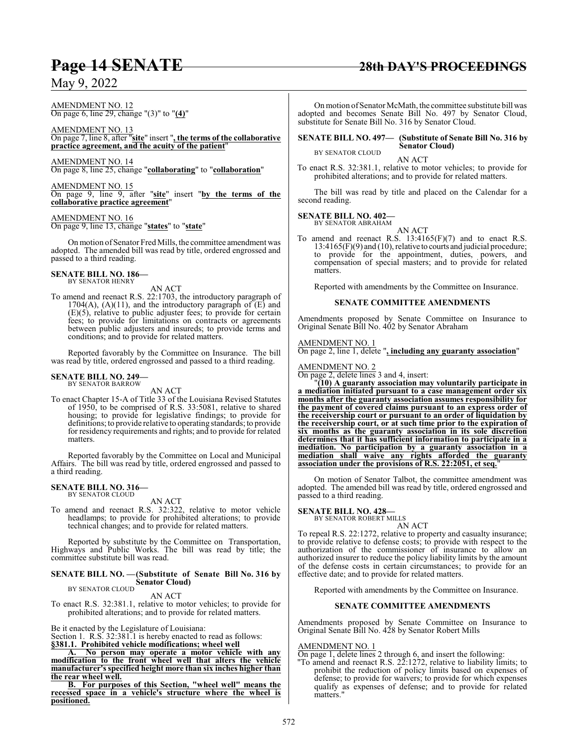AMENDMENT NO. 12
On page 6, line 29, change "(3)" to "**(4)**"

AMENDMENT NO. 13
On page 7, line 8, after "**site**" insert "**, the terms of the collaborative practice agreement, and the acuity of the patient**"

AMENDMENT NO. 14
On page 8, line 25, change "**collaborating**" to "**collaboration**"

AMENDMENT NO. 15
On page 9, line 9, after "**site**" insert "**by the terms of the collaborative practice agreement**"

AMENDMENT NO. 16
On page 9, line 13, change "**states**" to "**state**"

On motion of Senator Fred Mills, the committee amendment was adopted. The amended bill was read by title, ordered engrossed and passed to a third reading.

**SENATE BILL NO. 186—**
BY SENATOR HENRY

AN ACT

To amend and reenact R.S. 22:1703, the introductory paragraph of 1704(A), (A)(11), and the introductory paragraph of (E) and (E)(5), relative to public adjuster fees; to provide for certain fees; to provide for limitations on contracts or agreements between public adjusters and insureds; to provide terms and conditions; and to provide for related matters.

Reported favorably by the Committee on Insurance. The bill was read by title, ordered engrossed and passed to a third reading.

**SENATE BILL NO. 249—**
BY SENATOR BARROW

AN ACT

To enact Chapter 15-A of Title 33 of the Louisiana Revised Statutes of 1950, to be comprised of R.S. 33:5081, relative to shared housing; to provide for legislative findings; to provide for definitions; to provide relative to operating standards; to provide for residency requirements and rights; and to provide for related matters.

Reported favorably by the Committee on Local and Municipal Affairs. The bill was read by title, ordered engrossed and passed to a third reading.

**SENATE BILL NO. 316—**
BY SENATOR CLOUD

AN ACT

To amend and reenact R.S. 32:322, relative to motor vehicle headlamps; to provide for prohibited alterations; to provide technical changes; and to provide for related matters.

Reported by substitute by the Committee on Transportation, Highways and Public Works. The bill was read by title; the committee substitute bill was read.

**SENATE BILL NO. —(Substitute of Senate Bill No. 316 by Senator Cloud)**
BY SENATOR CLOUD

AN ACT

To enact R.S. 32:381.1, relative to motor vehicles; to provide for prohibited alterations; and to provide for related matters.

Be it enacted by the Legislature of Louisiana:
Section 1. R.S. 32:381.1 is hereby enacted to read as follows:
**§381.1. Prohibited vehicle modifications; wheel well**

**A. No person may operate a motor vehicle with any modification to the front wheel well that alters the vehicle manufacturer's specified height more than six inches higher than the rear wheel well.**

**B. For purposes of this Section, "wheel well" means the recessed space in a vehicle's structure where the wheel is positioned.**

On motion of Senator McMath, the committee substitute bill was adopted and becomes Senate Bill No. 497 by Senator Cloud, substitute for Senate Bill No. 316 by Senator Cloud.

**SENATE BILL NO. 497— (Substitute of Senate Bill No. 316 by Senator Cloud)**
BY SENATOR CLOUD

AN ACT

To enact R.S. 32:381.1, relative to motor vehicles; to provide for prohibited alterations; and to provide for related matters.

The bill was read by title and placed on the Calendar for a second reading.

**SENATE BILL NO. 402—**
BY SENATOR ABRAHAM

AN ACT

To amend and reenact R.S. 13:4165(F)(7) and to enact R.S. 13:4165(F)(9) and (10), relative to courts and judicial procedure; to provide for the appointment, duties, powers, and compensation of special masters; and to provide for related matters.

Reported with amendments by the Committee on Insurance.

**SENATE COMMITTEE AMENDMENTS**

Amendments proposed by Senate Committee on Insurance to Original Senate Bill No. 402 by Senator Abraham

AMENDMENT NO. 1
On page 2, line 1, delete "**, including any guaranty association**"

AMENDMENT NO. 2
On page 2, delete lines 3 and 4, insert:

"**(10) A guaranty association may voluntarily participate in a mediation initiated pursuant to a case management order six months after the guaranty association assumes responsibility for the payment of covered claims pursuant to an express order of the receivership court or pursuant to an order of liquidation by the receivership court, or at such time prior to the expiration of six months as the guaranty association in its sole discretion determines that it has sufficient information to participate in a mediation. No participation by a guaranty association in a mediation shall waive any rights afforded the guaranty association under the provisions of R.S. 22:2051, et seq.**"

On motion of Senator Talbot, the committee amendment was adopted. The amended bill was read by title, ordered engrossed and passed to a third reading.

**SENATE BILL NO. 428—**
BY SENATOR ROBERT MILLS

AN ACT

To repeal R.S. 22:1272, relative to property and casualty insurance; to provide relative to defense costs; to provide with respect to the authorization of the commissioner of insurance to allow an authorized insurer to reduce the policy liability limits by the amount of the defense costs in certain circumstances; to provide for an effective date; and to provide for related matters.

Reported with amendments by the Committee on Insurance.

**SENATE COMMITTEE AMENDMENTS**

Amendments proposed by Senate Committee on Insurance to Original Senate Bill No. 428 by Senator Robert Mills

AMENDMENT NO. 1
On page 1, delete lines 2 through 6, and insert the following:

"To amend and reenact R.S. 22:1272, relative to liability limits; to prohibit the reduction of policy limits based on expenses of defense; to provide for waivers; to provide for which expenses qualify as expenses of defense; and to provide for related matters."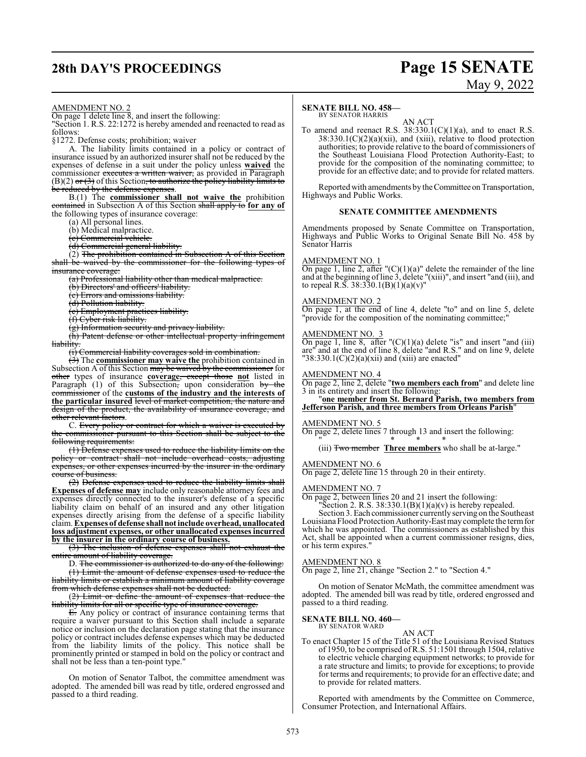AMENDMENT NO. 2

On page 1 delete line 8, and insert the following:

"Section 1. R.S. 22:1272 is hereby amended and reenacted to read as follows:

§1272. Defense costs; prohibition; waiver

A. The liability limits contained in a policy or contract of insurance issued by an authorized insurer shall not be reduced by the expenses of defense in a suit under the policy unless **waived** the commissioner ~~executes a written waiver,~~ as provided in Paragraph (B)(2) ~~or (3)~~ of this Section~~, to authorize the policy liability limits to be reduced by the defense expenses~~.

B.(1) The **commissioner shall not waive the** prohibition ~~contained~~ in Subsection A of this Section ~~shall apply to~~ **for any of** the following types of insurance coverage:

(a) All personal lines.

(b) Medical malpractice.

~~(c) Commercial vehicle.~~

~~(d) Commercial general liability.~~

(2) ~~The prohibition contained in Subsection A of this Section shall be waived by the commissioner for the following types of insurance coverage:~~

~~(a) Professional liability other than medical malpractice.~~

~~(b) Directors' and officers' liability.~~

~~(c) Errors and omissions liability.~~

~~(d) Pollution liability.~~

~~(e) Employment practices liability.~~

~~(f) Cyber risk liability.~~

~~(g) Information security and privacy liability.~~

~~(h) Patent defense or other intellectual property infringement liability.~~

~~(i) Commercial liability coverages sold in combination.~~

~~(3)~~ The **commissioner may waive the** prohibition contained in Subsection A of this Section ~~may be waived by the commissioner~~ for ~~other~~ types of insurance **coverage**~~, except those~~ **not** listed in Paragraph (1) of this Subsection~~,~~ upon consideration ~~by the commissioner~~ of the **customs of the industry and the interests of the particular insured** ~~level of market competition, the nature and design of the product, the availability of insurance coverage, and other relevant factors~~.

C. ~~Every policy or contract for which a waiver is executed by the commissioner pursuant to this Section shall be subject to the following requirements:~~

~~(1) Defense expenses used to reduce the liability limits on the policy or contract shall not include overhead costs, adjusting expenses, or other expenses incurred by the insurer in the ordinary course of business.~~

~~(2) Defense expenses used to reduce the liability limits shall~~ **Expenses of defense may** include only reasonable attorney fees and expenses directly connected to the insurer's defense of a specific liability claim on behalf of an insured and any other litigation expenses directly arising from the defense of a specific liability claim. **Expenses of defense shall not include overhead, unallocated loss adjustment expenses, or other unallocated expenses incurred by the insurer in the ordinary course of business.**

~~(3) The inclusion of defense expenses shall not exhaust the entire amount of liability coverage.~~

D. ~~The commissioner is authorized to do any of the following:~~

~~(1) Limit the amount of defense expenses used to reduce the liability limits or establish a minimum amount of liability coverage from which defense expenses shall not be deducted.~~

~~(2) Limit or define the amount of expenses that reduce the liability limits for all or specific type of insurance coverage.~~

~~E.~~ Any policy or contract of insurance containing terms that require a waiver pursuant to this Section shall include a separate notice or inclusion on the declaration page stating that the insurance policy or contract includes defense expenses which may be deducted from the liability limits of the policy. This notice shall be prominently printed or stamped in bold on the policy or contract and shall not be less than a ten-point type."

On motion of Senator Talbot, the committee amendment was adopted. The amended bill was read by title, ordered engrossed and passed to a third reading.

**SENATE BILL NO. 458—**
BY SENATOR HARRIS

AN ACT

To amend and reenact R.S. 38:330.1(C)(1)(a), and to enact R.S. 38:330.1(C)(2)(a)(xii), and (xiii), relative to flood protection authorities; to provide relative to the board of commissioners of the Southeast Louisiana Flood Protection Authority-East; to provide for the composition of the nominating committee; to provide for an effective date; and to provide for related matters.

Reported with amendments by the Committee on Transportation, Highways and Public Works.

**SENATE COMMITTEE AMENDMENTS**

Amendments proposed by Senate Committee on Transportation, Highways and Public Works to Original Senate Bill No. 458 by Senator Harris

AMENDMENT NO. 1

On page 1, line 2, after "(C)(1)(a)" delete the remainder of the line and at the beginning of line 3, delete "(xiii)", and insert "and (iii), and to repeal R.S. 38:330.1(B)(1)(a)(v)"

AMENDMENT NO. 2

On page 1, at the end of line 4, delete "to" and on line 5, delete "provide for the composition of the nominating committee;"

AMENDMENT NO. 3

On page 1, line 8, after "(C)(1)(a) delete "is" and insert "and (iii) are" and at the end of line 8, delete "and R.S." and on line 9, delete "38:330.1(C)(2)(a)(xii) and (xiii) are enacted"

AMENDMENT NO. 4

On page 2, line 2, delete "**two members each from**" and delete line 3 in its entirety and insert the following:

"**one member from St. Bernard Parish, two members from Jefferson Parish, and three members from Orleans Parish**"

AMENDMENT NO. 5

On page 2, delete lines 7 through 13 and insert the following:

" \* \* \*

(iii) ~~Two member~~ **Three members** who shall be at-large."

AMENDMENT NO. 6

On page 2, delete line 15 through 20 in their entirety.

AMENDMENT NO. 7

On page 2, between lines 20 and 21 insert the following:

"Section 2. R.S. 38:330.1(B)(1)(a)(v) is hereby repealed.

Section 3. Each commissioner currently serving on the Southeast Louisiana Flood Protection Authority-East may complete the term for which he was appointed. The commissioners as established by this Act, shall be appointed when a current commissioner resigns, dies, or his term expires."

AMENDMENT NO. 8

On page 2, line 21, change "Section 2." to "Section 4."

On motion of Senator McMath, the committee amendment was adopted. The amended bill was read by title, ordered engrossed and passed to a third reading.

**SENATE BILL NO. 460—**
BY SENATOR WARD

AN ACT

To enact Chapter 15 of the Title 51 of the Louisiana Revised Statues of 1950, to be comprised of R.S. 51:1501 through 1504, relative to electric vehicle charging equipment networks; to provide for a rate structure and limits; to provide for exceptions; to provide for terms and requirements; to provide for an effective date; and to provide for related matters.

Reported with amendments by the Committee on Commerce, Consumer Protection, and International Affairs.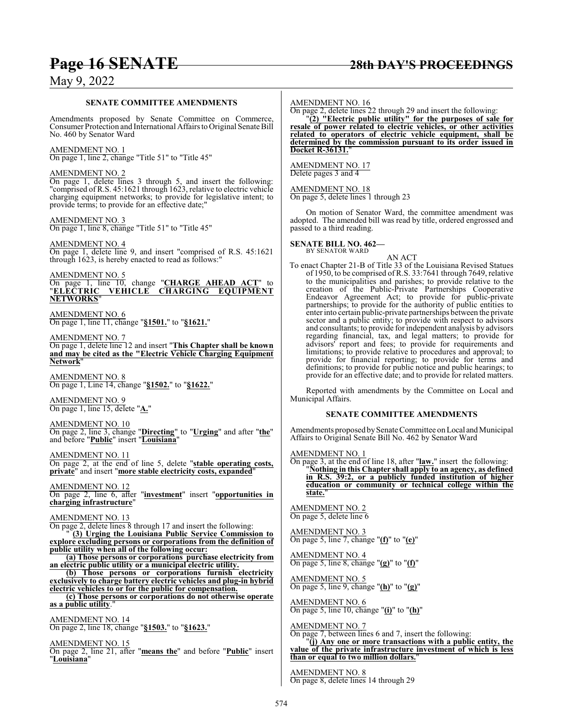**SENATE COMMITTEE AMENDMENTS**

Amendments proposed by Senate Committee on Commerce, Consumer Protection and International Affairs to Original Senate Bill No. 460 by Senator Ward

AMENDMENT NO. 1
On page 1, line 2, change "Title 51" to "Title 45"

AMENDMENT NO. 2
On page 1, delete lines 3 through 5, and insert the following: "comprised of R.S. 45:1621 through 1623, relative to electric vehicle charging equipment networks; to provide for legislative intent; to provide terms; to provide for an effective date;"

AMENDMENT NO. 3
On page 1, line 8, change "Title 51" to "Title 45"

AMENDMENT NO. 4
On page 1, delete line 9, and insert "comprised of R.S. 45:1621 through 1623, is hereby enacted to read as follows:"

AMENDMENT NO. 5
On page 1, line 10, change "**CHARGE AHEAD ACT**" to "**ELECTRIC VEHICLE CHARGING EQUIPMENT NETWORKS**"

AMENDMENT NO. 6
On page 1, line 11, change "**§1501.**" to "**§1621.**"

AMENDMENT NO. 7
On page 1, delete line 12 and insert "**This Chapter shall be known and may be cited as the "Electric Vehicle Charging Equipment Network**"

AMENDMENT NO. 8
On page 1, Line 14, change "**§1502.**" to "**§1622.**"

AMENDMENT NO. 9
On page 1, line 15, delete "**A.**"

AMENDMENT NO. 10
On page 2, line 3, change "**Directing**" to "**Urging**" and after "**the**" and before "**Public**" insert "**Louisiana**"

AMENDMENT NO. 11
On page 2, at the end of line 5, delete "**stable operating costs, private**" and insert "**more stable electricity costs, expanded**"

AMENDMENT NO. 12
On page 2, line 6, after "**investment**" insert "**opportunities in charging infrastructure**"

AMENDMENT NO. 13
On page 2, delete lines 8 through 17 and insert the following:

" **(3) Urging the Louisiana Public Service Commission to explore excluding persons or corporations from the definition of public utility when all of the following occur:**

**(a) Those persons or corporations purchase electricity from an electric public utility or a municipal electric utility.**

**(b) Those persons or corporations furnish electricity exclusively to charge battery electric vehicles and plug-in hybrid electric vehicles to or for the public for compensation.**

**(c) Those persons or corporations do not otherwise operate as a public utility.**"

AMENDMENT NO. 14
On page 2, line 18, change "**§1503.**" to "**§1623.**"

AMENDMENT NO. 15
On page 2, line 21, after "**means the**" and before "**Public**" insert "**Louisiana**"

AMENDMENT NO. 16
On page 2, delete lines 22 through 29 and insert the following:

"**(2) "Electric public utility" for the purposes of sale for resale of power related to electric vehicles, or other activities related to operators of electric vehicle equipment, shall be determined by the commission pursuant to its order issued in Docket R-36131.**"

AMENDMENT NO. 17
Delete pages 3 and 4

AMENDMENT NO. 18
On page 5, delete lines 1 through 23

On motion of Senator Ward, the committee amendment was adopted. The amended bill was read by title, ordered engrossed and passed to a third reading.

**SENATE BILL NO. 462—**
BY SENATOR WARD

AN ACT

To enact Chapter 21-B of Title 33 of the Louisiana Revised Statues of 1950, to be comprised of R.S. 33:7641 through 7649, relative to the municipalities and parishes; to provide relative to the creation of the Public-Private Partnerships Cooperative Endeavor Agreement Act; to provide for public-private partnerships; to provide for the authority of public entities to enter into certain public-private partnerships between the private sector and a public entity; to provide with respect to advisors and consultants; to provide for independent analysis by advisors regarding financial, tax, and legal matters; to provide for advisors' report and fees; to provide for requirements and limitations; to provide relative to procedures and approval; to provide for financial reporting; to provide for terms and definitions; to provide for public notice and public hearings; to provide for an effective date; and to provide for related matters.

Reported with amendments by the Committee on Local and Municipal Affairs.

**SENATE COMMITTEE AMENDMENTS**

Amendments proposed by Senate Committee on Local and Municipal Affairs to Original Senate Bill No. 462 by Senator Ward

AMENDMENT NO. 1
On page 3, at the end of line 18, after "**law.**" insert the following:

"**Nothing in this Chapter shall apply to an agency, as defined in R.S. 39:2, or a publicly funded institution of higher education or community or technical college within the state.**"

AMENDMENT NO. 2
On page 5, delete line 6

AMENDMENT NO. 3
On page 5, line 7, change "**(f)**" to "**(e)**"

AMENDMENT NO. 4
On page 5, line 8, change "**(g)**" to "**(f)**"

AMENDMENT NO. 5
On page 5, line 9, change "**(h)**" to "**(g)**"

AMENDMENT NO. 6
On page 5, line 10, change "**(i)**" to "**(h)**"

AMENDMENT NO. 7
On page 7, between lines 6 and 7, insert the following:

"**(j) Any one or more transactions with a public entity, the value of the private infrastructure investment of which is less than or equal to two million dollars.**"

AMENDMENT NO. 8
On page 8, delete lines 14 through 29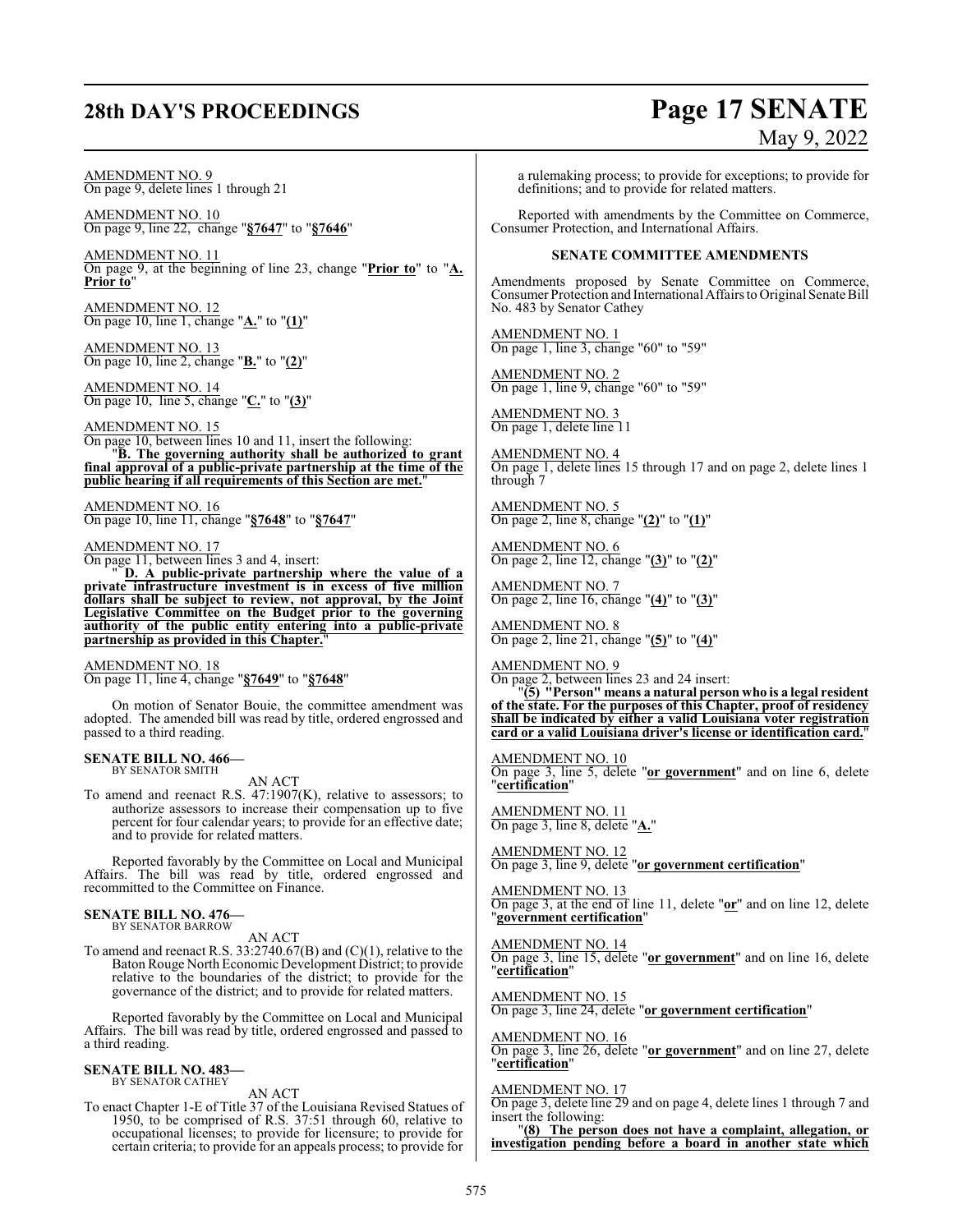AMENDMENT NO. 9
On page 9, delete lines 1 through 21

AMENDMENT NO. 10
On page 9, line 22, change "**§7647**" to "**§7646**"

AMENDMENT NO. 11
On page 9, at the beginning of line 23, change "**Prior to**" to "**A. Prior to**"

AMENDMENT NO. 12
On page 10, line 1, change "**A.**" to "**(1)**"

AMENDMENT NO. 13
On page 10, line 2, change "**B.**" to "**(2)**"

AMENDMENT NO. 14
On page 10, line 5, change "**C.**" to "**(3)**"

AMENDMENT NO. 15
On page 10, between lines 10 and 11, insert the following:
"**B. The governing authority shall be authorized to grant final approval of a public-private partnership at the time of the public hearing if all requirements of this Section are met.**"

AMENDMENT NO. 16
On page 10, line 11, change "**§7648**" to "**§7647**"

AMENDMENT NO. 17
On page 11, between lines 3 and 4, insert:
" **D. A public-private partnership where the value of a private infrastructure investment is in excess of five million dollars shall be subject to review, not approval, by the Joint Legislative Committee on the Budget prior to the governing authority of the public entity entering into a public-private partnership as provided in this Chapter.**"

AMENDMENT NO. 18
On page 11, line 4, change "**§7649**" to "**§7648**"

On motion of Senator Bouie, the committee amendment was adopted. The amended bill was read by title, ordered engrossed and passed to a third reading.

**SENATE BILL NO. 466—**
BY SENATOR SMITH

AN ACT

To amend and reenact R.S. 47:1907(K), relative to assessors; to authorize assessors to increase their compensation up to five percent for four calendar years; to provide for an effective date; and to provide for related matters.

Reported favorably by the Committee on Local and Municipal Affairs. The bill was read by title, ordered engrossed and recommitted to the Committee on Finance.

**SENATE BILL NO. 476—**
BY SENATOR BARROW

AN ACT

To amend and reenact R.S. 33:2740.67(B) and (C)(1), relative to the Baton Rouge North Economic Development District; to provide relative to the boundaries of the district; to provide for the governance of the district; and to provide for related matters.

Reported favorably by the Committee on Local and Municipal Affairs. The bill was read by title, ordered engrossed and passed to a third reading.

**SENATE BILL NO. 483—**
BY SENATOR CATHEY

AN ACT

To enact Chapter 1-E of Title 37 of the Louisiana Revised Statues of 1950, to be comprised of R.S. 37:51 through 60, relative to occupational licenses; to provide for licensure; to provide for certain criteria; to provide for an appeals process; to provide for a rulemaking process; to provide for exceptions; to provide for definitions; and to provide for related matters.

Reported with amendments by the Committee on Commerce, Consumer Protection, and International Affairs.

**SENATE COMMITTEE AMENDMENTS**

Amendments proposed by Senate Committee on Commerce, Consumer Protection and International Affairs to Original Senate Bill No. 483 by Senator Cathey

AMENDMENT NO. 1
On page 1, line 3, change "60" to "59"

AMENDMENT NO. 2
On page 1, line 9, change "60" to "59"

AMENDMENT NO. 3
On page 1, delete line 11

AMENDMENT NO. 4
On page 1, delete lines 15 through 17 and on page 2, delete lines 1 through 7

AMENDMENT NO. 5
On page 2, line 8, change "**(2)**" to "**(1)**"

AMENDMENT NO. 6
On page 2, line 12, change "**(3)**" to "**(2)**"

AMENDMENT NO. 7
On page 2, line 16, change "**(4)**" to "**(3)**"

AMENDMENT NO. 8
On page 2, line 21, change "**(5)**" to "**(4)**"

AMENDMENT NO. 9
On page 2, between lines 23 and 24 insert:
"**(5) "Person" means a natural person who is a legal resident of the state. For the purposes of this Chapter, proof of residency shall be indicated by either a valid Louisiana voter registration card or a valid Louisiana driver's license or identification card.**"

AMENDMENT NO. 10
On page 3, line 5, delete "**or government**" and on line 6, delete "**certification**"

AMENDMENT NO. 11
On page 3, line 8, delete "**A.**"

AMENDMENT NO. 12
On page 3, line 9, delete "**or government certification**"

AMENDMENT NO. 13
On page 3, at the end of line 11, delete "**or**" and on line 12, delete "**government certification**"

AMENDMENT NO. 14
On page 3, line 15, delete "**or government**" and on line 16, delete "**certification**"

AMENDMENT NO. 15
On page 3, line 24, delete "**or government certification**"

AMENDMENT NO. 16
On page 3, line 26, delete "**or government**" and on line 27, delete "**certification**"

AMENDMENT NO. 17
On page 3, delete line 29 and on page 4, delete lines 1 through 7 and insert the following:
"**(8) The person does not have a complaint, allegation, or investigation pending before a board in another state which**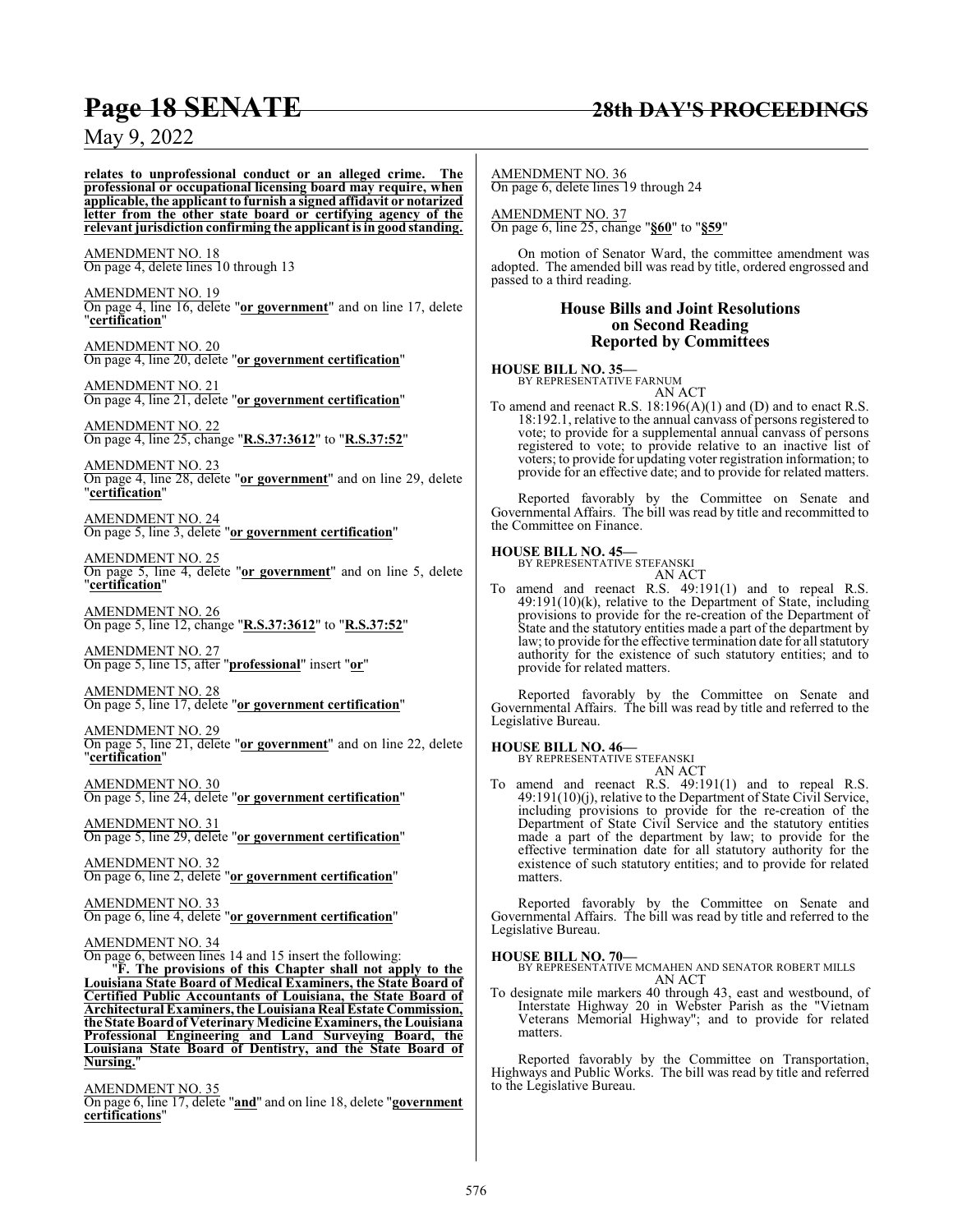**relates to unprofessional conduct or an alleged crime. The professional or occupational licensing board may require, when applicable, the applicant to furnish a signed affidavit or notarized letter from the other state board or certifying agency of the relevant jurisdiction confirming the applicant is in good standing.**

AMENDMENT NO. 18
On page 4, delete lines 10 through 13

AMENDMENT NO. 19
On page 4, line 16, delete "**or government**" and on line 17, delete "**certification**"

AMENDMENT NO. 20
On page 4, line 20, delete "**or government certification**"

AMENDMENT NO. 21
On page 4, line 21, delete "**or government certification**"

AMENDMENT NO. 22
On page 4, line 25, change "**R.S.37:3612**" to "**R.S.37:52**"

AMENDMENT NO. 23
On page 4, line 28, delete "**or government**" and on line 29, delete "**certification**"

AMENDMENT NO. 24
On page 5, line 3, delete "**or government certification**"

AMENDMENT NO. 25
On page 5, line 4, delete "**or government**" and on line 5, delete "**certification**"

AMENDMENT NO. 26
On page 5, line 12, change "**R.S.37:3612**" to "**R.S.37:52**"

AMENDMENT NO. 27
On page 5, line 15, after "**professional**" insert "**or**"

AMENDMENT NO. 28
On page 5, line 17, delete "**or government certification**"

AMENDMENT NO. 29
On page 5, line 21, delete "**or government**" and on line 22, delete "**certification**"

AMENDMENT NO. 30
On page 5, line 24, delete "**or government certification**"

AMENDMENT NO. 31
On page 5, line 29, delete "**or government certification**"

AMENDMENT NO. 32
On page 6, line 2, delete "**or government certification**"

AMENDMENT NO. 33
On page 6, line 4, delete "**or government certification**"

AMENDMENT NO. 34
On page 6, between lines 14 and 15 insert the following:

"**F. The provisions of this Chapter shall not apply to the Louisiana State Board of Medical Examiners, the State Board of Certified Public Accountants of Louisiana, the State Board of Architectural Examiners, the Louisiana Real Estate Commission, the State Board of Veterinary Medicine Examiners, the Louisiana Professional Engineering and Land Surveying Board, the Louisiana State Board of Dentistry, and the State Board of Nursing.**"

AMENDMENT NO. 35
On page 6, line 17, delete "**and**" and on line 18, delete "**government certifications**"

AMENDMENT NO. 36
On page 6, delete lines 19 through 24

AMENDMENT NO. 37
On page 6, line 25, change "**§60**" to "**§59**"

On motion of Senator Ward, the committee amendment was adopted. The amended bill was read by title, ordered engrossed and passed to a third reading.

## House Bills and Joint Resolutions on Second Reading Reported by Committees

**HOUSE BILL NO. 35—**
BY REPRESENTATIVE FARNUM
AN ACT
To amend and reenact R.S. 18:196(A)(1) and (D) and to enact R.S. 18:192.1, relative to the annual canvass of persons registered to vote; to provide for a supplemental annual canvass of persons registered to vote; to provide relative to an inactive list of voters; to provide for updating voter registration information; to provide for an effective date; and to provide for related matters.

Reported favorably by the Committee on Senate and Governmental Affairs. The bill was read by title and recommitted to the Committee on Finance.

**HOUSE BILL NO. 45—**
BY REPRESENTATIVE STEFANSKI
AN ACT
To amend and reenact R.S. 49:191(1) and to repeal R.S. 49:191(10)(k), relative to the Department of State, including provisions to provide for the re-creation of the Department of State and the statutory entities made a part of the department by law; to provide for the effective termination date for all statutory authority for the existence of such statutory entities; and to provide for related matters.

Reported favorably by the Committee on Senate and Governmental Affairs. The bill was read by title and referred to the Legislative Bureau.

**HOUSE BILL NO. 46—**
BY REPRESENTATIVE STEFANSKI
AN ACT
To amend and reenact R.S. 49:191(1) and to repeal R.S. 49:191(10)(j), relative to the Department of State Civil Service, including provisions to provide for the re-creation of the Department of State Civil Service and the statutory entities made a part of the department by law; to provide for the effective termination date for all statutory authority for the existence of such statutory entities; and to provide for related matters.

Reported favorably by the Committee on Senate and Governmental Affairs. The bill was read by title and referred to the Legislative Bureau.

**HOUSE BILL NO. 70—**
BY REPRESENTATIVE MCMAHEN AND SENATOR ROBERT MILLS
AN ACT
To designate mile markers 40 through 43, east and westbound, of Interstate Highway 20 in Webster Parish as the "Vietnam Veterans Memorial Highway"; and to provide for related matters.

Reported favorably by the Committee on Transportation, Highways and Public Works. The bill was read by title and referred to the Legislative Bureau.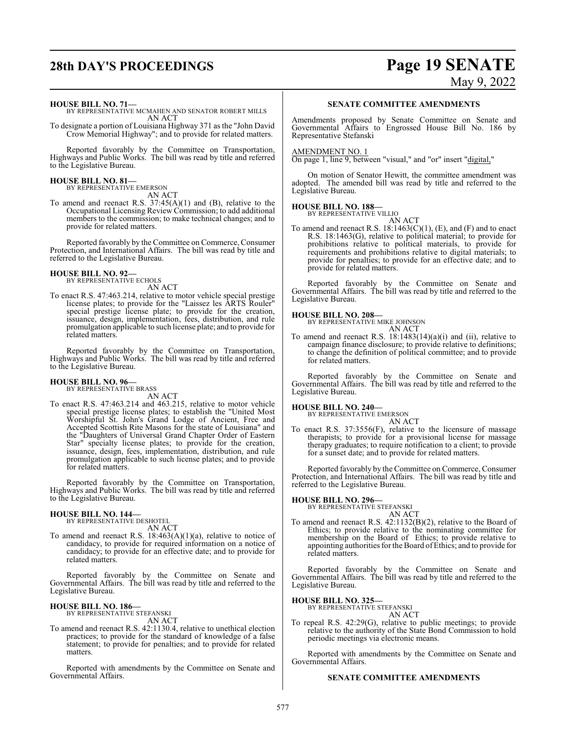**HOUSE BILL NO. 71—**
BY REPRESENTATIVE MCMAHEN AND SENATOR ROBERT MILLS
AN ACT

To designate a portion of Louisiana Highway 371 as the "John David Crow Memorial Highway"; and to provide for related matters.

Reported favorably by the Committee on Transportation, Highways and Public Works. The bill was read by title and referred to the Legislative Bureau.

**HOUSE BILL NO. 81—**
BY REPRESENTATIVE EMERSON
AN ACT

To amend and reenact R.S. 37:45(A)(1) and (B), relative to the Occupational Licensing Review Commission; to add additional members to the commission; to make technical changes; and to provide for related matters.

Reported favorably by the Committee on Commerce, Consumer Protection, and International Affairs. The bill was read by title and referred to the Legislative Bureau.

**HOUSE BILL NO. 92—**
BY REPRESENTATIVE ECHOLS
AN ACT

To enact R.S. 47:463.214, relative to motor vehicle special prestige license plates; to provide for the "Laissez les ARTS Rouler" special prestige license plate; to provide for the creation, issuance, design, implementation, fees, distribution, and rule promulgation applicable to such license plate; and to provide for related matters.

Reported favorably by the Committee on Transportation, Highways and Public Works. The bill was read by title and referred to the Legislative Bureau.

**HOUSE BILL NO. 96—**
BY REPRESENTATIVE BRASS
AN ACT

To enact R.S. 47:463.214 and 463.215, relative to motor vehicle special prestige license plates; to establish the "United Most Worshipful St. John's Grand Lodge of Ancient, Free and Accepted Scottish Rite Masons for the state of Louisiana" and the "Daughters of Universal Grand Chapter Order of Eastern Star" specialty license plates; to provide for the creation, issuance, design, fees, implementation, distribution, and rule promulgation applicable to such license plates; and to provide for related matters.

Reported favorably by the Committee on Transportation, Highways and Public Works. The bill was read by title and referred to the Legislative Bureau.

**HOUSE BILL NO. 144—**
BY REPRESENTATIVE DESHOTEL
AN ACT

To amend and reenact R.S. 18:463(A)(1)(a), relative to notice of candidacy, to provide for required information on a notice of candidacy; to provide for an effective date; and to provide for related matters.

Reported favorably by the Committee on Senate and Governmental Affairs. The bill was read by title and referred to the Legislative Bureau.

**HOUSE BILL NO. 186—**
BY REPRESENTATIVE STEFANSKI
AN ACT

To amend and reenact R.S. 42:1130.4, relative to unethical election practices; to provide for the standard of knowledge of a false statement; to provide for penalties; and to provide for related matters.

Reported with amendments by the Committee on Senate and Governmental Affairs.

**SENATE COMMITTEE AMENDMENTS**

Amendments proposed by Senate Committee on Senate and Governmental Affairs to Engrossed House Bill No. 186 by Representative Stefanski

AMENDMENT NO. 1
On page 1, line 9, between "visual," and "or" insert "digital,"

On motion of Senator Hewitt, the committee amendment was adopted. The amended bill was read by title and referred to the Legislative Bureau.

**HOUSE BILL NO. 188—**
BY REPRESENTATIVE VILLIO
AN ACT

To amend and reenact R.S. 18:1463(C)(1), (E), and (F) and to enact R.S. 18:1463(G), relative to political material; to provide for prohibitions relative to political materials, to provide for requirements and prohibitions relative to digital materials; to provide for penalties; to provide for an effective date; and to provide for related matters.

Reported favorably by the Committee on Senate and Governmental Affairs. The bill was read by title and referred to the Legislative Bureau.

**HOUSE BILL NO. 208—**
BY REPRESENTATIVE MIKE JOHNSON
AN ACT

To amend and reenact R.S. 18:1483(14)(a)(i) and (ii), relative to campaign finance disclosure; to provide relative to definitions; to change the definition of political committee; and to provide for related matters.

Reported favorably by the Committee on Senate and Governmental Affairs. The bill was read by title and referred to the Legislative Bureau.

**HOUSE BILL NO. 240—**
BY REPRESENTATIVE EMERSON
AN ACT

To enact R.S. 37:3556(F), relative to the licensure of massage therapists; to provide for a provisional license for massage therapy graduates; to require notification to a client; to provide for a sunset date; and to provide for related matters.

Reported favorably by the Committee on Commerce, Consumer Protection, and International Affairs. The bill was read by title and referred to the Legislative Bureau.

**HOUSE BILL NO. 296—**
BY REPRESENTATIVE STEFANSKI
AN ACT

To amend and reenact R.S. 42:1132(B)(2), relative to the Board of Ethics; to provide relative to the nominating committee for membership on the Board of Ethics; to provide relative to appointing authorities for the Board of Ethics; and to provide for related matters.

Reported favorably by the Committee on Senate and Governmental Affairs. The bill was read by title and referred to the Legislative Bureau.

**HOUSE BILL NO. 325—**
BY REPRESENTATIVE STEFANSKI
AN ACT

To repeal R.S. 42:29(G), relative to public meetings; to provide relative to the authority of the State Bond Commission to hold periodic meetings via electronic means.

Reported with amendments by the Committee on Senate and Governmental Affairs.

**SENATE COMMITTEE AMENDMENTS**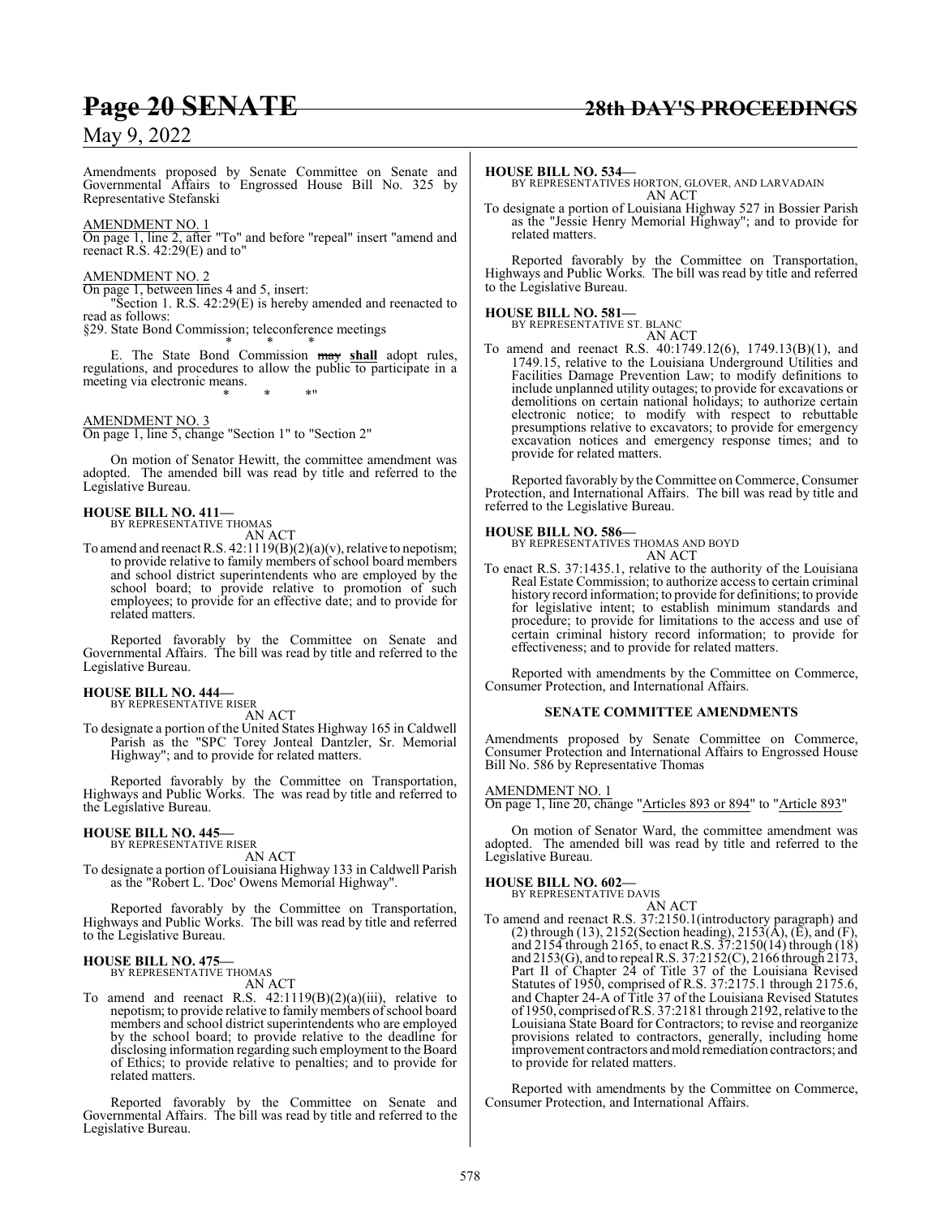Amendments proposed by Senate Committee on Senate and Governmental Affairs to Engrossed House Bill No. 325 by Representative Stefanski

AMENDMENT NO. 1

On page 1, line 2, after "To" and before "repeal" insert "amend and reenact R.S. 42:29(E) and to"

AMENDMENT NO. 2

On page 1, between lines 4 and 5, insert:

"Section 1. R.S. 42:29(E) is hereby amended and reenacted to read as follows:

§29. State Bond Commission; teleconference meetings

\* \* \*

E. The State Bond Commission ~~may~~ **shall** adopt rules, regulations, and procedures to allow the public to participate in a meeting via electronic means.

\* \* \*"

AMENDMENT NO. 3

On page 1, line 5, change "Section 1" to "Section 2"

On motion of Senator Hewitt, the committee amendment was adopted. The amended bill was read by title and referred to the Legislative Bureau.

**HOUSE BILL NO. 411—**
BY REPRESENTATIVE THOMAS
AN ACT

To amend and reenact R.S. 42:1119(B)(2)(a)(v), relative to nepotism; to provide relative to family members of school board members and school district superintendents who are employed by the school board; to provide relative to promotion of such employees; to provide for an effective date; and to provide for related matters.

Reported favorably by the Committee on Senate and Governmental Affairs. The bill was read by title and referred to the Legislative Bureau.

**HOUSE BILL NO. 444—**
BY REPRESENTATIVE RISER
AN ACT

To designate a portion of the United States Highway 165 in Caldwell Parish as the "SPC Torey Jonteal Dantzler, Sr. Memorial Highway"; and to provide for related matters.

Reported favorably by the Committee on Transportation, Highways and Public Works. The was read by title and referred to the Legislative Bureau.

**HOUSE BILL NO. 445—**
BY REPRESENTATIVE RISER
AN ACT

To designate a portion of Louisiana Highway 133 in Caldwell Parish as the "Robert L. 'Doc' Owens Memorial Highway".

Reported favorably by the Committee on Transportation, Highways and Public Works. The bill was read by title and referred to the Legislative Bureau.

**HOUSE BILL NO. 475—**
BY REPRESENTATIVE THOMAS
AN ACT

To amend and reenact R.S. 42:1119(B)(2)(a)(iii), relative to nepotism; to provide relative to family members of school board members and school district superintendents who are employed by the school board; to provide relative to the deadline for disclosing information regarding such employment to the Board of Ethics; to provide relative to penalties; and to provide for related matters.

Reported favorably by the Committee on Senate and Governmental Affairs. The bill was read by title and referred to the Legislative Bureau.

**HOUSE BILL NO. 534—**
BY REPRESENTATIVES HORTON, GLOVER, AND LARVADAIN
AN ACT

To designate a portion of Louisiana Highway 527 in Bossier Parish as the "Jessie Henry Memorial Highway"; and to provide for related matters.

Reported favorably by the Committee on Transportation, Highways and Public Works. The bill was read by title and referred to the Legislative Bureau.

**HOUSE BILL NO. 581—**
BY REPRESENTATIVE ST. BLANC
AN ACT

To amend and reenact R.S. 40:1749.12(6), 1749.13(B)(1), and 1749.15, relative to the Louisiana Underground Utilities and Facilities Damage Prevention Law; to modify definitions to include unplanned utility outages; to provide for excavations or demolitions on certain national holidays; to authorize certain electronic notice; to modify with respect to rebuttable presumptions relative to excavators; to provide for emergency excavation notices and emergency response times; and to provide for related matters.

Reported favorably by the Committee on Commerce, Consumer Protection, and International Affairs. The bill was read by title and referred to the Legislative Bureau.

**HOUSE BILL NO. 586—**
BY REPRESENTATIVES THOMAS AND BOYD
AN ACT

To enact R.S. 37:1435.1, relative to the authority of the Louisiana Real Estate Commission; to authorize access to certain criminal history record information; to provide for definitions; to provide for legislative intent; to establish minimum standards and procedure; to provide for limitations to the access and use of certain criminal history record information; to provide for effectiveness; and to provide for related matters.

Reported with amendments by the Committee on Commerce, Consumer Protection, and International Affairs.

**SENATE COMMITTEE AMENDMENTS**

Amendments proposed by Senate Committee on Commerce, Consumer Protection and International Affairs to Engrossed House Bill No. 586 by Representative Thomas

AMENDMENT NO. 1

On page 1, line 20, change "Articles 893 or 894" to "Article 893"

On motion of Senator Ward, the committee amendment was adopted. The amended bill was read by title and referred to the Legislative Bureau.

**HOUSE BILL NO. 602—**
BY REPRESENTATIVE DAVIS
AN ACT

To amend and reenact R.S. 37:2150.1(introductory paragraph) and (2) through (13), 2152(Section heading), 2153(A), (E), and (F), and 2154 through 2165, to enact R.S. 37:2150(14) through (18) and 2153(G), and to repeal R.S. 37:2152(C), 2166 through 2173, Part II of Chapter 24 of Title 37 of the Louisiana Revised Statutes of 1950, comprised of R.S. 37:2175.1 through 2175.6, and Chapter 24-A of Title 37 of the Louisiana Revised Statutes of 1950, comprised of R.S. 37:2181 through 2192, relative to the Louisiana State Board for Contractors; to revise and reorganize provisions related to contractors, generally, including home improvement contractors and mold remediation contractors; and to provide for related matters.

Reported with amendments by the Committee on Commerce, Consumer Protection, and International Affairs.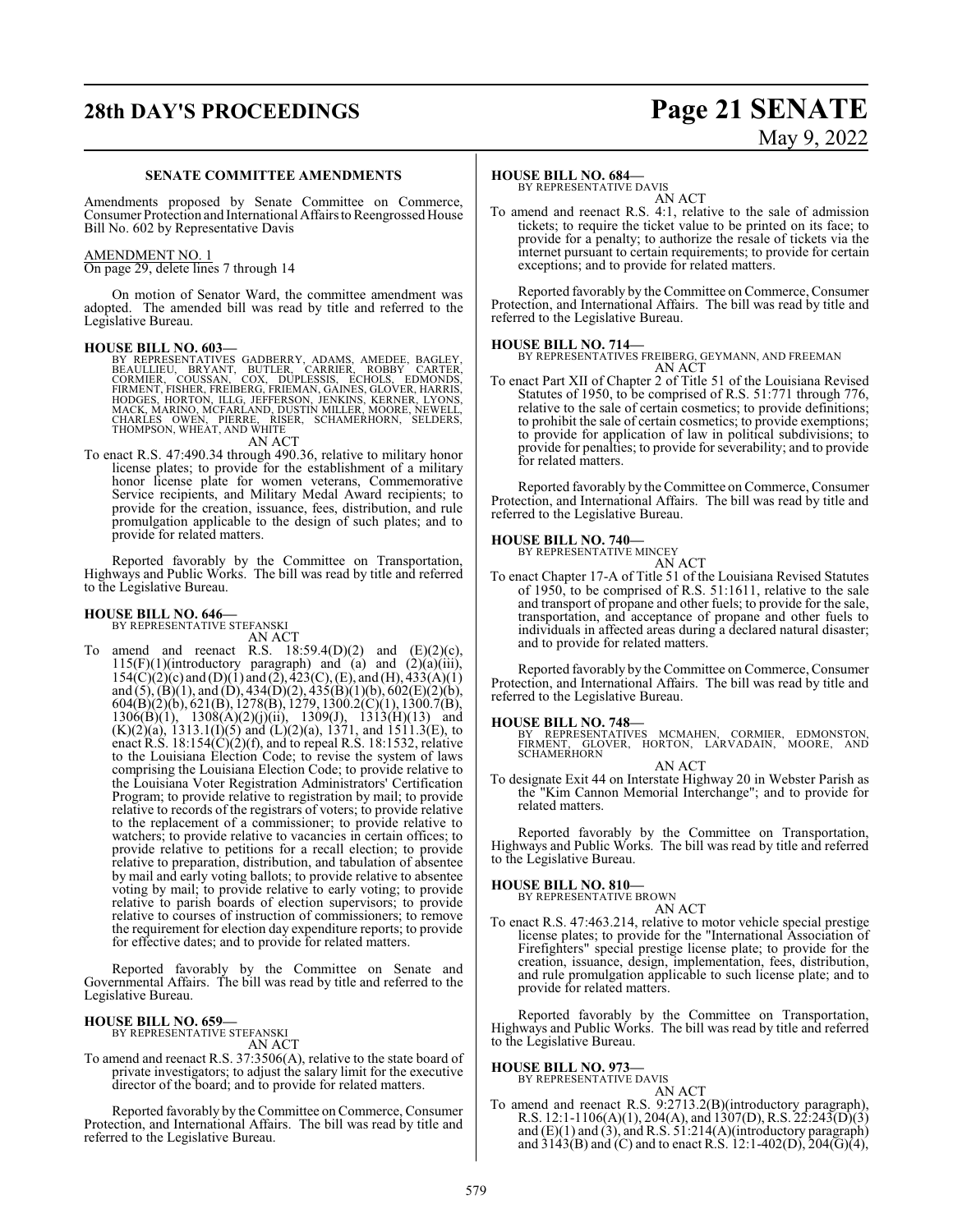**SENATE COMMITTEE AMENDMENTS**

Amendments proposed by Senate Committee on Commerce, Consumer Protection and International Affairs to Reengrossed House Bill No. 602 by Representative Davis

AMENDMENT NO. 1
On page 29, delete lines 7 through 14

On motion of Senator Ward, the committee amendment was adopted. The amended bill was read by title and referred to the Legislative Bureau.

**HOUSE BILL NO. 603—**
BY REPRESENTATIVES GADBERRY, ADAMS, AMEDEE, BAGLEY, BEAULLIEU, BRYANT, BUTLER, CARRIER, ROBBY CARTER, CORMIER, COUSSAN, COX, DUPLESSIS, ECHOLS, EDMONDS, FIRMENT, FISHER, FREIBERG, FRIEMAN, GAINES, GLOVER, HARRIS, HODGES, HORTON, ILLG, JEFFERSON, JENKINS, KERNER, LYONS, MACK, MARINO, MCFARLAND, DUSTIN MILLER, MOORE, NEWELL, CHARLES OWEN, PIERRE, RISER, SCHAMERHORN, SELDERS, THOMPSON, WHEAT, AND WHITE
AN ACT
To enact R.S. 47:490.34 through 490.36, relative to military honor license plates; to provide for the establishment of a military honor license plate for women veterans, Commemorative Service recipients, and Military Medal Award recipients; to provide for the creation, issuance, fees, distribution, and rule promulgation applicable to the design of such plates; and to provide for related matters.

Reported favorably by the Committee on Transportation, Highways and Public Works. The bill was read by title and referred to the Legislative Bureau.

**HOUSE BILL NO. 646—**
BY REPRESENTATIVE STEFANSKI
AN ACT
To amend and reenact R.S. 18:59.4(D)(2) and (E)(2)(c), 115(F)(1)(introductory paragraph) and (a) and (2)(a)(iii), 154(C)(2)(c) and (D)(1) and (2), 423(C), (E), and (H), 433(A)(1) and (5), (B)(1), and (D), 434(D)(2), 435(B)(1)(b), 602(E)(2)(b), 604(B)(2)(b), 621(B), 1278(B), 1279, 1300.2(C)(1), 1300.7(B), 1306(B)(1), 1308(A)(2)(j)(ii), 1309(J), 1313(H)(13) and (K)(2)(a), 1313.1(I)(5) and (L)(2)(a), 1371, and 1511.3(E), to enact R.S. 18:154(C)(2)(f), and to repeal R.S. 18:1532, relative to the Louisiana Election Code; to revise the system of laws comprising the Louisiana Election Code; to provide relative to the Louisiana Voter Registration Administrators' Certification Program; to provide relative to registration by mail; to provide relative to records of the registrars of voters; to provide relative to the replacement of a commissioner; to provide relative to watchers; to provide relative to vacancies in certain offices; to provide relative to petitions for a recall election; to provide relative to preparation, distribution, and tabulation of absentee by mail and early voting ballots; to provide relative to absentee voting by mail; to provide relative to early voting; to provide relative to parish boards of election supervisors; to provide relative to courses of instruction of commissioners; to remove the requirement for election day expenditure reports; to provide for effective dates; and to provide for related matters.

Reported favorably by the Committee on Senate and Governmental Affairs. The bill was read by title and referred to the Legislative Bureau.

**HOUSE BILL NO. 659—**
BY REPRESENTATIVE STEFANSKI
AN ACT
To amend and reenact R.S. 37:3506(A), relative to the state board of private investigators; to adjust the salary limit for the executive director of the board; and to provide for related matters.

Reported favorably by the Committee on Commerce, Consumer Protection, and International Affairs. The bill was read by title and referred to the Legislative Bureau.

**HOUSE BILL NO. 684—**
BY REPRESENTATIVE DAVIS
AN ACT
To amend and reenact R.S. 4:1, relative to the sale of admission tickets; to require the ticket value to be printed on its face; to provide for a penalty; to authorize the resale of tickets via the internet pursuant to certain requirements; to provide for certain exceptions; and to provide for related matters.

Reported favorably by the Committee on Commerce, Consumer Protection, and International Affairs. The bill was read by title and referred to the Legislative Bureau.

**HOUSE BILL NO. 714—**
BY REPRESENTATIVES FREIBERG, GEYMANN, AND FREEMAN
AN ACT
To enact Part XII of Chapter 2 of Title 51 of the Louisiana Revised Statutes of 1950, to be comprised of R.S. 51:771 through 776, relative to the sale of certain cosmetics; to provide definitions; to prohibit the sale of certain cosmetics; to provide exemptions; to provide for application of law in political subdivisions; to provide for penalties; to provide for severability; and to provide for related matters.

Reported favorably by the Committee on Commerce, Consumer Protection, and International Affairs. The bill was read by title and referred to the Legislative Bureau.

**HOUSE BILL NO. 740—**
BY REPRESENTATIVE MINCEY
AN ACT
To enact Chapter 17-A of Title 51 of the Louisiana Revised Statutes of 1950, to be comprised of R.S. 51:1611, relative to the sale and transport of propane and other fuels; to provide for the sale, transportation, and acceptance of propane and other fuels to individuals in affected areas during a declared natural disaster; and to provide for related matters.

Reported favorably by the Committee on Commerce, Consumer Protection, and International Affairs. The bill was read by title and referred to the Legislative Bureau.

**HOUSE BILL NO. 748—**
BY REPRESENTATIVES MCMAHEN, CORMIER, EDMONSTON, FIRMENT, GLOVER, HORTON, LARVADAIN, MOORE, AND SCHAMERHORN
AN ACT
To designate Exit 44 on Interstate Highway 20 in Webster Parish as the "Kim Cannon Memorial Interchange"; and to provide for related matters.

Reported favorably by the Committee on Transportation, Highways and Public Works. The bill was read by title and referred to the Legislative Bureau.

**HOUSE BILL NO. 810—**
BY REPRESENTATIVE BROWN
AN ACT
To enact R.S. 47:463.214, relative to motor vehicle special prestige license plates; to provide for the "International Association of Firefighters" special prestige license plate; to provide for the creation, issuance, design, implementation, fees, distribution, and rule promulgation applicable to such license plate; and to provide for related matters.

Reported favorably by the Committee on Transportation, Highways and Public Works. The bill was read by title and referred to the Legislative Bureau.

**HOUSE BILL NO. 973—**
BY REPRESENTATIVE DAVIS
AN ACT
To amend and reenact R.S. 9:2713.2(B)(introductory paragraph), R.S. 12:1-1106(A)(1), 204(A), and 1307(D), R.S. 22:243(D)(3) and (E)(1) and (3), and R.S. 51:214(A)(introductory paragraph) and 3143(B) and (C) and to enact R.S. 12:1-402(D), 204(G)(4),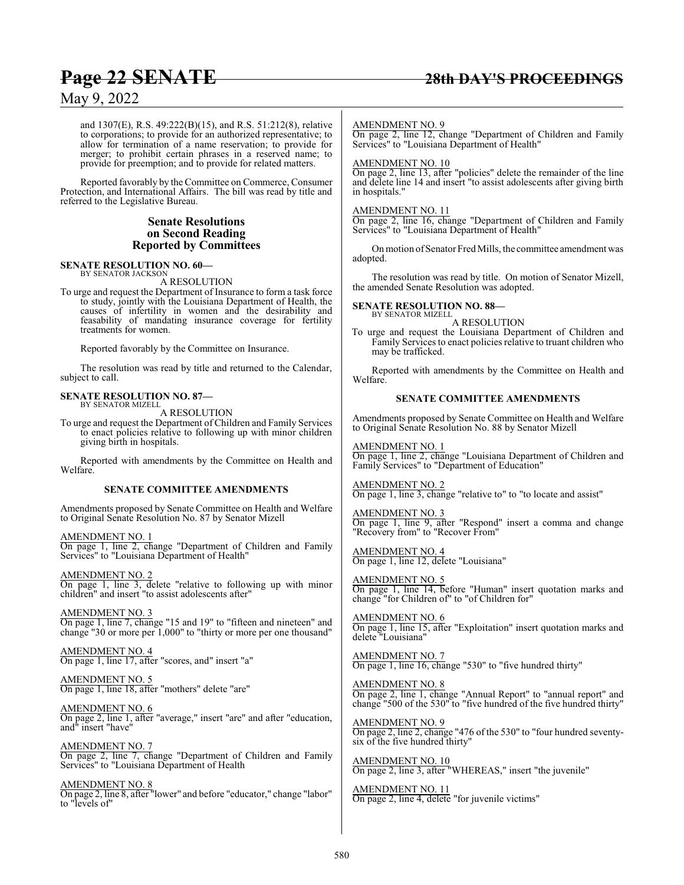and 1307(E), R.S. 49:222(B)(15), and R.S. 51:212(8), relative to corporations; to provide for an authorized representative; to allow for termination of a name reservation; to provide for merger; to prohibit certain phrases in a reserved name; to provide for preemption; and to provide for related matters.

Reported favorably by the Committee on Commerce, Consumer Protection, and International Affairs. The bill was read by title and referred to the Legislative Bureau.

## Senate Resolutions on Second Reading Reported by Committees

**SENATE RESOLUTION NO. 60—**
BY SENATOR JACKSON

A RESOLUTION

To urge and request the Department of Insurance to form a task force to study, jointly with the Louisiana Department of Health, the causes of infertility in women and the desirability and feasability of mandating insurance coverage for fertility treatments for women.

Reported favorably by the Committee on Insurance.

The resolution was read by title and returned to the Calendar, subject to call.

**SENATE RESOLUTION NO. 87—**
BY SENATOR MIZELL

A RESOLUTION

To urge and request the Department of Children and Family Services to enact policies relative to following up with minor children giving birth in hospitals.

Reported with amendments by the Committee on Health and Welfare.

**SENATE COMMITTEE AMENDMENTS**

Amendments proposed by Senate Committee on Health and Welfare to Original Senate Resolution No. 87 by Senator Mizell

AMENDMENT NO. 1
On page 1, line 2, change "Department of Children and Family Services" to "Louisiana Department of Health"

AMENDMENT NO. 2
On page 1, line 3, delete "relative to following up with minor children" and insert "to assist adolescents after"

AMENDMENT NO. 3
On page 1, line 7, change "15 and 19" to "fifteen and nineteen" and change "30 or more per 1,000" to "thirty or more per one thousand"

AMENDMENT NO. 4
On page 1, line 17, after "scores, and" insert "a"

AMENDMENT NO. 5
On page 1, line 18, after "mothers" delete "are"

AMENDMENT NO. 6
On page 2, line 1, after "average," insert "are" and after "education, and" insert "have"

AMENDMENT NO. 7
On page 2, line 7, change "Department of Children and Family Services" to "Louisiana Department of Health

AMENDMENT NO. 8
On page 2, line 8, after "lower" and before "educator," change "labor" to "levels of"

AMENDMENT NO. 9
On page 2, line 12, change "Department of Children and Family Services" to "Louisiana Department of Health"

AMENDMENT NO. 10
On page 2, line 13, after "policies" delete the remainder of the line and delete line 14 and insert "to assist adolescents after giving birth in hospitals."

AMENDMENT NO. 11
On page 2, line 16, change "Department of Children and Family Services" to "Louisiana Department of Health"

On motion of Senator Fred Mills, the committee amendment was adopted.

The resolution was read by title. On motion of Senator Mizell, the amended Senate Resolution was adopted.

**SENATE RESOLUTION NO. 88—**
BY SENATOR MIZELL

A RESOLUTION

To urge and request the Louisiana Department of Children and Family Services to enact policies relative to truant children who may be trafficked.

Reported with amendments by the Committee on Health and Welfare.

**SENATE COMMITTEE AMENDMENTS**

Amendments proposed by Senate Committee on Health and Welfare to Original Senate Resolution No. 88 by Senator Mizell

AMENDMENT NO. 1
On page 1, line 2, change "Louisiana Department of Children and Family Services" to "Department of Education"

AMENDMENT NO. 2
On page 1, line 3, change "relative to" to "to locate and assist"

AMENDMENT NO. 3
On page 1, line 9, after "Respond" insert a comma and change "Recovery from" to "Recover From"

AMENDMENT NO. 4
On page 1, line 12, delete "Louisiana"

AMENDMENT NO. 5
On page 1, line 14, before "Human" insert quotation marks and change "for Children of" to "of Children for"

AMENDMENT NO. 6
On page 1, line 15, after "Exploitation" insert quotation marks and delete "Louisiana"

AMENDMENT NO. 7
On page 1, line 16, change "530" to "five hundred thirty"

AMENDMENT NO. 8
On page 2, line 1, change "Annual Report" to "annual report" and change "500 of the 530" to "five hundred of the five hundred thirty"

AMENDMENT NO. 9
On page 2, line 2, change "476 of the 530" to "four hundred seventy-six of the five hundred thirty"

AMENDMENT NO. 10
On page 2, line 3, after "WHEREAS," insert "the juvenile"

AMENDMENT NO. 11
On page 2, line 4, delete "for juvenile victims"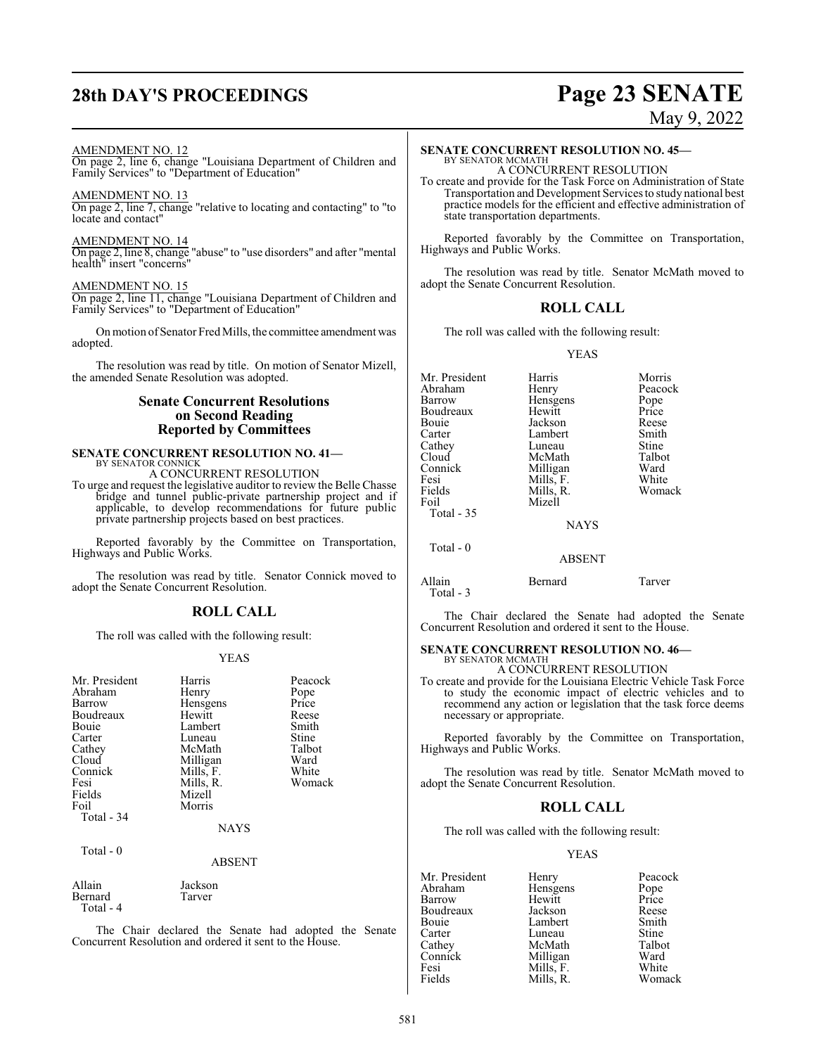AMENDMENT NO. 12

On page 2, line 6, change "Louisiana Department of Children and Family Services" to "Department of Education"

AMENDMENT NO. 13

On page 2, line 7, change "relative to locating and contacting" to "to locate and contact"

AMENDMENT NO. 14

On page 2, line 8, change "abuse" to "use disorders" and after "mental health" insert "concerns"

AMENDMENT NO. 15

On page 2, line 11, change "Louisiana Department of Children and Family Services" to "Department of Education"

On motion of Senator Fred Mills, the committee amendment was adopted.

The resolution was read by title. On motion of Senator Mizell, the amended Senate Resolution was adopted.

## Senate Concurrent Resolutions on Second Reading Reported by Committees

**SENATE CONCURRENT RESOLUTION NO. 41—**
BY SENATOR CONNICK

A CONCURRENT RESOLUTION

To urge and request the legislative auditor to review the Belle Chasse bridge and tunnel public-private partnership project and if applicable, to develop recommendations for future public private partnership projects based on best practices.

Reported favorably by the Committee on Transportation, Highways and Public Works.

The resolution was read by title. Senator Connick moved to adopt the Senate Concurrent Resolution.

## ROLL CALL

The roll was called with the following result:

YEAS

| | | |
|---|---|---|
| Mr. President | Harris | Peacock |
| Abraham | Henry | Pope |
| Barrow | Hensgens | Price |
| Boudreaux | Hewitt | Reese |
| Bouie | Lambert | Smith |
| Carter | Luneau | Stine |
| Cathey | McMath | Talbot |
| Cloud | Milligan | Ward |
| Connick | Mills, F. | White |
| Fesi | Mills, R. | Womack |
| Fields | Mizell | |
| Foil | Morris | |

Total - 34

NAYS

Total - 0

ABSENT

| | |
|---|---|
| Allain | Jackson |
| Bernard | Tarver |

Total - 4

The Chair declared the Senate had adopted the Senate Concurrent Resolution and ordered it sent to the House.

**SENATE CONCURRENT RESOLUTION NO. 45—**
BY SENATOR MCMATH

A CONCURRENT RESOLUTION

To create and provide for the Task Force on Administration of State Transportation and Development Services to study national best practice models for the efficient and effective administration of state transportation departments.

Reported favorably by the Committee on Transportation, Highways and Public Works.

The resolution was read by title. Senator McMath moved to adopt the Senate Concurrent Resolution.

## ROLL CALL

The roll was called with the following result:

YEAS

| | | |
|---|---|---|
| Mr. President | Harris | Morris |
| Abraham | Henry | Peacock |
| Barrow | Hensgens | Pope |
| Boudreaux | Hewitt | Price |
| Bouie | Jackson | Reese |
| Carter | Lambert | Smith |
| Cathey | Luneau | Stine |
| Cloud | McMath | Talbot |
| Connick | Milligan | Ward |
| Fesi | Mills, F. | White |
| Fields | Mills, R. | Womack |
| Foil | Mizell | |

Total - 35

NAYS

Total - 0

ABSENT

| | | |
|---|---|---|
| Allain | Bernard | Tarver |

Total - 3

The Chair declared the Senate had adopted the Senate Concurrent Resolution and ordered it sent to the House.

**SENATE CONCURRENT RESOLUTION NO. 46—**
BY SENATOR MCMATH

A CONCURRENT RESOLUTION

To create and provide for the Louisiana Electric Vehicle Task Force to study the economic impact of electric vehicles and to recommend any action or legislation that the task force deems necessary or appropriate.

Reported favorably by the Committee on Transportation, Highways and Public Works.

The resolution was read by title. Senator McMath moved to adopt the Senate Concurrent Resolution.

## ROLL CALL

The roll was called with the following result:

YEAS

| | | |
|---|---|---|
| Mr. President | Henry | Peacock |
| Abraham | Hensgens | Pope |
| Barrow | Hewitt | Price |
| Boudreaux | Jackson | Reese |
| Bouie | Lambert | Smith |
| Carter | Luneau | Stine |
| Cathey | McMath | Talbot |
| Connick | Milligan | Ward |
| Fesi | Mills, F. | White |
| Fields | Mills, R. | Womack |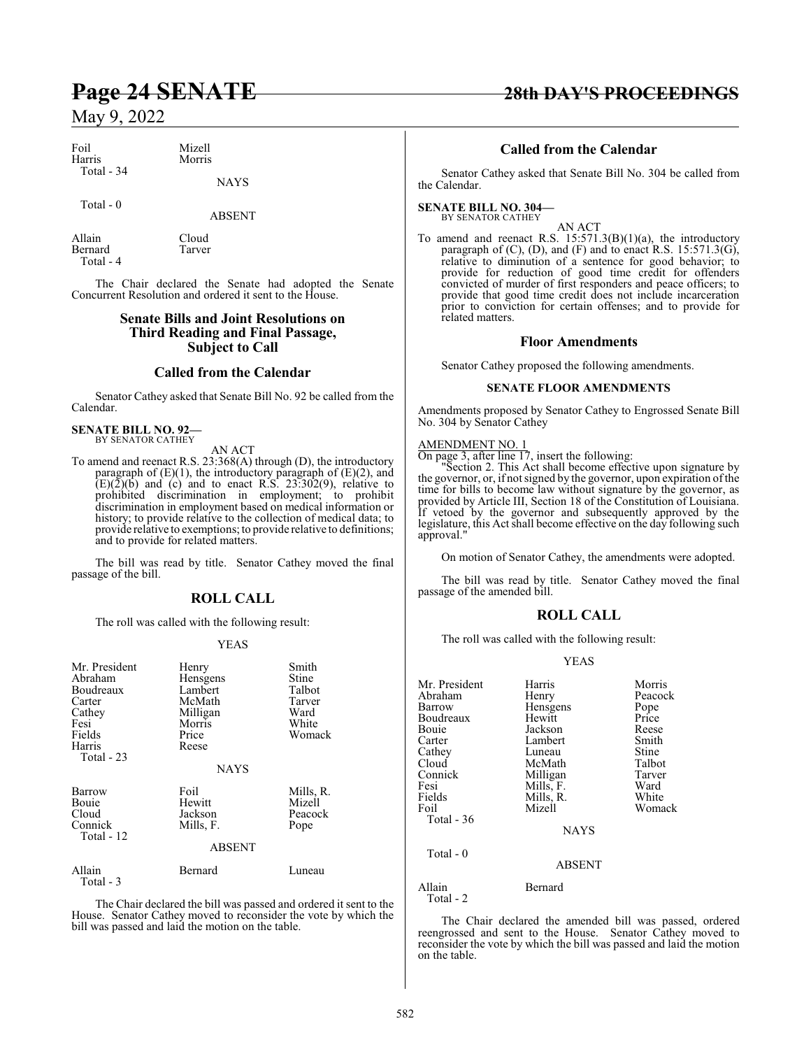| | |
|---|---|
| Foil | Mizell |
| Harris | Morris |
| Total - 34 | |

NAYS

Total - 0

ABSENT

| | |
|---|---|
| Allain | Cloud |
| Bernard | Tarver |
| Total - 4 | |

The Chair declared the Senate had adopted the Senate Concurrent Resolution and ordered it sent to the House.

## Senate Bills and Joint Resolutions on Third Reading and Final Passage, Subject to Call

## Called from the Calendar

Senator Cathey asked that Senate Bill No. 92 be called from the Calendar.

**SENATE BILL NO. 92—**
BY SENATOR CATHEY

AN ACT

To amend and reenact R.S. 23:368(A) through (D), the introductory paragraph of (E)(1), the introductory paragraph of (E)(2), and (E)(2)(b) and (c) and to enact R.S. 23:302(9), relative to prohibited discrimination in employment; to prohibit discrimination in employment based on medical information or history; to provide relative to the collection of medical data; to provide relative to exemptions; to provide relative to definitions; and to provide for related matters.

The bill was read by title. Senator Cathey moved the final passage of the bill.

## ROLL CALL

The roll was called with the following result:

YEAS

| | | |
|---|---|---|
| Mr. President | Henry | Smith |
| Abraham | Hensgens | Stine |
| Boudreaux | Lambert | Talbot |
| Carter | McMath | Tarver |
| Cathey | Milligan | Ward |
| Fesi | Morris | White |
| Fields | Price | Womack |
| Harris | Reese | |
| Total - 23 | | |

NAYS

| | | |
|---|---|---|
| Barrow | Foil | Mills, R. |
| Bouie | Hewitt | Mizell |
| Cloud | Jackson | Peacock |
| Connick | Mills, F. | Pope |
| Total - 12 | | |

ABSENT

| | | |
|---|---|---|
| Allain | Bernard | Luneau |
| Total - 3 | | |

The Chair declared the bill was passed and ordered it sent to the House. Senator Cathey moved to reconsider the vote by which the bill was passed and laid the motion on the table.

## Called from the Calendar

Senator Cathey asked that Senate Bill No. 304 be called from the Calendar.

**SENATE BILL NO. 304—**
BY SENATOR CATHEY

AN ACT

To amend and reenact R.S. 15:571.3(B)(1)(a), the introductory paragraph of (C), (D), and (F) and to enact R.S. 15:571.3(G), relative to diminution of a sentence for good behavior; to provide for reduction of good time credit for offenders convicted of murder of first responders and peace officers; to provide that good time credit does not include incarceration prior to conviction for certain offenses; and to provide for related matters.

## Floor Amendments

Senator Cathey proposed the following amendments.

### SENATE FLOOR AMENDMENTS

Amendments proposed by Senator Cathey to Engrossed Senate Bill No. 304 by Senator Cathey

AMENDMENT NO. 1

On page 3, after line 17, insert the following:

"Section 2. This Act shall become effective upon signature by the governor, or, if not signed by the governor, upon expiration of the time for bills to become law without signature by the governor, as provided by Article III, Section 18 of the Constitution of Louisiana. If vetoed by the governor and subsequently approved by the legislature, this Act shall become effective on the day following such approval."

On motion of Senator Cathey, the amendments were adopted.

The bill was read by title. Senator Cathey moved the final passage of the amended bill.

## ROLL CALL

The roll was called with the following result:

YEAS

| | | |
|---|---|---|
| Mr. President | Harris | Morris |
| Abraham | Henry | Peacock |
| Barrow | Hensgens | Pope |
| Boudreaux | Hewitt | Price |
| Bouie | Jackson | Reese |
| Carter | Lambert | Smith |
| Cathey | Luneau | Stine |
| Cloud | McMath | Talbot |
| Connick | Milligan | Tarver |
| Fesi | Mills, F. | Ward |
| Fields | Mills, R. | White |
| Foil | Mizell | Womack |
| Total - 36 | | |

NAYS

Total - 0

ABSENT

| | |
|---|---|
| Allain | Bernard |
| Total - 2 | |

The Chair declared the amended bill was passed, ordered reengrossed and sent to the House. Senator Cathey moved to reconsider the vote by which the bill was passed and laid the motion on the table.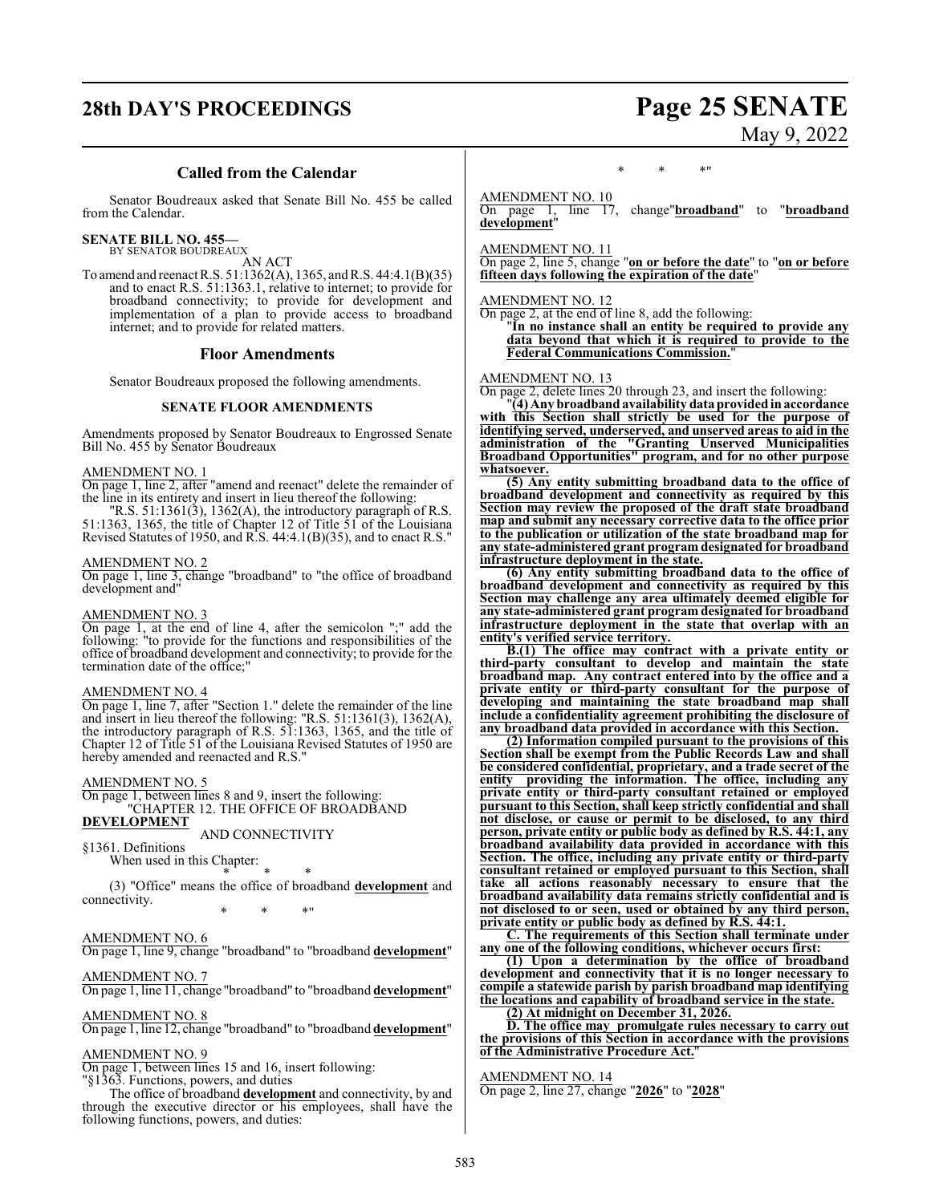## Called from the Calendar

Senator Boudreaux asked that Senate Bill No. 455 be called from the Calendar.

**SENATE BILL NO. 455—**
BY SENATOR BOUDREAUX

AN ACT

To amend and reenact R.S. 51:1362(A), 1365, and R.S. 44:4.1(B)(35) and to enact R.S. 51:1363.1, relative to internet; to provide for broadband connectivity; to provide for development and implementation of a plan to provide access to broadband internet; and to provide for related matters.

## Floor Amendments

Senator Boudreaux proposed the following amendments.

### SENATE FLOOR AMENDMENTS

Amendments proposed by Senator Boudreaux to Engrossed Senate Bill No. 455 by Senator Boudreaux

AMENDMENT NO. 1

On page 1, line 2, after "amend and reenact" delete the remainder of the line in its entirety and insert in lieu thereof the following:

"R.S. 51:1361(3), 1362(A), the introductory paragraph of R.S. 51:1363, 1365, the title of Chapter 12 of Title 51 of the Louisiana Revised Statutes of 1950, and R.S. 44:4.1(B)(35), and to enact R.S."

AMENDMENT NO. 2

On page 1, line 3, change "broadband" to "the office of broadband development and"

AMENDMENT NO. 3

On page 1, at the end of line 4, after the semicolon ";" add the following: "to provide for the functions and responsibilities of the office of broadband development and connectivity; to provide for the termination date of the office;"

AMENDMENT NO. 4

On page 1, line 7, after "Section 1." delete the remainder of the line and insert in lieu thereof the following: "R.S. 51:1361(3), 1362(A), the introductory paragraph of R.S. 51:1363, 1365, and the title of Chapter 12 of Title 51 of the Louisiana Revised Statutes of 1950 are hereby amended and reenacted and R.S."

AMENDMENT NO. 5

On page 1, between lines 8 and 9, insert the following:

"CHAPTER 12. THE OFFICE OF BROADBAND **DEVELOPMENT** AND CONNECTIVITY

§1361. Definitions

When used in this Chapter:

\* \* \*

(3) "Office" means the office of broadband **development** and connectivity.

\* \* \*"

AMENDMENT NO. 6

On page 1, line 9, change "broadband" to "broadband **development**"

AMENDMENT NO. 7

On page 1, line 11, change "broadband" to "broadband **development**"

AMENDMENT NO. 8

On page 1, line 12, change "broadband" to "broadband **development**"

AMENDMENT NO. 9

On page 1, between lines 15 and 16, insert following:

"§1363. Functions, powers, and duties

The office of broadband **development** and connectivity, by and through the executive director or his employees, shall have the following functions, powers, and duties:

\* \* \*"

AMENDMENT NO. 10

On page 1, line 17, change"**broadband**" to "**broadband development**"

AMENDMENT NO. 11

On page 2, line 5, change "**on or before the date**" to "**on or before fifteen days following the expiration of the date**"

AMENDMENT NO. 12

On page 2, at the end of line 8, add the following:

"**In no instance shall an entity be required to provide any data beyond that which it is required to provide to the Federal Communications Commission.**"

AMENDMENT NO. 13

On page 2, delete lines 20 through 23, and insert the following:

"**(4) Any broadband availability data provided in accordance with this Section shall strictly be used for the purpose of identifying served, underserved, and unserved areas to aid in the administration of the "Granting Unserved Municipalities Broadband Opportunities" program, and for no other purpose whatsoever.**

**(5) Any entity submitting broadband data to the office of broadband development and connectivity as required by this Section may review the proposed of the draft state broadband map and submit any necessary corrective data to the office prior to the publication or utilization of the state broadband map for any state-administered grant program designated for broadband infrastructure deployment in the state.**

**(6) Any entity submitting broadband data to the office of broadband development and connectivity as required by this Section may challenge any area ultimately deemed eligible for any state-administered grant program designated for broadband infrastructure deployment in the state that overlap with an entity's verified service territory.**

**B.(1) The office may contract with a private entity or third-party consultant to develop and maintain the state broadband map. Any contract entered into by the office and a private entity or third-party consultant for the purpose of developing and maintaining the state broadband map shall include a confidentiality agreement prohibiting the disclosure of any broadband data provided in accordance with this Section.**

**(2) Information compiled pursuant to the provisions of this Section shall be exempt from the Public Records Law and shall be considered confidential, proprietary, and a trade secret of the entity providing the information. The office, including any private entity or third-party consultant retained or employed pursuant to this Section, shall keep strictly confidential and shall not disclose, or cause or permit to be disclosed, to any third person, private entity or public body as defined by R.S. 44:1, any broadband availability data provided in accordance with this Section. The office, including any private entity or third-party consultant retained or employed pursuant to this Section, shall take all actions reasonably necessary to ensure that the broadband availability data remains strictly confidential and is not disclosed to or seen, used or obtained by any third person, private entity or public body as defined by R.S. 44:1.**

**C. The requirements of this Section shall terminate under any one of the following conditions, whichever occurs first:**

**(1) Upon a determination by the office of broadband development and connectivity that it is no longer necessary to compile a statewide parish by parish broadband map identifying the locations and capability of broadband service in the state.**

**(2) At midnight on December 31, 2026.**

**D. The office may promulgate rules necessary to carry out the provisions of this Section in accordance with the provisions of the Administrative Procedure Act.**"

AMENDMENT NO. 14

On page 2, line 27, change "**2026**" to "**2028**"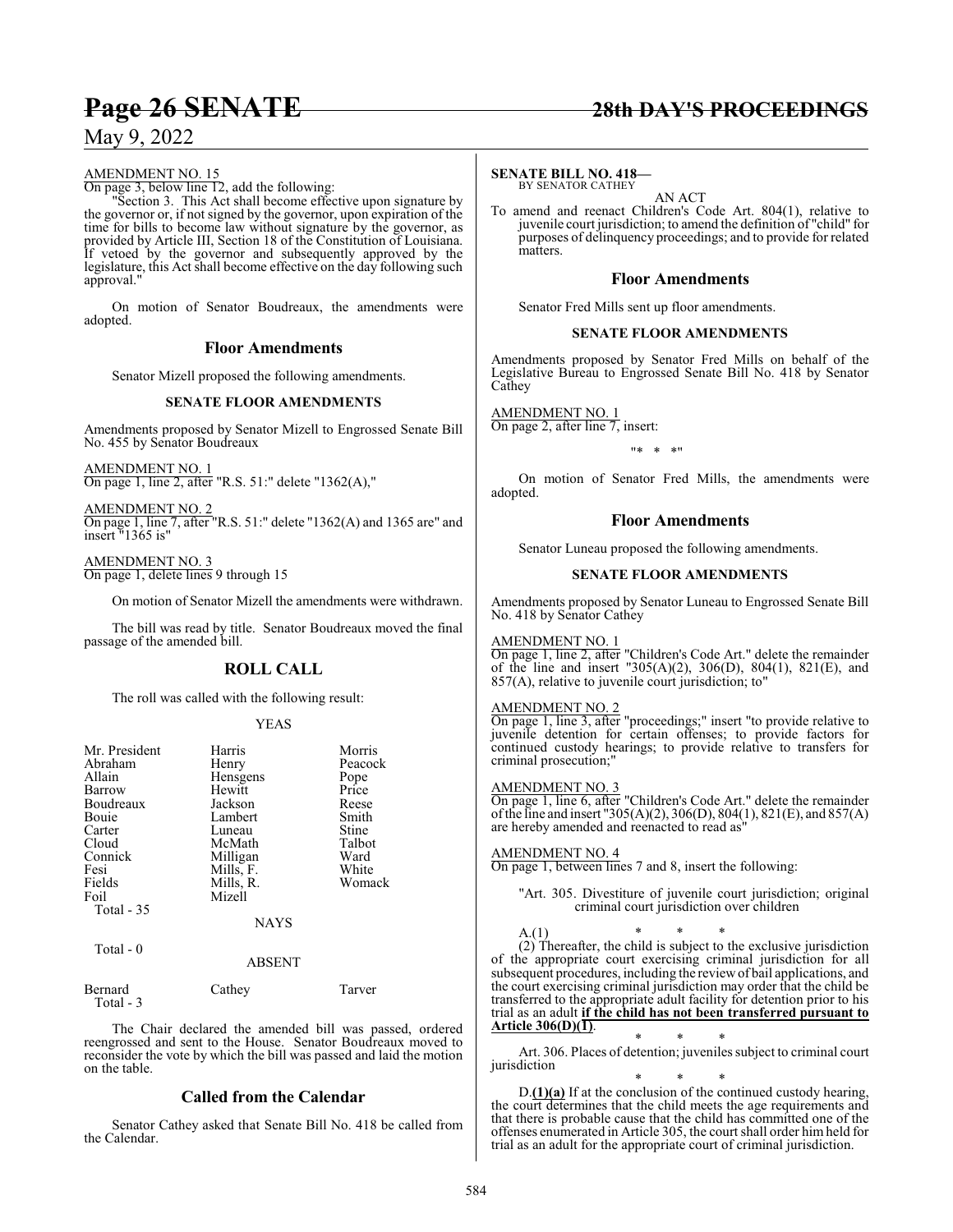AMENDMENT NO. 15
On page 3, below line 12, add the following:

"Section 3. This Act shall become effective upon signature by the governor or, if not signed by the governor, upon expiration of the time for bills to become law without signature by the governor, as provided by Article III, Section 18 of the Constitution of Louisiana. If vetoed by the governor and subsequently approved by the legislature, this Act shall become effective on the day following such approval."

On motion of Senator Boudreaux, the amendments were adopted.

## Floor Amendments

Senator Mizell proposed the following amendments.

### SENATE FLOOR AMENDMENTS

Amendments proposed by Senator Mizell to Engrossed Senate Bill No. 455 by Senator Boudreaux

AMENDMENT NO. 1
On page 1, line 2, after "R.S. 51:" delete "1362(A),"

AMENDMENT NO. 2
On page 1, line 7, after "R.S. 51:" delete "1362(A) and 1365 are" and insert "1365 is"

AMENDMENT NO. 3
On page 1, delete lines 9 through 15

On motion of Senator Mizell the amendments were withdrawn.

The bill was read by title. Senator Boudreaux moved the final passage of the amended bill.

## ROLL CALL

The roll was called with the following result:

YEAS

| | | |
|---|---|---|
| Mr. President | Harris | Morris |
| Abraham | Henry | Peacock |
| Allain | Hensgens | Pope |
| Barrow | Hewitt | Price |
| Boudreaux | Jackson | Reese |
| Bouie | Lambert | Smith |
| Carter | Luneau | Stine |
| Cloud | McMath | Talbot |
| Connick | Milligan | Ward |
| Fesi | Mills, F. | White |
| Fields | Mills, R. | Womack |
| Foil | Mizell | |
| Total - 35 | | |

NAYS

Total - 0

ABSENT

| | | |
|---|---|---|
| Bernard | Cathey | Tarver |
| Total - 3 | | |

The Chair declared the amended bill was passed, ordered reengrossed and sent to the House. Senator Boudreaux moved to reconsider the vote by which the bill was passed and laid the motion on the table.

## Called from the Calendar

Senator Cathey asked that Senate Bill No. 418 be called from the Calendar.

**SENATE BILL NO. 418—**
BY SENATOR CATHEY

AN ACT

To amend and reenact Children's Code Art. 804(1), relative to juvenile court jurisdiction; to amend the definition of "child" for purposes of delinquency proceedings; and to provide for related matters.

## Floor Amendments

Senator Fred Mills sent up floor amendments.

### SENATE FLOOR AMENDMENTS

Amendments proposed by Senator Fred Mills on behalf of the Legislative Bureau to Engrossed Senate Bill No. 418 by Senator Cathey

AMENDMENT NO. 1
On page 2, after line 7, insert:

"* * *"

On motion of Senator Fred Mills, the amendments were adopted.

## Floor Amendments

Senator Luneau proposed the following amendments.

### SENATE FLOOR AMENDMENTS

Amendments proposed by Senator Luneau to Engrossed Senate Bill No. 418 by Senator Cathey

AMENDMENT NO. 1
On page 1, line 2, after "Children's Code Art." delete the remainder of the line and insert "305(A)(2), 306(D), 804(1), 821(E), and 857(A), relative to juvenile court jurisdiction; to"

AMENDMENT NO. 2
On page 1, line 3, after "proceedings;" insert "to provide relative to juvenile detention for certain offenses; to provide factors for continued custody hearings; to provide relative to transfers for criminal prosecution;"

AMENDMENT NO. 3
On page 1, line 6, after "Children's Code Art." delete the remainder of the line and insert "305(A)(2), 306(D), 804(1), 821(E), and 857(A) are hereby amended and reenacted to read as"

AMENDMENT NO. 4
On page 1, between lines 7 and 8, insert the following:

"Art. 305. Divestiture of juvenile court jurisdiction; original criminal court jurisdiction over children

A.(1) \* \* \*

(2) Thereafter, the child is subject to the exclusive jurisdiction of the appropriate court exercising criminal jurisdiction for all subsequent procedures, including the review of bail applications, and the court exercising criminal jurisdiction may order that the child be transferred to the appropriate adult facility for detention prior to his trial as an adult **if the child has not been transferred pursuant to Article 306(D)(1)**.

\* \* \*

Art. 306. Places of detention; juveniles subject to criminal court jurisdiction

\* \* \*

D.**(1)(a)** If at the conclusion of the continued custody hearing, the court determines that the child meets the age requirements and that there is probable cause that the child has committed one of the offenses enumerated in Article 305, the court shall order him held for trial as an adult for the appropriate court of criminal jurisdiction.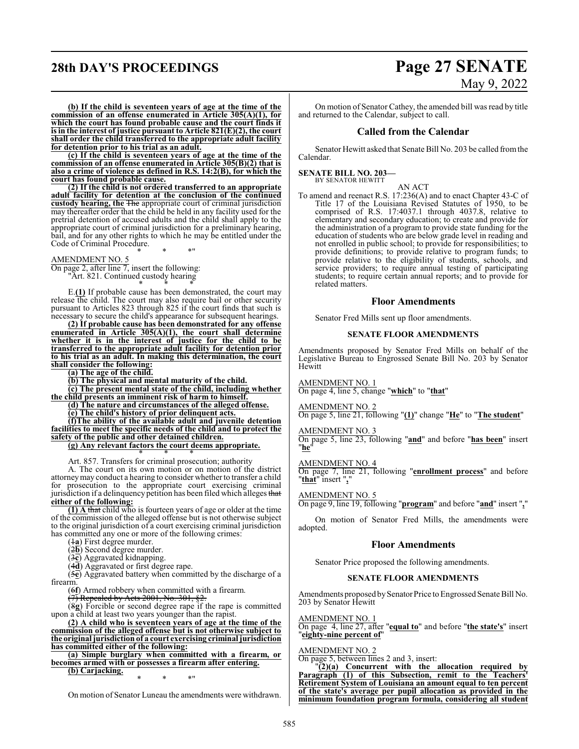**(b) If the child is seventeen years of age at the time of the commission of an offense enumerated in Article 305(A)(1), for which the court has found probable cause and the court finds it is in the interest of justice pursuant to Article 821(E)(2), the court shall order the child transferred to the appropriate adult facility for detention prior to his trial as an adult.**

**(c) If the child is seventeen years of age at the time of the commission of an offense enumerated in Article 305(B)(2) that is also a crime of violence as defined in R.S. 14:2(B), for which the court has found probable cause.**

**(2) If the child is not ordered transferred to an appropriate adult facility for detention at the conclusion of the continued custody hearing, the** ~~The~~ appropriate court of criminal jurisdiction may thereafter order that the child be held in any facility used for the pretrial detention of accused adults and the child shall apply to the appropriate court of criminal jurisdiction for a preliminary hearing, bail, and for any other rights to which he may be entitled under the Code of Criminal Procedure.

\* \* \*"

AMENDMENT NO. 5

On page 2, after line 7, insert the following:

"Art. 821. Continued custody hearing

\* \* \*

E.**(1)** If probable cause has been demonstrated, the court may release the child. The court may also require bail or other security pursuant to Articles 823 through 825 if the court finds that such is necessary to secure the child's appearance for subsequent hearings.

**(2) If probable cause has been demonstrated for any offense enumerated in Article 305(A)(1), the court shall determine whether it is in the interest of justice for the child to be transferred to the appropriate adult facility for detention prior to his trial as an adult. In making this determination, the court shall consider the following:**

**(a) The age of the child.**

**(b) The physical and mental maturity of the child.**

**(c) The present mental state of the child, including whether the child presents an imminent risk of harm to himself.**

**(d) The nature and circumstances of the alleged offense.**

**(e) The child's history of prior delinquent acts.**

**(f)The ability of the available adult and juvenile detention facilities to meet the specific needs of the child and to protect the safety of the public and other detained children.**

**(g) Any relevant factors the court deems appropriate.**

\* \* \*

Art. 857. Transfers for criminal prosecution; authority

A. The court on its own motion or on motion of the district attorney may conduct a hearing to consider whether to transfer a child for prosecution to the appropriate court exercising criminal jurisdiction if a delinquency petition has been filed which alleges ~~that~~ **either of the following:**

**(1) A** ~~that~~ child who is fourteen years of age or older at the time of the commission of the alleged offense but is not otherwise subject to the original jurisdiction of a court exercising criminal jurisdiction has committed any one or more of the following crimes:

(~~1~~**a**) First degree murder.

(~~2~~**b**) Second degree murder.

(~~3~~**c**) Aggravated kidnapping.

(~~4~~**d**) Aggravated or first degree rape.

(~~5~~**e**) Aggravated battery when committed by the discharge of a firearm.

(~~6~~**f**) Armed robbery when committed with a firearm.

~~(7) Repealed by Acts 2001, No. 301, §2.~~

(~~8~~**g**) Forcible or second degree rape if the rape is committed upon a child at least two years younger than the rapist.

**(2) A child who is seventeen years of age at the time of the commission of the alleged offense but is not otherwise subject to the original jurisdiction of a court exercising criminal jurisdiction has committed either of the following:**

**(a) Simple burglary when committed with a firearm, or becomes armed with or possesses a firearm after entering.**

**(b) Carjacking.**

\* \* \*"

On motion of Senator Luneau the amendments were withdrawn.

On motion of Senator Cathey, the amended bill was read by title and returned to the Calendar, subject to call.

## Called from the Calendar

Senator Hewitt asked that Senate Bill No. 203 be called from the Calendar.

**SENATE BILL NO. 203—**
BY SENATOR HEWITT

AN ACT

To amend and reenact R.S. 17:236(A) and to enact Chapter 43-C of Title 17 of the Louisiana Revised Statutes of 1950, to be comprised of R.S. 17:4037.1 through 4037.8, relative to elementary and secondary education; to create and provide for the administration of a program to provide state funding for the education of students who are below grade level in reading and not enrolled in public school; to provide for responsibilities; to provide definitions; to provide relative to program funds; to provide relative to the eligibility of students, schools, and service providers; to require annual testing of participating students; to require certain annual reports; and to provide for related matters.

## Floor Amendments

Senator Fred Mills sent up floor amendments.

### SENATE FLOOR AMENDMENTS

Amendments proposed by Senator Fred Mills on behalf of the Legislative Bureau to Engrossed Senate Bill No. 203 by Senator Hewitt

AMENDMENT NO. 1

On page 4, line 5, change "**which**" to "**that**"

AMENDMENT NO. 2

On page 5, line 21, following "**(1)**" change "**He**" to "**The student**"

AMENDMENT NO. 3

On page 5, line 23, following "**and**" and before "**has been**" insert "**he**"

AMENDMENT NO. 4

On page 7, line 21, following "**enrollment process**" and before "**that**" insert "**,**"

AMENDMENT NO. 5

On page 9, line 19, following "**program**" and before "**and**" insert "**,**"

On motion of Senator Fred Mills, the amendments were adopted.

## Floor Amendments

Senator Price proposed the following amendments.

### SENATE FLOOR AMENDMENTS

Amendments proposed by Senator Price to Engrossed Senate Bill No. 203 by Senator Hewitt

AMENDMENT NO. 1

On page 4, line 27, after "**equal to**" and before "**the state's**" insert "**eighty-nine percent of**"

AMENDMENT NO. 2

On page 5, between lines 2 and 3, insert:

"**(2)(a) Concurrent with the allocation required by Paragraph (1) of this Subsection, remit to the Teachers' Retirement System of Louisiana an amount equal to ten percent of the state's average per pupil allocation as provided in the minimum foundation program formula, considering all student**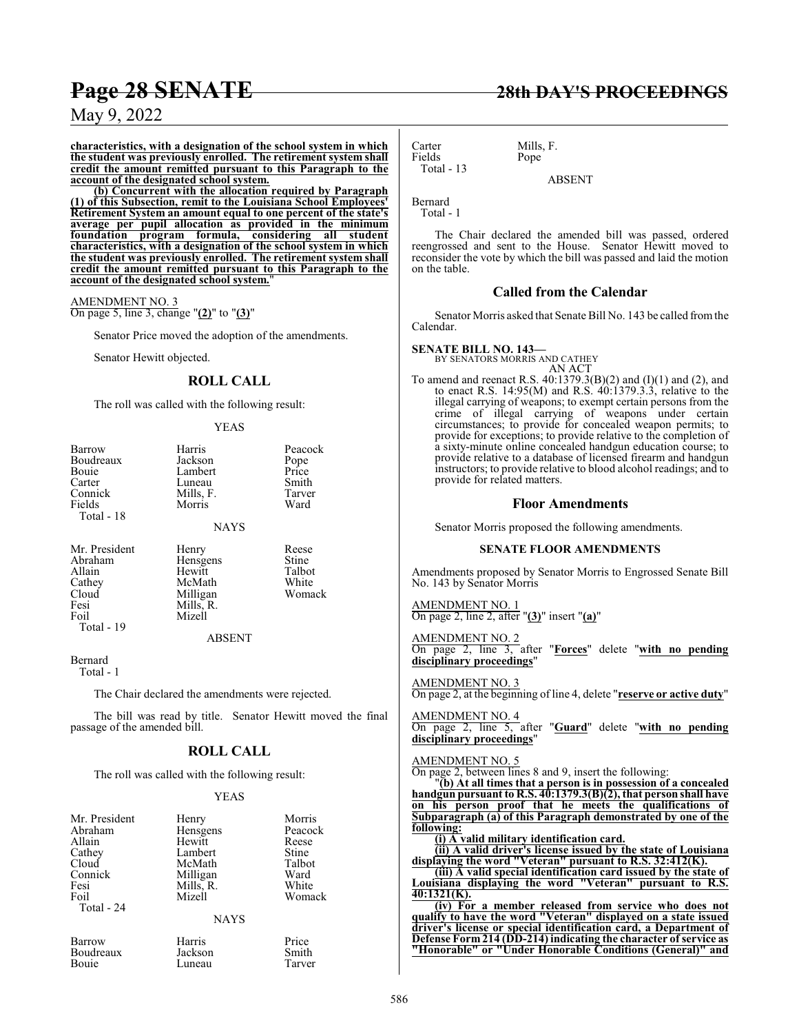**characteristics, with a designation of the school system in which the student was previously enrolled. The retirement system shall credit the amount remitted pursuant to this Paragraph to the account of the designated school system.**

**(b) Concurrent with the allocation required by Paragraph (1) of this Subsection, remit to the Louisiana School Employees' Retirement System an amount equal to one percent of the state's average per pupil allocation as provided in the minimum foundation program formula, considering all student characteristics, with a designation of the school system in which the student was previously enrolled. The retirement system shall credit the amount remitted pursuant to this Paragraph to the account of the designated school system.**"

AMENDMENT NO. 3
On page 5, line 3, change "**(2)**" to "**(3)**"

Senator Price moved the adoption of the amendments.

Senator Hewitt objected.

## ROLL CALL

The roll was called with the following result:

YEAS

| | | |
|---|---|---|
| Barrow | Harris | Peacock |
| Boudreaux | Jackson | Pope |
| Bouie | Lambert | Price |
| Carter | Luneau | Smith |
| Connick | Mills, F. | Tarver |
| Fields | Morris | Ward |
| Total - 18 | | |

NAYS

| | | |
|---|---|---|
| Mr. President | Henry | Reese |
| Abraham | Hensgens | Stine |
| Allain | Hewitt | Talbot |
| Cathey | McMath | White |
| Cloud | Milligan | Womack |
| Fesi | Mills, R. | |
| Foil | Mizell | |
| Total - 19 | | |

ABSENT

Bernard
Total - 1

The Chair declared the amendments were rejected.

The bill was read by title. Senator Hewitt moved the final passage of the amended bill.

## ROLL CALL

The roll was called with the following result:

YEAS

| | | |
|---|---|---|
| Mr. President | Henry | Morris |
| Abraham | Hensgens | Peacock |
| Allain | Hewitt | Reese |
| Cathey | Lambert | Stine |
| Cloud | McMath | Talbot |
| Connick | Milligan | Ward |
| Fesi | Mills, R. | White |
| Foil | Mizell | Womack |
| Total - 24 | | |

NAYS

| | | |
|---|---|---|
| Barrow | Harris | Price |
| Boudreaux | Jackson | Smith |
| Bouie | Luneau | Tarver |
| Carter | Mills, F. | |
| Fields | Pope | |
| Total - 13 | | |

ABSENT

Bernard
Total - 1

The Chair declared the amended bill was passed, ordered reengrossed and sent to the House. Senator Hewitt moved to reconsider the vote by which the bill was passed and laid the motion on the table.

## Called from the Calendar

Senator Morris asked that Senate Bill No. 143 be called from the Calendar.

**SENATE BILL NO. 143—**
BY SENATORS MORRIS AND CATHEY
AN ACT

To amend and reenact R.S. 40:1379.3(B)(2) and (I)(1) and (2), and to enact R.S. 14:95(M) and R.S. 40:1379.3.3, relative to the illegal carrying of weapons; to exempt certain persons from the crime of illegal carrying of weapons under certain circumstances; to provide for concealed weapon permits; to provide for exceptions; to provide relative to the completion of a sixty-minute online concealed handgun education course; to provide relative to a database of licensed firearm and handgun instructors; to provide relative to blood alcohol readings; and to provide for related matters.

## Floor Amendments

Senator Morris proposed the following amendments.

### SENATE FLOOR AMENDMENTS

Amendments proposed by Senator Morris to Engrossed Senate Bill No. 143 by Senator Morris

AMENDMENT NO. 1
On page 2, line 2, after "**(3)**" insert "**(a)**"

AMENDMENT NO. 2
On page 2, line 3, after "**Forces**" delete "**with no pending disciplinary proceedings**"

AMENDMENT NO. 3
On page 2, at the beginning of line 4, delete "**reserve or active duty**"

AMENDMENT NO. 4
On page 2, line 5, after "**Guard**" delete "**with no pending disciplinary proceedings**"

AMENDMENT NO. 5
On page 2, between lines 8 and 9, insert the following:

"**(b) At all times that a person is in possession of a concealed handgun pursuant to R.S. 40:1379.3(B)(2), that person shall have on his person proof that he meets the qualifications of Subparagraph (a) of this Paragraph demonstrated by one of the following:**

**(i) A valid military identification card.**

**(ii) A valid driver's license issued by the state of Louisiana displaying the word "Veteran" pursuant to R.S. 32:412(K).**

**(iii) A valid special identification card issued by the state of Louisiana displaying the word "Veteran" pursuant to R.S. 40:1321(K).**

**(iv) For a member released from service who does not qualify to have the word "Veteran" displayed on a state issued driver's license or special identification card, a Department of Defense Form 214 (DD-214) indicating the character of service as "Honorable" or "Under Honorable Conditions (General)" and**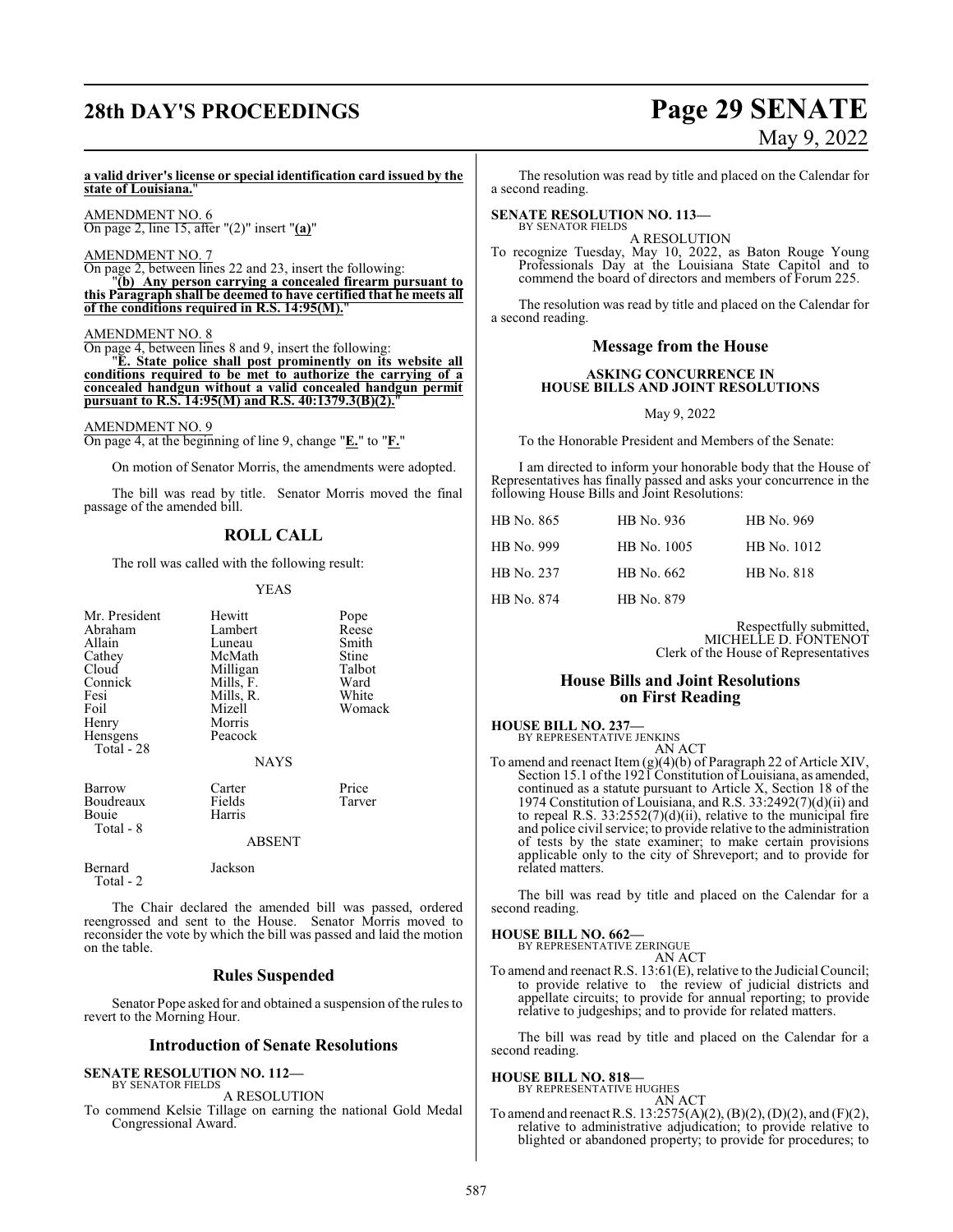**a valid driver's license or special identification card issued by the state of Louisiana.**"

AMENDMENT NO. 6
On page 2, line 15, after "(2)" insert "**(a)**"

AMENDMENT NO. 7
On page 2, between lines 22 and 23, insert the following:
"**(b) Any person carrying a concealed firearm pursuant to this Paragraph shall be deemed to have certified that he meets all of the conditions required in R.S. 14:95(M).**"

AMENDMENT NO. 8
On page 4, between lines 8 and 9, insert the following:
"**E. State police shall post prominently on its website all conditions required to be met to authorize the carrying of a concealed handgun without a valid concealed handgun permit pursuant to R.S. 14:95(M) and R.S. 40:1379.3(B)(2).**"

AMENDMENT NO. 9
On page 4, at the beginning of line 9, change "**E.**" to "**F.**"

On motion of Senator Morris, the amendments were adopted.

The bill was read by title. Senator Morris moved the final passage of the amended bill.

## ROLL CALL

The roll was called with the following result:

YEAS

| | | |
|---|---|---|
| Mr. President | Hewitt | Pope |
| Abraham | Lambert | Reese |
| Allain | Luneau | Smith |
| Cathey | McMath | Stine |
| Cloud | Milligan | Talbot |
| Connick | Mills, F. | Ward |
| Fesi | Mills, R. | White |
| Foil | Mizell | Womack |
| Henry | Morris | |
| Hensgens | Peacock | |

Total - 28

NAYS

| | | |
|---|---|---|
| Barrow | Carter | Price |
| Boudreaux | Fields | Tarver |
| Bouie | Harris | |

Total - 8

ABSENT

| | |
|---|---|
| Bernard | Jackson |

Total - 2

The Chair declared the amended bill was passed, ordered reengrossed and sent to the House. Senator Morris moved to reconsider the vote by which the bill was passed and laid the motion on the table.

## Rules Suspended

Senator Pope asked for and obtained a suspension of the rules to revert to the Morning Hour.

## Introduction of Senate Resolutions

**SENATE RESOLUTION NO. 112—**
BY SENATOR FIELDS

A RESOLUTION

To commend Kelsie Tillage on earning the national Gold Medal Congressional Award.

The resolution was read by title and placed on the Calendar for a second reading.

**SENATE RESOLUTION NO. 113—**
BY SENATOR FIELDS

A RESOLUTION

To recognize Tuesday, May 10, 2022, as Baton Rouge Young Professionals Day at the Louisiana State Capitol and to commend the board of directors and members of Forum 225.

The resolution was read by title and placed on the Calendar for a second reading.

## Message from the House

**ASKING CONCURRENCE IN HOUSE BILLS AND JOINT RESOLUTIONS**

May 9, 2022

To the Honorable President and Members of the Senate:

I am directed to inform your honorable body that the House of Representatives has finally passed and asks your concurrence in the following House Bills and Joint Resolutions:

| | | |
|---|---|---|
| HB No. 865 | HB No. 936 | HB No. 969 |
| HB No. 999 | HB No. 1005 | HB No. 1012 |
| HB No. 237 | HB No. 662 | HB No. 818 |
| HB No. 874 | HB No. 879 | |

Respectfully submitted,
MICHELLE D. FONTENOT
Clerk of the House of Representatives

## House Bills and Joint Resolutions on First Reading

**HOUSE BILL NO. 237—**
BY REPRESENTATIVE JENKINS

AN ACT

To amend and reenact Item (g)(4)(b) of Paragraph 22 of Article XIV, Section 15.1 of the 1921 Constitution of Louisiana, as amended, continued as a statute pursuant to Article X, Section 18 of the 1974 Constitution of Louisiana, and R.S. 33:2492(7)(d)(ii) and to repeal R.S. 33:2552(7)(d)(ii), relative to the municipal fire and police civil service; to provide relative to the administration of tests by the state examiner; to make certain provisions applicable only to the city of Shreveport; and to provide for related matters.

The bill was read by title and placed on the Calendar for a second reading.

**HOUSE BILL NO. 662—**
BY REPRESENTATIVE ZERINGUE

AN ACT

To amend and reenact R.S. 13:61(E), relative to the Judicial Council; to provide relative to the review of judicial districts and appellate circuits; to provide for annual reporting; to provide relative to judgeships; and to provide for related matters.

The bill was read by title and placed on the Calendar for a second reading.

**HOUSE BILL NO. 818—**
BY REPRESENTATIVE HUGHES

AN ACT

To amend and reenact R.S. 13:2575(A)(2), (B)(2), (D)(2), and (F)(2), relative to administrative adjudication; to provide relative to blighted or abandoned property; to provide for procedures; to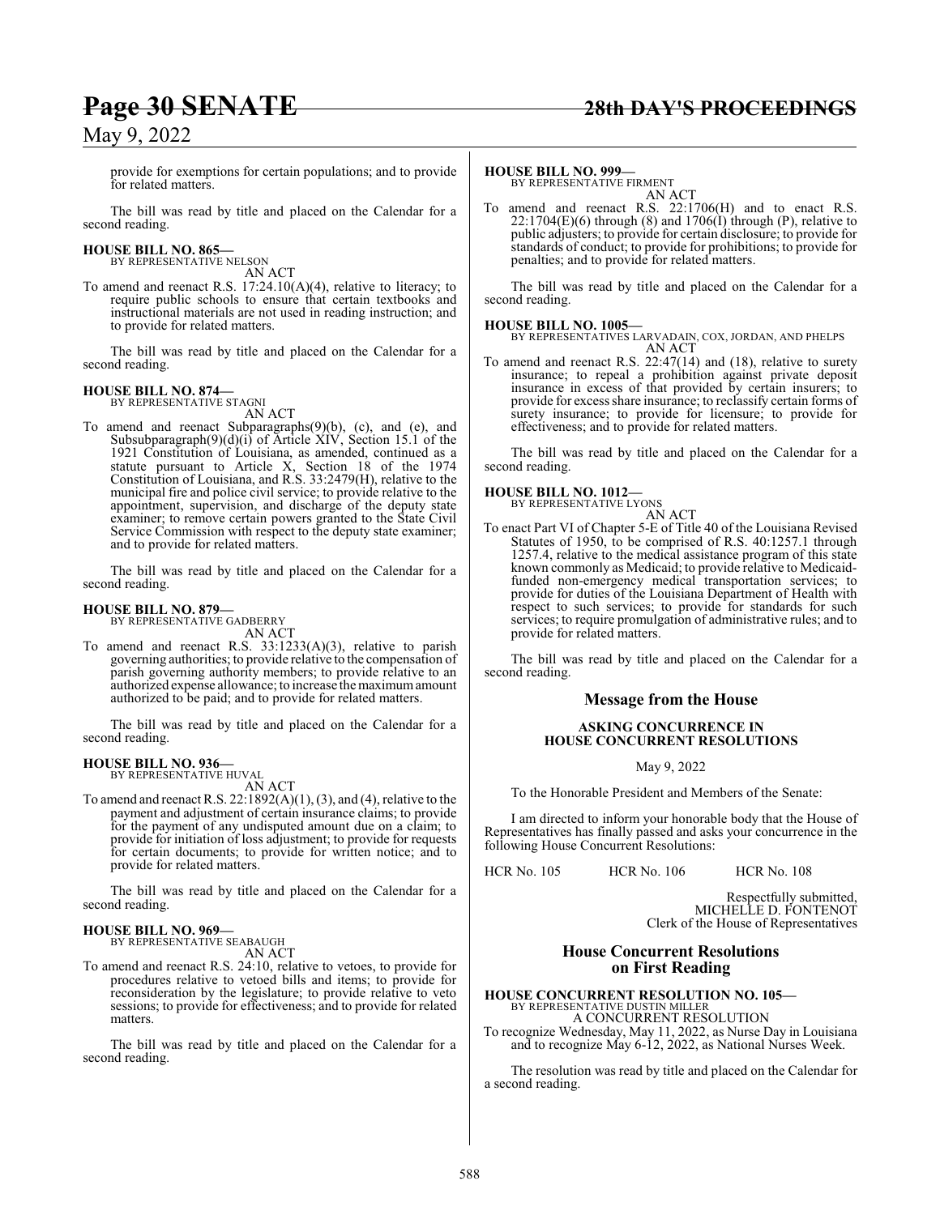provide for exemptions for certain populations; and to provide for related matters.

The bill was read by title and placed on the Calendar for a second reading.

**HOUSE BILL NO. 865—**
BY REPRESENTATIVE NELSON
AN ACT

To amend and reenact R.S. 17:24.10(A)(4), relative to literacy; to require public schools to ensure that certain textbooks and instructional materials are not used in reading instruction; and to provide for related matters.

The bill was read by title and placed on the Calendar for a second reading.

**HOUSE BILL NO. 874—**
BY REPRESENTATIVE STAGNI
AN ACT

To amend and reenact Subparagraphs(9)(b), (c), and (e), and Subsubparagraph(9)(d)(i) of Article XIV, Section 15.1 of the 1921 Constitution of Louisiana, as amended, continued as a statute pursuant to Article X, Section 18 of the 1974 Constitution of Louisiana, and R.S. 33:2479(H), relative to the municipal fire and police civil service; to provide relative to the appointment, supervision, and discharge of the deputy state examiner; to remove certain powers granted to the State Civil Service Commission with respect to the deputy state examiner; and to provide for related matters.

The bill was read by title and placed on the Calendar for a second reading.

**HOUSE BILL NO. 879—**
BY REPRESENTATIVE GADBERRY
AN ACT

To amend and reenact R.S. 33:1233(A)(3), relative to parish governing authorities; to provide relative to the compensation of parish governing authority members; to provide relative to an authorized expense allowance; to increase the maximum amount authorized to be paid; and to provide for related matters.

The bill was read by title and placed on the Calendar for a second reading.

**HOUSE BILL NO. 936—**
BY REPRESENTATIVE HUVAL
AN ACT

To amend and reenact R.S. 22:1892(A)(1), (3), and (4), relative to the payment and adjustment of certain insurance claims; to provide for the payment of any undisputed amount due on a claim; to provide for initiation of loss adjustment; to provide for requests for certain documents; to provide for written notice; and to provide for related matters.

The bill was read by title and placed on the Calendar for a second reading.

**HOUSE BILL NO. 969—**
BY REPRESENTATIVE SEABAUGH
AN ACT

To amend and reenact R.S. 24:10, relative to vetoes, to provide for procedures relative to vetoed bills and items; to provide for reconsideration by the legislature; to provide relative to veto sessions; to provide for effectiveness; and to provide for related matters.

The bill was read by title and placed on the Calendar for a second reading.

**HOUSE BILL NO. 999—**
BY REPRESENTATIVE FIRMENT
AN ACT

To amend and reenact R.S. 22:1706(H) and to enact R.S. 22:1704(E)(6) through (8) and 1706(I) through (P), relative to public adjusters; to provide for certain disclosure; to provide for standards of conduct; to provide for prohibitions; to provide for penalties; and to provide for related matters.

The bill was read by title and placed on the Calendar for a second reading.

**HOUSE BILL NO. 1005—**
BY REPRESENTATIVES LARVADAIN, COX, JORDAN, AND PHELPS
AN ACT

To amend and reenact R.S. 22:47(14) and (18), relative to surety insurance; to repeal a prohibition against private deposit insurance in excess of that provided by certain insurers; to provide for excess share insurance; to reclassify certain forms of surety insurance; to provide for licensure; to provide for effectiveness; and to provide for related matters.

The bill was read by title and placed on the Calendar for a second reading.

**HOUSE BILL NO. 1012—**
BY REPRESENTATIVE LYONS
AN ACT

To enact Part VI of Chapter 5-E of Title 40 of the Louisiana Revised Statutes of 1950, to be comprised of R.S. 40:1257.1 through 1257.4, relative to the medical assistance program of this state known commonly as Medicaid; to provide relative to Medicaid-funded non-emergency medical transportation services; to provide for duties of the Louisiana Department of Health with respect to such services; to provide for standards for such services; to require promulgation of administrative rules; and to provide for related matters.

The bill was read by title and placed on the Calendar for a second reading.

## Message from the House

**ASKING CONCURRENCE IN HOUSE CONCURRENT RESOLUTIONS**

May 9, 2022

To the Honorable President and Members of the Senate:

I am directed to inform your honorable body that the House of Representatives has finally passed and asks your concurrence in the following House Concurrent Resolutions:

HCR No. 105 HCR No. 106 HCR No. 108

Respectfully submitted,
MICHELLE D. FONTENOT
Clerk of the House of Representatives

## House Concurrent Resolutions on First Reading

**HOUSE CONCURRENT RESOLUTION NO. 105—**
BY REPRESENTATIVE DUSTIN MILLER
A CONCURRENT RESOLUTION

To recognize Wednesday, May 11, 2022, as Nurse Day in Louisiana and to recognize May 6-12, 2022, as National Nurses Week.

The resolution was read by title and placed on the Calendar for a second reading.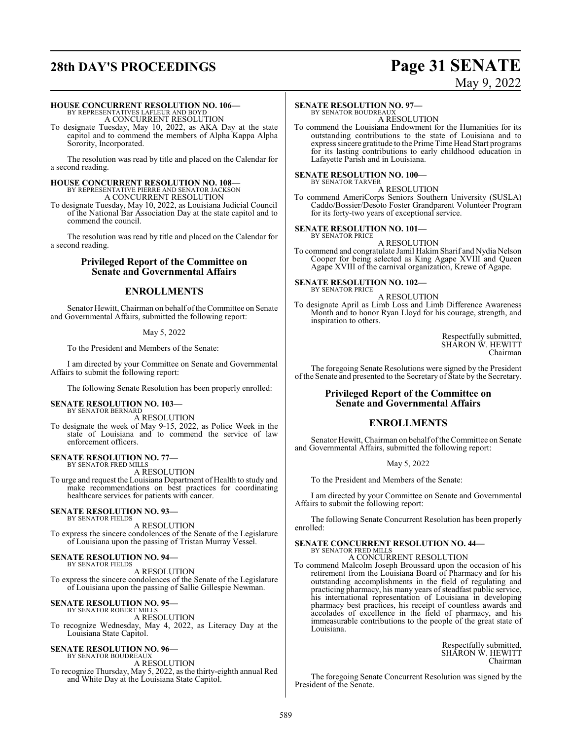**HOUSE CONCURRENT RESOLUTION NO. 106—**
BY REPRESENTATIVES LAFLEUR AND BOYD
A CONCURRENT RESOLUTION

To designate Tuesday, May 10, 2022, as AKA Day at the state capitol and to commend the members of Alpha Kappa Alpha Sorority, Incorporated.

The resolution was read by title and placed on the Calendar for a second reading.

**HOUSE CONCURRENT RESOLUTION NO. 108—**
BY REPRESENTATIVE PIERRE AND SENATOR JACKSON
A CONCURRENT RESOLUTION

To designate Tuesday, May 10, 2022, as Louisiana Judicial Council of the National Bar Association Day at the state capitol and to commend the council.

The resolution was read by title and placed on the Calendar for a second reading.

## Privileged Report of the Committee on Senate and Governmental Affairs

## ENROLLMENTS

Senator Hewitt, Chairman on behalf of the Committee on Senate and Governmental Affairs, submitted the following report:

May 5, 2022

To the President and Members of the Senate:

I am directed by your Committee on Senate and Governmental Affairs to submit the following report:

The following Senate Resolution has been properly enrolled:

**SENATE RESOLUTION NO. 103—**
BY SENATOR BERNARD
A RESOLUTION

To designate the week of May 9-15, 2022, as Police Week in the state of Louisiana and to commend the service of law enforcement officers.

**SENATE RESOLUTION NO. 77—**
BY SENATOR FRED MILLS
A RESOLUTION

To urge and request the Louisiana Department of Health to study and make recommendations on best practices for coordinating healthcare services for patients with cancer.

**SENATE RESOLUTION NO. 93—**
BY SENATOR FIELDS
A RESOLUTION

To express the sincere condolences of the Senate of the Legislature of Louisiana upon the passing of Tristan Murray Vessel.

**SENATE RESOLUTION NO. 94—**
BY SENATOR FIELDS
A RESOLUTION

To express the sincere condolences of the Senate of the Legislature of Louisiana upon the passing of Sallie Gillespie Newman.

**SENATE RESOLUTION NO. 95—**
BY SENATOR ROBERT MILLS
A RESOLUTION

To recognize Wednesday, May 4, 2022, as Literacy Day at the Louisiana State Capitol.

**SENATE RESOLUTION NO. 96—**
BY SENATOR BOUDREAUX
A RESOLUTION

To recognize Thursday, May 5, 2022, as the thirty-eighth annual Red and White Day at the Louisiana State Capitol.

**SENATE RESOLUTION NO. 97—**
BY SENATOR BOUDREAUX
A RESOLUTION

To commend the Louisiana Endowment for the Humanities for its outstanding contributions to the state of Louisiana and to express sincere gratitude to the Prime Time Head Start programs for its lasting contributions to early childhood education in Lafayette Parish and in Louisiana.

**SENATE RESOLUTION NO. 100—**
BY SENATOR TARVER
A RESOLUTION

To commend AmeriCorps Seniors Southern University (SUSLA) Caddo/Bossier/Desoto Foster Grandparent Volunteer Program for its forty-two years of exceptional service.

**SENATE RESOLUTION NO. 101—**
BY SENATOR PRICE
A RESOLUTION

To commend and congratulate Jamil Hakim Sharif and Nydia Nelson Cooper for being selected as King Agape XVIII and Queen Agape XVIII of the carnival organization, Krewe of Agape.

**SENATE RESOLUTION NO. 102—**
BY SENATOR PRICE
A RESOLUTION

To designate April as Limb Loss and Limb Difference Awareness Month and to honor Ryan Lloyd for his courage, strength, and inspiration to others.

Respectfully submitted,
SHARON W. HEWITT
Chairman

The foregoing Senate Resolutions were signed by the President of the Senate and presented to the Secretary of State by the Secretary.

## Privileged Report of the Committee on Senate and Governmental Affairs

## ENROLLMENTS

Senator Hewitt, Chairman on behalf of the Committee on Senate and Governmental Affairs, submitted the following report:

May 5, 2022

To the President and Members of the Senate:

I am directed by your Committee on Senate and Governmental Affairs to submit the following report:

The following Senate Concurrent Resolution has been properly enrolled:

**SENATE CONCURRENT RESOLUTION NO. 44—**
BY SENATOR FRED MILLS
A CONCURRENT RESOLUTION

To commend Malcolm Joseph Broussard upon the occasion of his retirement from the Louisiana Board of Pharmacy and for his outstanding accomplishments in the field of regulating and practicing pharmacy, his many years of steadfast public service, his international representation of Louisiana in developing pharmacy best practices, his receipt of countless awards and accolades of excellence in the field of pharmacy, and his immeasurable contributions to the people of the great state of Louisiana.

Respectfully submitted,
SHARON W. HEWITT
Chairman

The foregoing Senate Concurrent Resolution was signed by the President of the Senate.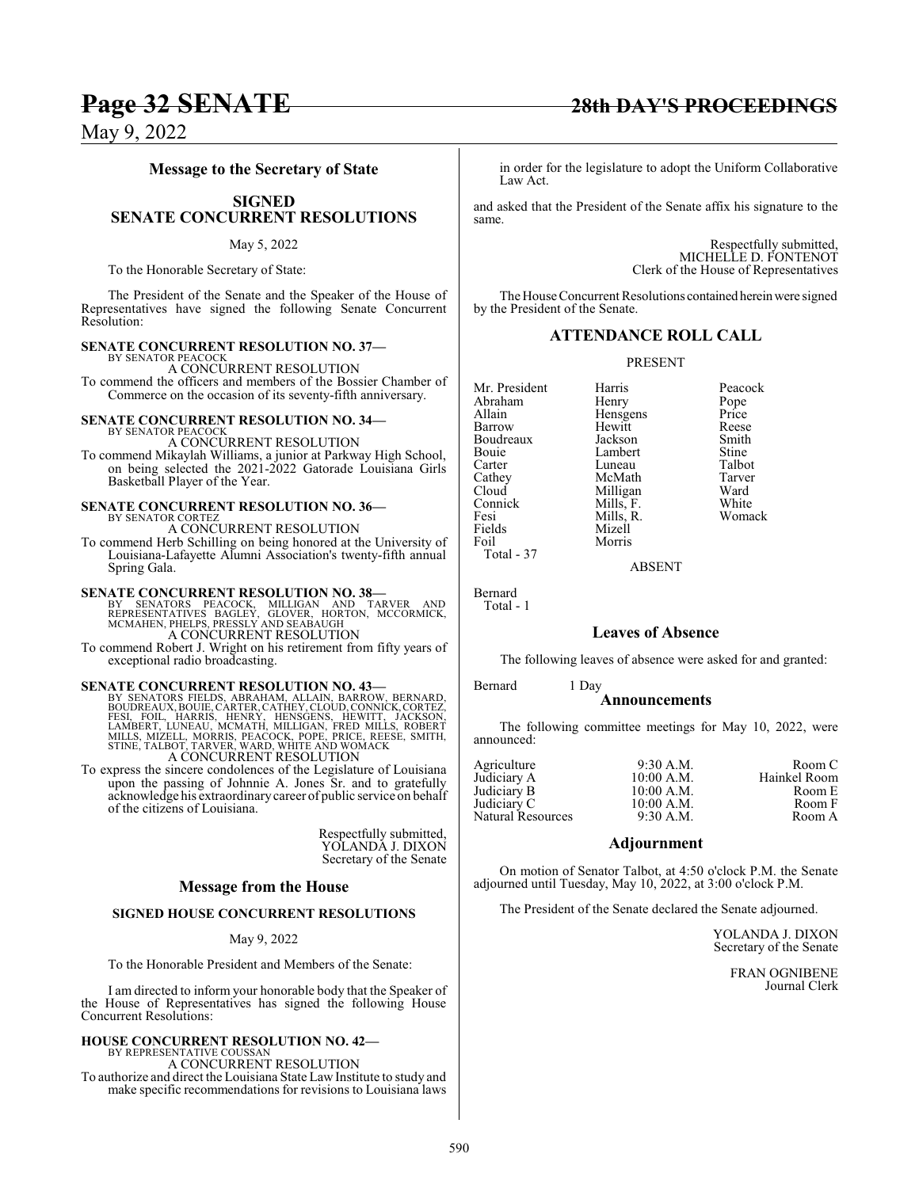## Message to the Secretary of State

### SIGNED SENATE CONCURRENT RESOLUTIONS

May 5, 2022

To the Honorable Secretary of State:

The President of the Senate and the Speaker of the House of Representatives have signed the following Senate Concurrent Resolution:

**SENATE CONCURRENT RESOLUTION NO. 37—**
BY SENATOR PEACOCK
A CONCURRENT RESOLUTION
To commend the officers and members of the Bossier Chamber of Commerce on the occasion of its seventy-fifth anniversary.

**SENATE CONCURRENT RESOLUTION NO. 34—**
BY SENATOR PEACOCK
A CONCURRENT RESOLUTION
To commend Mikaylah Williams, a junior at Parkway High School, on being selected the 2021-2022 Gatorade Louisiana Girls Basketball Player of the Year.

**SENATE CONCURRENT RESOLUTION NO. 36—**
BY SENATOR CORTEZ
A CONCURRENT RESOLUTION
To commend Herb Schilling on being honored at the University of Louisiana-Lafayette Alumni Association's twenty-fifth annual Spring Gala.

**SENATE CONCURRENT RESOLUTION NO. 38—**
BY SENATORS PEACOCK, MILLIGAN AND TARVER AND REPRESENTATIVES BAGLEY, GLOVER, HORTON, MCCORMICK, MCMAHEN, PHELPS, PRESSLY AND SEABAUGH
A CONCURRENT RESOLUTION
To commend Robert J. Wright on his retirement from fifty years of exceptional radio broadcasting.

**SENATE CONCURRENT RESOLUTION NO. 43—**
BY SENATORS FIELDS, ABRAHAM, ALLAIN, BARROW, BERNARD, BOUDREAUX, BOUIE, CARTER, CATHEY, CLOUD, CONNICK, CORTEZ, FESI, FOIL, HARRIS, HENRY, HENSGENS, HEWITT, JACKSON, LAMBERT, LUNEAU, MCMATH, MILLIGAN, FRED MILLS, ROBERT MILLS, MIZELL, MORRIS, PEACOCK, POPE, PRICE, REESE, SMITH, STINE, TALBOT, TARVER, WARD, WHITE AND WOMACK
A CONCURRENT RESOLUTION
To express the sincere condolences of the Legislature of Louisiana upon the passing of Johnnie A. Jones Sr. and to gratefully acknowledge his extraordinary career of public service on behalf of the citizens of Louisiana.

Respectfully submitted,
YOLANDA J. DIXON
Secretary of the Senate

## Message from the House

### SIGNED HOUSE CONCURRENT RESOLUTIONS

May 9, 2022

To the Honorable President and Members of the Senate:

I am directed to inform your honorable body that the Speaker of the House of Representatives has signed the following House Concurrent Resolutions:

**HOUSE CONCURRENT RESOLUTION NO. 42—**
BY REPRESENTATIVE COUSSAN
A CONCURRENT RESOLUTION
To authorize and direct the Louisiana State Law Institute to study and make specific recommendations for revisions to Louisiana laws in order for the legislature to adopt the Uniform Collaborative Law Act.

and asked that the President of the Senate affix his signature to the same.

Respectfully submitted,
MICHELLE D. FONTENOT
Clerk of the House of Representatives

The House Concurrent Resolutions contained herein were signed by the President of the Senate.

## ATTENDANCE ROLL CALL

PRESENT

| | | |
|---|---|---|
| Mr. President | Harris | Peacock |
| Abraham | Henry | Pope |
| Allain | Hensgens | Price |
| Barrow | Hewitt | Reese |
| Boudreaux | Jackson | Smith |
| Bouie | Lambert | Stine |
| Carter | Luneau | Talbot |
| Cathey | McMath | Tarver |
| Cloud | Milligan | Ward |
| Connick | Mills, F. | White |
| Fesi | Mills, R. | Womack |
| Fields | Mizell | |
| Foil | Morris | |

Total - 37

ABSENT

Bernard

Total - 1

## Leaves of Absence

The following leaves of absence were asked for and granted:

Bernard 1 Day

## Announcements

The following committee meetings for May 10, 2022, were announced:

| | | |
|---|---|---|
| Agriculture | 9:30 A.M. | Room C |
| Judiciary A | 10:00 A.M. | Hainkel Room |
| Judiciary B | 10:00 A.M. | Room E |
| Judiciary C | 10:00 A.M. | Room F |
| Natural Resources | 9:30 A.M. | Room A |

## Adjournment

On motion of Senator Talbot, at 4:50 o'clock P.M. the Senate adjourned until Tuesday, May 10, 2022, at 3:00 o'clock P.M.

The President of the Senate declared the Senate adjourned.

YOLANDA J. DIXON
Secretary of the Senate

FRAN OGNIBENE
Journal Clerk